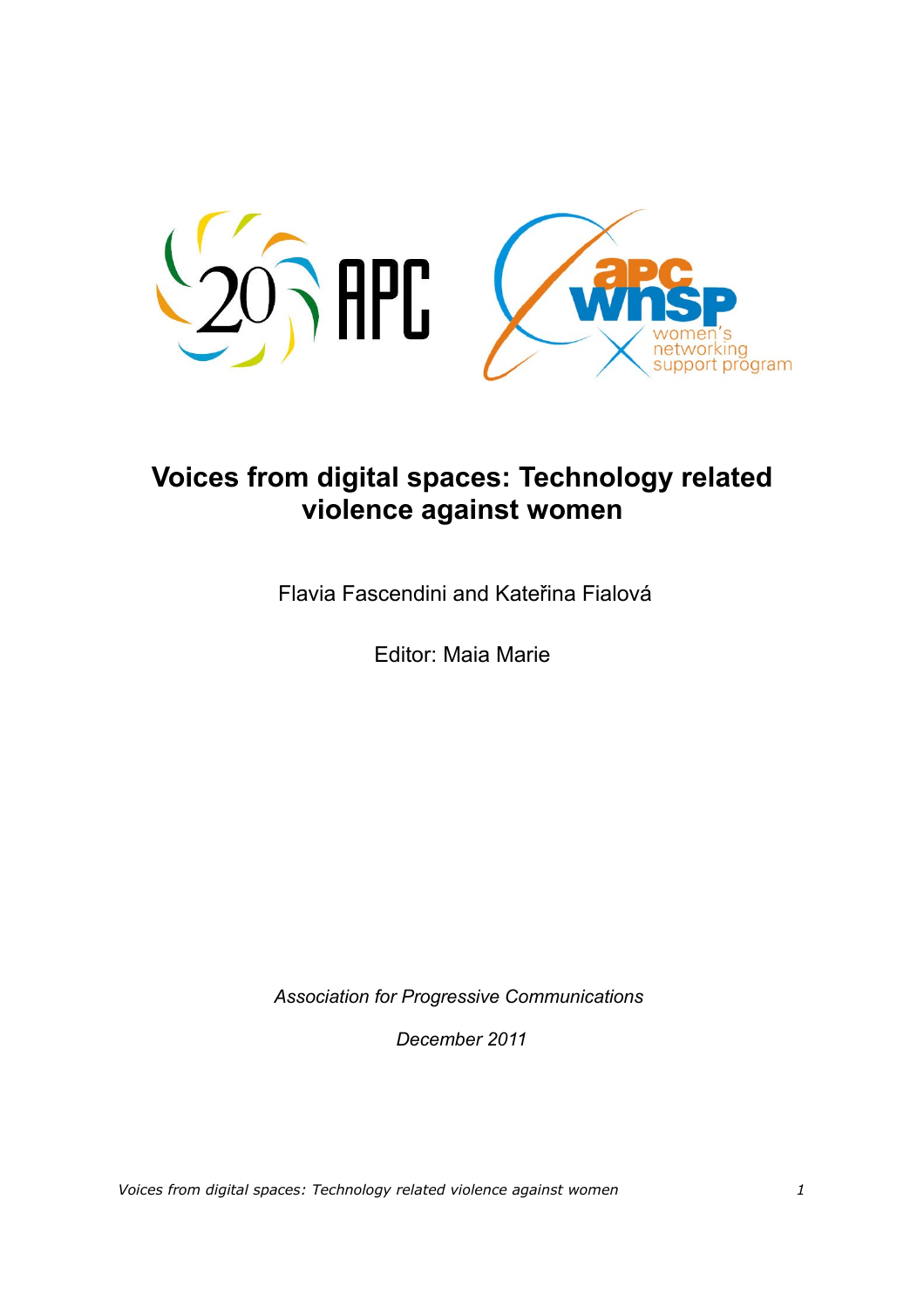# Voices from digital spaces: Technology related violence against women

Flavia Fascendini and Kateřina Fialová

Editor: Maia Marie

*Association for Progressive Communications*

*December 2011*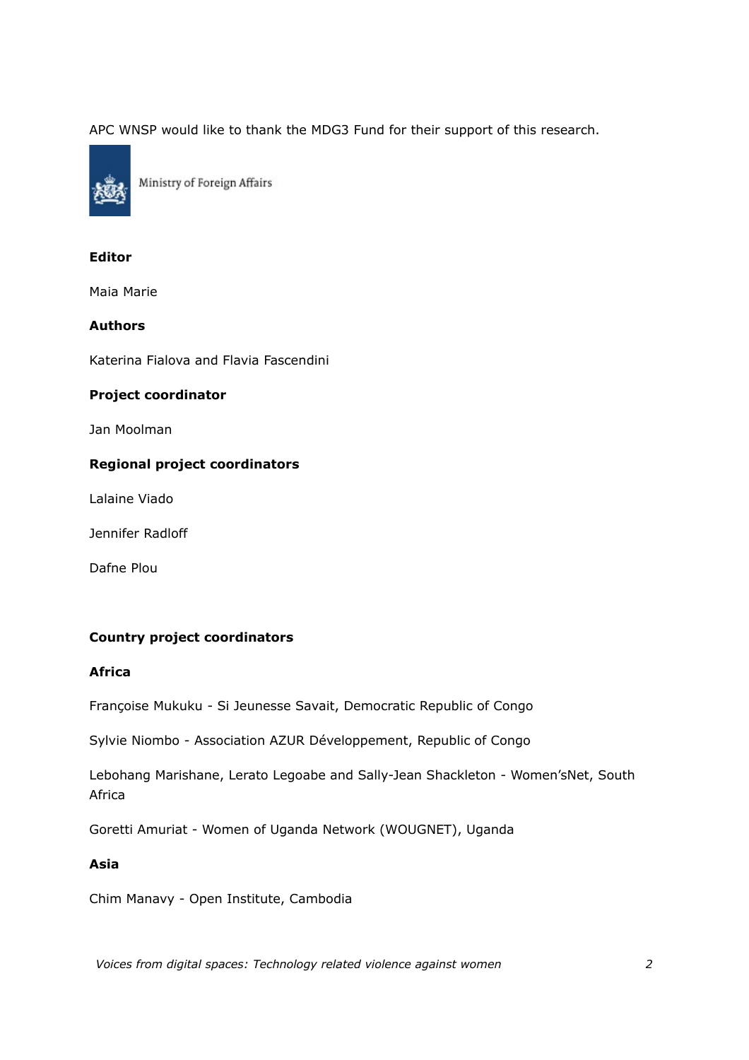APC WNSP would like to thank the MDG3 Fund for their support of this research.

Ministry of Foreign Affairs

**Editor**

Maia Marie

**Authors**

Katerina Fialova and Flavia Fascendini

**Project coordinator**

Jan Moolman

**Regional project coordinators**

Lalaine Viado

Jennifer Radloff

Dafne Plou

**Country project coordinators**

**Africa**

Françoise Mukuku - Si Jeunesse Savait, Democratic Republic of Congo

Sylvie Niombo - Association AZUR Développement, Republic of Congo

Lebohang Marishane, Lerato Legoabe and Sally-Jean Shackleton - Women'sNet, South Africa

Goretti Amuriat - Women of Uganda Network (WOUGNET), Uganda

**Asia**

Chim Manavy - Open Institute, Cambodia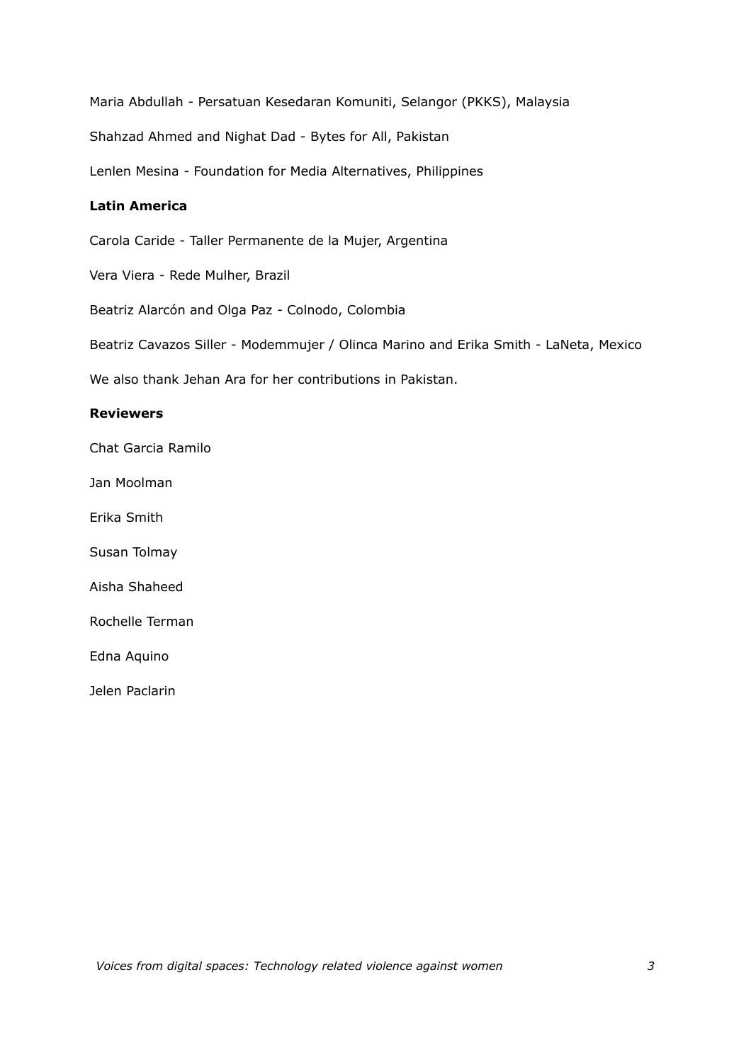Maria Abdullah - Persatuan Kesedaran Komuniti, Selangor (PKKS), Malaysia

Shahzad Ahmed and Nighat Dad - Bytes for All, Pakistan

Lenlen Mesina - Foundation for Media Alternatives, Philippines

**Latin America**

Carola Caride - Taller Permanente de la Mujer, Argentina

Vera Viera - Rede Mulher, Brazil

Beatriz Alarcón and Olga Paz - Colnodo, Colombia

Beatriz Cavazos Siller - Modemmujer / Olinca Marino and Erika Smith - LaNeta, Mexico

We also thank Jehan Ara for her contributions in Pakistan.

**Reviewers**

Chat Garcia Ramilo

Jan Moolman

Erika Smith

Susan Tolmay

Aisha Shaheed

Rochelle Terman

Edna Aquino

Jelen Paclarin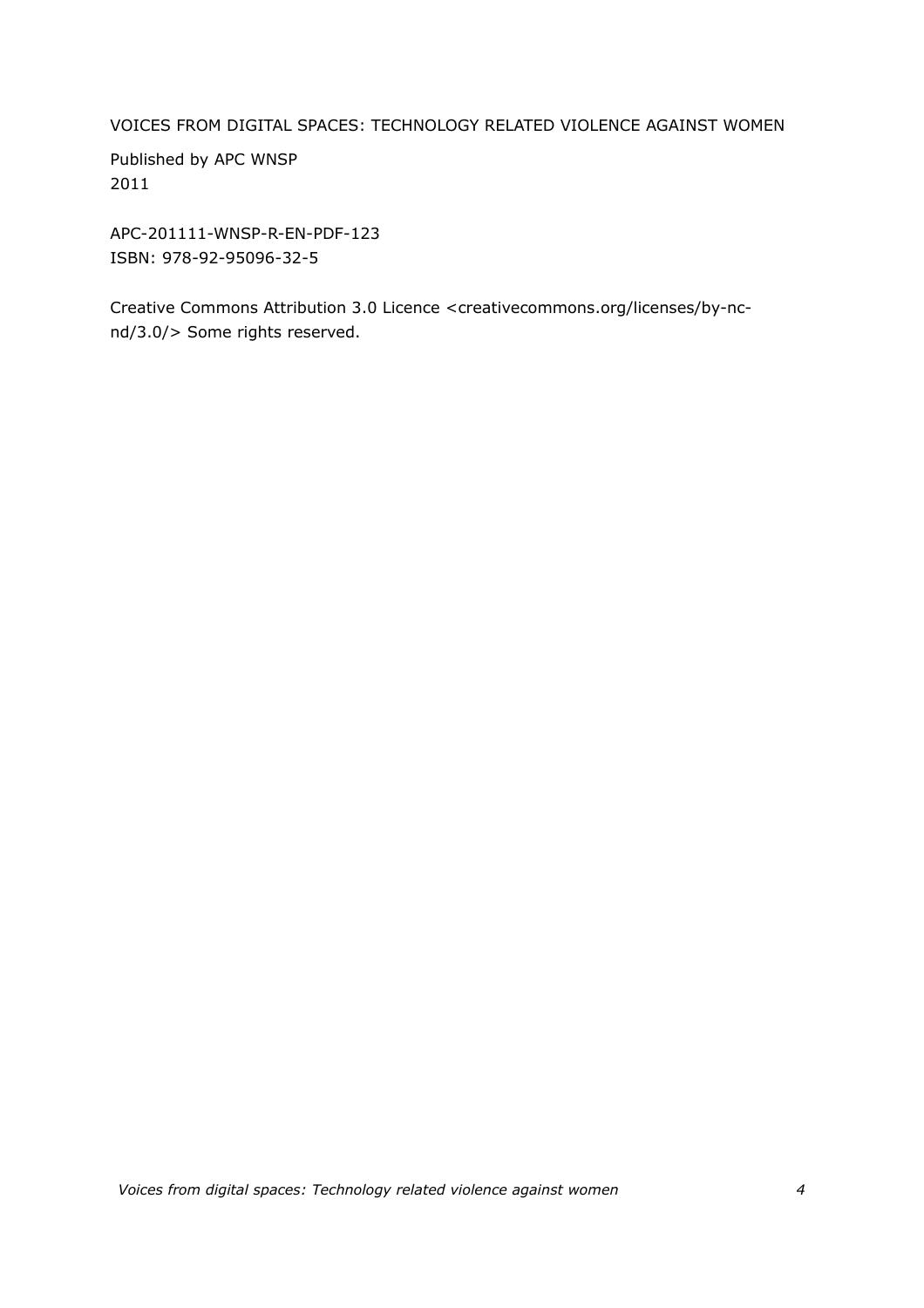VOICES FROM DIGITAL SPACES: TECHNOLOGY RELATED VIOLENCE AGAINST WOMEN

Published by APC WNSP
2011

APC-201111-WNSP-R-EN-PDF-123
ISBN: 978-92-95096-32-5

Creative Commons Attribution 3.0 Licence <creativecommons.org/licenses/by-nc-nd/3.0/> Some rights reserved.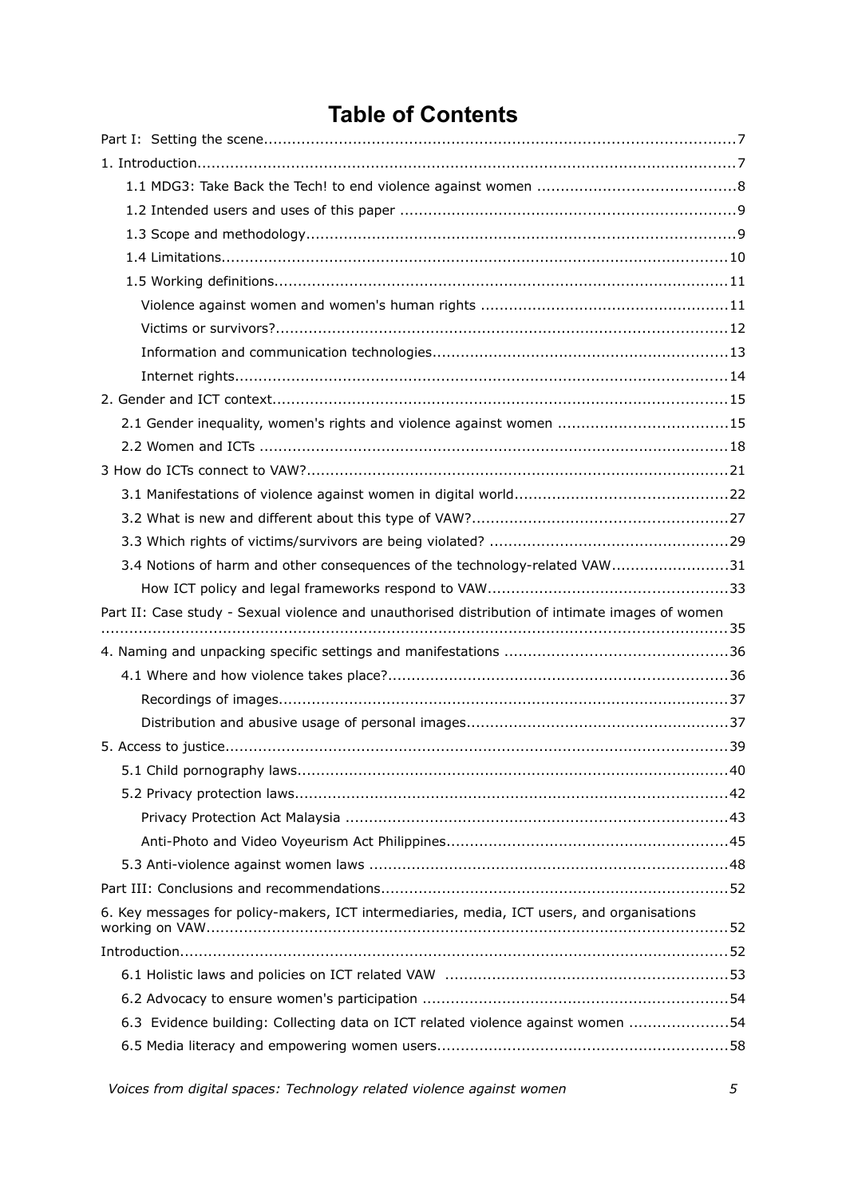# Table of Contents

Part I: Setting the scene....................................................................................................7

1. Introduction....................................................................................................................7

  1.1 MDG3: Take Back the Tech! to end violence against women ..........................................8

  1.2 Intended users and uses of this paper .......................................................................9

  1.3 Scope and methodology...........................................................................................9

  1.4 Limitations............................................................................................................10

  1.5 Working definitions.................................................................................................11

    Violence against women and women's human rights .....................................................11

    Victims or survivors?.................................................................................................12

    Information and communication technologies...............................................................13

    Internet rights..........................................................................................................14

2. Gender and ICT context.................................................................................................15

  2.1 Gender inequality, women's rights and violence against women ....................................15

  2.2 Women and ICTs ....................................................................................................18

3 How do ICTs connect to VAW?..........................................................................................21

  3.1 Manifestations of violence against women in digital world.............................................22

  3.2 What is new and different about this type of VAW?......................................................27

  3.3 Which rights of victims/survivors are being violated? ...................................................29

  3.4 Notions of harm and other consequences of the technology-related VAW.........................31

    How ICT policy and legal frameworks respond to VAW...................................................33

Part II: Case study - Sexual violence and unauthorised distribution of intimate images of women ......................................................................................................................35

4. Naming and unpacking specific settings and manifestations ...............................................36

  4.1 Where and how violence takes place?........................................................................36

    Recordings of images................................................................................................37

    Distribution and abusive usage of personal images........................................................37

5. Access to justice............................................................................................................39

  5.1 Child pornography laws............................................................................................40

  5.2 Privacy protection laws.............................................................................................42

    Privacy Protection Act Malaysia .................................................................................43

    Anti-Photo and Video Voyeurism Act Philippines............................................................45

  5.3 Anti-violence against women laws ............................................................................48

Part III: Conclusions and recommendations..........................................................................52

6. Key messages for policy-makers, ICT intermediaries, media, ICT users, and organisations working on VAW...............................................................................................................52

Introduction.....................................................................................................................52

  6.1 Holistic laws and policies on ICT related VAW ............................................................53

  6.2 Advocacy to ensure women's participation .................................................................54

  6.3 Evidence building: Collecting data on ICT related violence against women .....................54

  6.5 Media literacy and empowering women users..............................................................58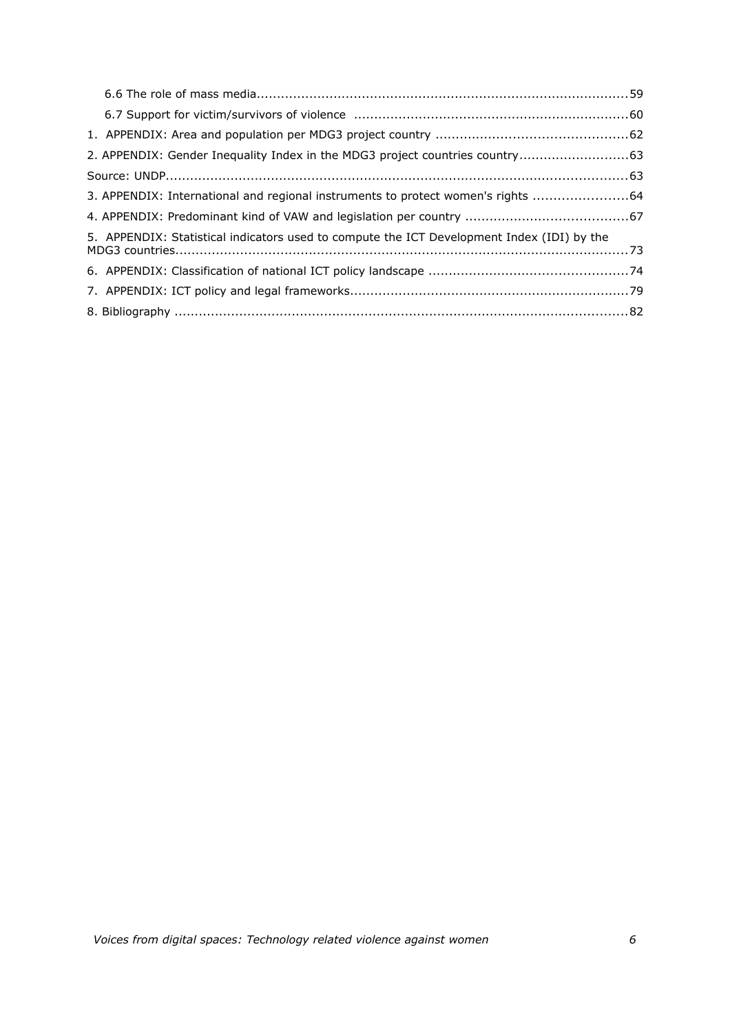6.6 The role of mass media ....................................................................................... 59

6.7 Support for victim/survivors of violence ..................................................................... 60

1. APPENDIX: Area and population per MDG3 project country ................................................ 62

2. APPENDIX: Gender Inequality Index in the MDG3 project countries country ........................... 63

Source: UNDP ......................................................................................................... 63

3. APPENDIX: International and regional instruments to protect women's rights ........................ 64

4. APPENDIX: Predominant kind of VAW and legislation per country ......................................... 67

5. APPENDIX: Statistical indicators used to compute the ICT Development Index (IDI) by the MDG3 countries ........................................................................................................ 73

6. APPENDIX: Classification of national ICT policy landscape .................................................. 74

7. APPENDIX: ICT policy and legal frameworks ...................................................................... 79

8. Bibliography ......................................................................................................... 82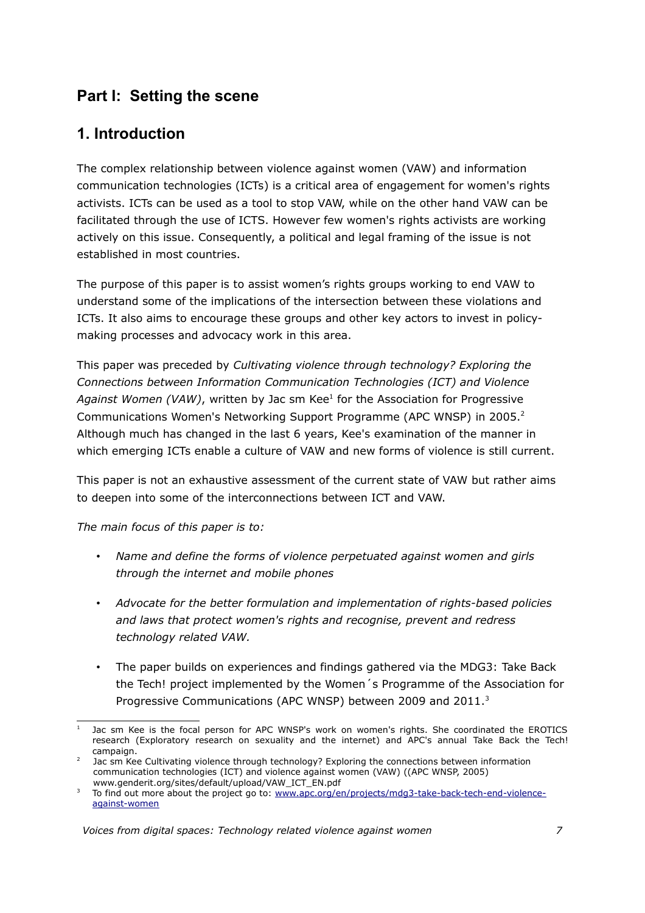# Part I: Setting the scene

## 1. Introduction

The complex relationship between violence against women (VAW) and information communication technologies (ICTs) is a critical area of engagement for women's rights activists. ICTs can be used as a tool to stop VAW, while on the other hand VAW can be facilitated through the use of ICTS. However few women's rights activists are working actively on this issue. Consequently, a political and legal framing of the issue is not established in most countries.

The purpose of this paper is to assist women's rights groups working to end VAW to understand some of the implications of the intersection between these violations and ICTs. It also aims to encourage these groups and other key actors to invest in policy-making processes and advocacy work in this area.

This paper was preceded by *Cultivating violence through technology? Exploring the Connections between Information Communication Technologies (ICT) and Violence Against Women (VAW)*, written by Jac sm Kee[1] for the Association for Progressive Communications Women's Networking Support Programme (APC WNSP) in 2005.[2] Although much has changed in the last 6 years, Kee's examination of the manner in which emerging ICTs enable a culture of VAW and new forms of violence is still current.

This paper is not an exhaustive assessment of the current state of VAW but rather aims to deepen into some of the interconnections between ICT and VAW.

*The main focus of this paper is to:*

- *Name and define the forms of violence perpetuated against women and girls through the internet and mobile phones*
- *Advocate for the better formulation and implementation of rights-based policies and laws that protect women's rights and recognise, prevent and redress technology related VAW.*
- The paper builds on experiences and findings gathered via the MDG3: Take Back the Tech! project implemented by the Women´s Programme of the Association for Progressive Communications (APC WNSP) between 2009 and 2011.[3]

---

[1] Jac sm Kee is the focal person for APC WNSP's work on women's rights. She coordinated the EROTICS research (Exploratory research on sexuality and the internet) and APC's annual Take Back the Tech! campaign.

[2] Jac sm Kee Cultivating violence through technology? Exploring the connections between information communication technologies (ICT) and violence against women (VAW) ((APC WNSP, 2005) www.genderit.org/sites/default/upload/VAW_ICT_EN.pdf

[3] To find out more about the project go to: www.apc.org/en/projects/mdg3-take-back-tech-end-violence-against-women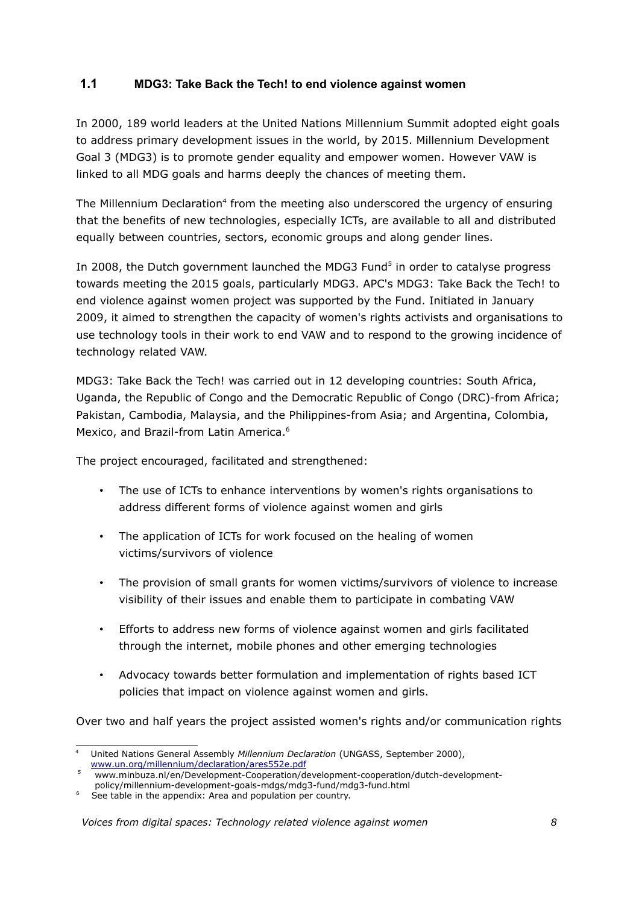## 1.1 MDG3: Take Back the Tech! to end violence against women

In 2000, 189 world leaders at the United Nations Millennium Summit adopted eight goals to address primary development issues in the world, by 2015. Millennium Development Goal 3 (MDG3) is to promote gender equality and empower women. However VAW is linked to all MDG goals and harms deeply the chances of meeting them.

The Millennium Declaration[4] from the meeting also underscored the urgency of ensuring that the benefits of new technologies, especially ICTs, are available to all and distributed equally between countries, sectors, economic groups and along gender lines.

In 2008, the Dutch government launched the MDG3 Fund[5] in order to catalyse progress towards meeting the 2015 goals, particularly MDG3. APC's MDG3: Take Back the Tech! to end violence against women project was supported by the Fund. Initiated in January 2009, it aimed to strengthen the capacity of women's rights activists and organisations to use technology tools in their work to end VAW and to respond to the growing incidence of technology related VAW.

MDG3: Take Back the Tech! was carried out in 12 developing countries: South Africa, Uganda, the Republic of Congo and the Democratic Republic of Congo (DRC)-from Africa; Pakistan, Cambodia, Malaysia, and the Philippines-from Asia; and Argentina, Colombia, Mexico, and Brazil-from Latin America.[6]

The project encouraged, facilitated and strengthened:

- The use of ICTs to enhance interventions by women's rights organisations to address different forms of violence against women and girls
- The application of ICTs for work focused on the healing of women victims/survivors of violence
- The provision of small grants for women victims/survivors of violence to increase visibility of their issues and enable them to participate in combating VAW
- Efforts to address new forms of violence against women and girls facilitated through the internet, mobile phones and other emerging technologies
- Advocacy towards better formulation and implementation of rights based ICT policies that impact on violence against women and girls.

Over two and half years the project assisted women's rights and/or communication rights

---

[4] United Nations General Assembly *Millennium Declaration* (UNGASS, September 2000), www.un.org/millennium/declaration/ares552e.pdf

[5] www.minbuza.nl/en/Development-Cooperation/development-cooperation/dutch-development-policy/millennium-development-goals-mdgs/mdg3-fund/mdg3-fund.html

[6] See table in the appendix: Area and population per country.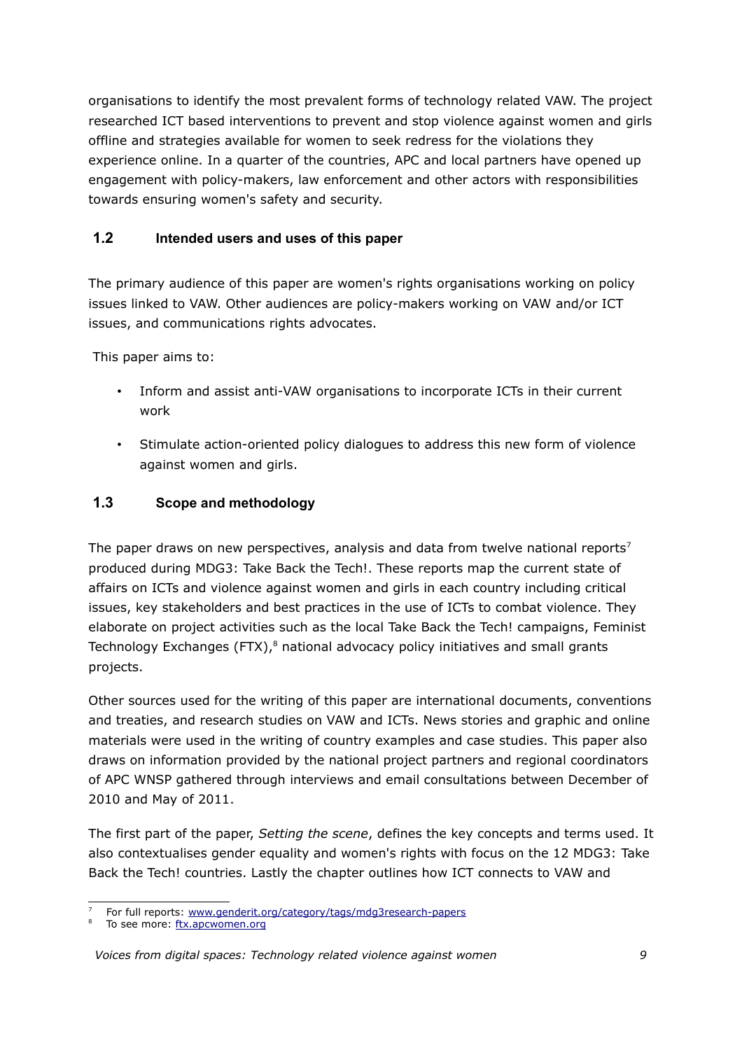organisations to identify the most prevalent forms of technology related VAW. The project researched ICT based interventions to prevent and stop violence against women and girls offline and strategies available for women to seek redress for the violations they experience online. In a quarter of the countries, APC and local partners have opened up engagement with policy-makers, law enforcement and other actors with responsibilities towards ensuring women's safety and security.

### 1.2 Intended users and uses of this paper

The primary audience of this paper are women's rights organisations working on policy issues linked to VAW. Other audiences are policy-makers working on VAW and/or ICT issues, and communications rights advocates.

This paper aims to:

- Inform and assist anti-VAW organisations to incorporate ICTs in their current work
- Stimulate action-oriented policy dialogues to address this new form of violence against women and girls.

### 1.3 Scope and methodology

The paper draws on new perspectives, analysis and data from twelve national reports[7] produced during MDG3: Take Back the Tech!. These reports map the current state of affairs on ICTs and violence against women and girls in each country including critical issues, key stakeholders and best practices in the use of ICTs to combat violence. They elaborate on project activities such as the local Take Back the Tech! campaigns, Feminist Technology Exchanges (FTX),[8] national advocacy policy initiatives and small grants projects.

Other sources used for the writing of this paper are international documents, conventions and treaties, and research studies on VAW and ICTs. News stories and graphic and online materials were used in the writing of country examples and case studies. This paper also draws on information provided by the national project partners and regional coordinators of APC WNSP gathered through interviews and email consultations between December of 2010 and May of 2011.

The first part of the paper, *Setting the scene*, defines the key concepts and terms used. It also contextualises gender equality and women's rights with focus on the 12 MDG3: Take Back the Tech! countries. Lastly the chapter outlines how ICT connects to VAW and

---

[7] For full reports: www.genderit.org/category/tags/mdg3research-papers

[8] To see more: ftx.apcwomen.org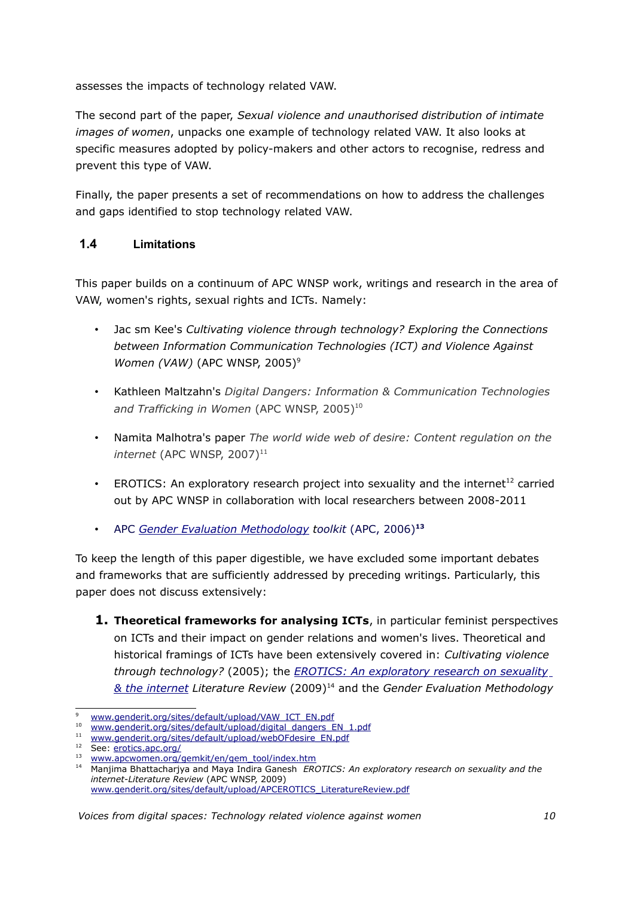assesses the impacts of technology related VAW.

The second part of the paper, *Sexual violence and unauthorised distribution of intimate images of women*, unpacks one example of technology related VAW. It also looks at specific measures adopted by policy-makers and other actors to recognise, redress and prevent this type of VAW.

Finally, the paper presents a set of recommendations on how to address the challenges and gaps identified to stop technology related VAW.

### 1.4 Limitations

This paper builds on a continuum of APC WNSP work, writings and research in the area of VAW, women's rights, sexual rights and ICTs. Namely:

- Jac sm Kee's *Cultivating violence through technology? Exploring the Connections between Information Communication Technologies (ICT) and Violence Against Women (VAW)* (APC WNSP, 2005)[9]
- Kathleen Maltzahn's *Digital Dangers: Information & Communication Technologies and Trafficking in Women* (APC WNSP, 2005)[10]
- Namita Malhotra's paper *The world wide web of desire: Content regulation on the internet* (APC WNSP, 2007)[11]
- EROTICS: An exploratory research project into sexuality and the internet[12] carried out by APC WNSP in collaboration with local researchers between 2008-2011
- APC *Gender Evaluation Methodology toolkit* (APC, 2006)[13]

To keep the length of this paper digestible, we have excluded some important debates and frameworks that are sufficiently addressed by preceding writings. Particularly, this paper does not discuss extensively:

1. **Theoretical frameworks for analysing ICTs**, in particular feminist perspectives on ICTs and their impact on gender relations and women's lives. Theoretical and historical framings of ICTs have been extensively covered in: *Cultivating violence through technology?* (2005); the *EROTICS: An exploratory research on sexuality & the internet Literature Review* (2009)[14] and the *Gender Evaluation Methodology*

---

[9] www.genderit.org/sites/default/upload/VAW_ICT_EN.pdf

[10] www.genderit.org/sites/default/upload/digital_dangers_EN_1.pdf

[11] www.genderit.org/sites/default/upload/webOFdesire_EN.pdf

[12] See: erotics.apc.org/

[13] www.apcwomen.org/gemkit/en/gem_tool/index.htm

[14] Manjima Bhattacharjya and Maya Indira Ganesh *EROTICS: An exploratory research on sexuality and the internet-Literature Review* (APC WNSP, 2009) www.genderit.org/sites/default/upload/APCEROTICS_LiteratureReview.pdf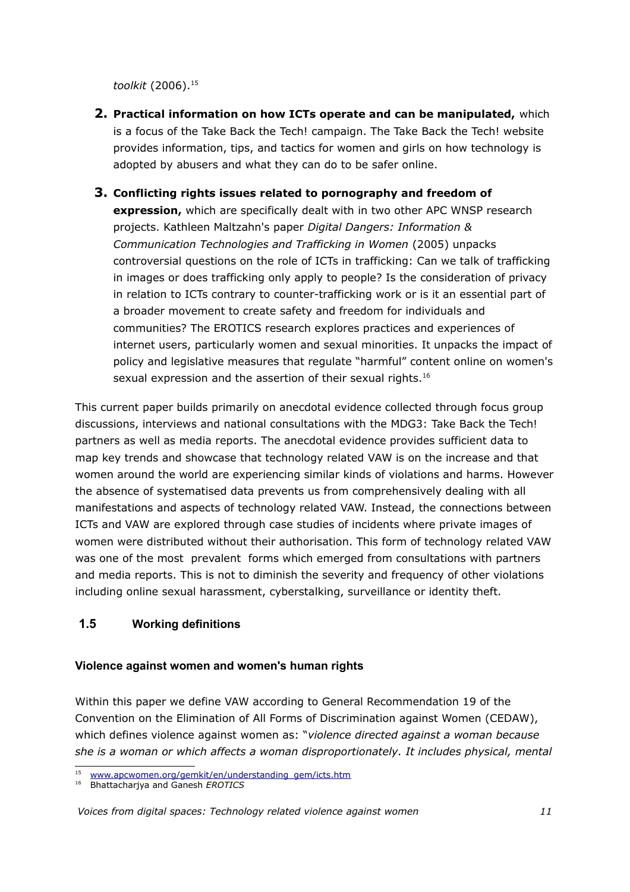*toolkit* (2006).[15]

2. **Practical information on how ICTs operate and can be manipulated,** which is a focus of the Take Back the Tech! campaign. The Take Back the Tech! website provides information, tips, and tactics for women and girls on how technology is adopted by abusers and what they can do to be safer online.

3. **Conflicting rights issues related to pornography and freedom of expression,** which are specifically dealt with in two other APC WNSP research projects. Kathleen Maltzahn's paper *Digital Dangers: Information & Communication Technologies and Trafficking in Women* (2005) unpacks controversial questions on the role of ICTs in trafficking: Can we talk of trafficking in images or does trafficking only apply to people? Is the consideration of privacy in relation to ICTs contrary to counter-trafficking work or is it an essential part of a broader movement to create safety and freedom for individuals and communities? The EROTICS research explores practices and experiences of internet users, particularly women and sexual minorities. It unpacks the impact of policy and legislative measures that regulate "harmful" content online on women's sexual expression and the assertion of their sexual rights.[16]

This current paper builds primarily on anecdotal evidence collected through focus group discussions, interviews and national consultations with the MDG3: Take Back the Tech! partners as well as media reports. The anecdotal evidence provides sufficient data to map key trends and showcase that technology related VAW is on the increase and that women around the world are experiencing similar kinds of violations and harms. However the absence of systematised data prevents us from comprehensively dealing with all manifestations and aspects of technology related VAW. Instead, the connections between ICTs and VAW are explored through case studies of incidents where private images of women were distributed without their authorisation. This form of technology related VAW was one of the most prevalent forms which emerged from consultations with partners and media reports. This is not to diminish the severity and frequency of other violations including online sexual harassment, cyberstalking, surveillance or identity theft.

## 1.5 Working definitions

### Violence against women and women's human rights

Within this paper we define VAW according to General Recommendation 19 of the Convention on the Elimination of All Forms of Discrimination against Women (CEDAW), which defines violence against women as: "*violence directed against a woman because she is a woman or which affects a woman disproportionately. It includes physical, mental*

[15] www.apcwomen.org/gemkit/en/understanding_gem/icts.htm

[16] Bhattacharjya and Ganesh *EROTICS*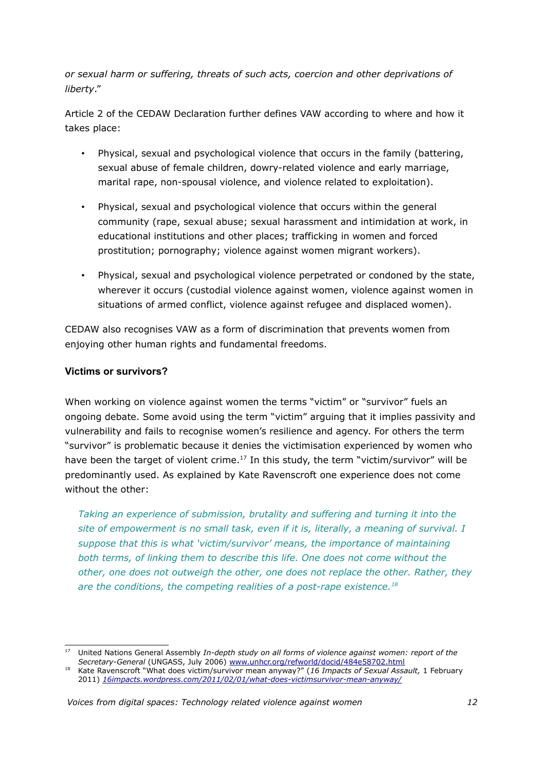*or sexual harm or suffering, threats of such acts, coercion and other deprivations of liberty*."

Article 2 of the CEDAW Declaration further defines VAW according to where and how it takes place:

- Physical, sexual and psychological violence that occurs in the family (battering, sexual abuse of female children, dowry-related violence and early marriage, marital rape, non-spousal violence, and violence related to exploitation).
- Physical, sexual and psychological violence that occurs within the general community (rape, sexual abuse; sexual harassment and intimidation at work, in educational institutions and other places; trafficking in women and forced prostitution; pornography; violence against women migrant workers).
- Physical, sexual and psychological violence perpetrated or condoned by the state, wherever it occurs (custodial violence against women, violence against women in situations of armed conflict, violence against refugee and displaced women).

CEDAW also recognises VAW as a form of discrimination that prevents women from enjoying other human rights and fundamental freedoms.

**Victims or survivors?**

When working on violence against women the terms "victim" or "survivor" fuels an ongoing debate. Some avoid using the term "victim" arguing that it implies passivity and vulnerability and fails to recognise women's resilience and agency. For others the term "survivor" is problematic because it denies the victimisation experienced by women who have been the target of violent crime.[17] In this study, the term "victim/survivor" will be predominantly used. As explained by Kate Ravenscroft one experience does not come without the other:

> *Taking an experience of submission, brutality and suffering and turning it into the site of empowerment is no small task, even if it is, literally, a meaning of survival. I suppose that this is what 'victim/survivor' means, the importance of maintaining both terms, of linking them to describe this life. One does not come without the other, one does not outweigh the other, one does not replace the other. Rather, they are the conditions, the competing realities of a post-rape existence.*[18]

---

[17] United Nations General Assembly *In-depth study on all forms of violence against women: report of the Secretary-General* (UNGASS, July 2006) www.unhcr.org/refworld/docid/484e58702.html

[18] Kate Ravenscroft "What does victim/survivor mean anyway?" (*16 Impacts of Sexual Assault,* 1 February 2011) *16impacts.wordpress.com/2011/02/01/what-does-victimsurvivor-mean-anyway/*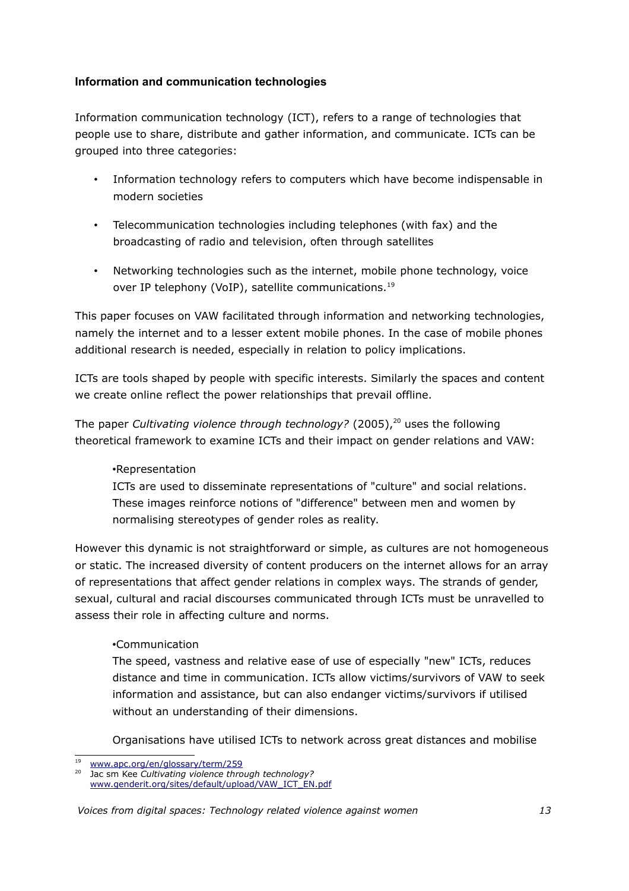### Information and communication technologies

Information communication technology (ICT), refers to a range of technologies that people use to share, distribute and gather information, and communicate. ICTs can be grouped into three categories:

- Information technology refers to computers which have become indispensable in modern societies
- Telecommunication technologies including telephones (with fax) and the broadcasting of radio and television, often through satellites
- Networking technologies such as the internet, mobile phone technology, voice over IP telephony (VoIP), satellite communications.[19]

This paper focuses on VAW facilitated through information and networking technologies, namely the internet and to a lesser extent mobile phones. In the case of mobile phones additional research is needed, especially in relation to policy implications.

ICTs are tools shaped by people with specific interests. Similarly the spaces and content we create online reflect the power relationships that prevail offline.

The paper *Cultivating violence through technology?* (2005),[20] uses the following theoretical framework to examine ICTs and their impact on gender relations and VAW:

•Representation
ICTs are used to disseminate representations of "culture" and social relations. These images reinforce notions of "difference" between men and women by normalising stereotypes of gender roles as reality.

However this dynamic is not straightforward or simple, as cultures are not homogeneous or static. The increased diversity of content producers on the internet allows for an array of representations that affect gender relations in complex ways. The strands of gender, sexual, cultural and racial discourses communicated through ICTs must be unravelled to assess their role in affecting culture and norms.

•Communication
The speed, vastness and relative ease of use of especially "new" ICTs, reduces distance and time in communication. ICTs allow victims/survivors of VAW to seek information and assistance, but can also endanger victims/survivors if utilised without an understanding of their dimensions.

Organisations have utilised ICTs to network across great distances and mobilise

---

[19] www.apc.org/en/glossary/term/259

[20] Jac sm Kee *Cultivating violence through technology?* www.genderit.org/sites/default/upload/VAW_ICT_EN.pdf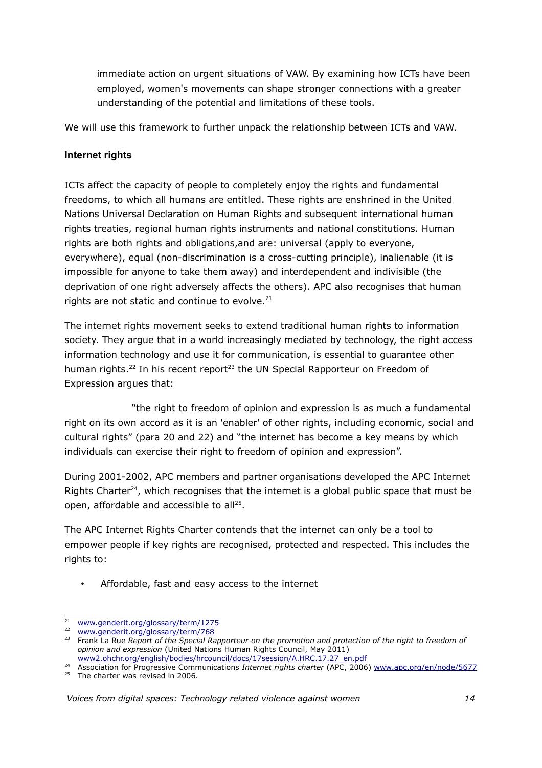immediate action on urgent situations of VAW. By examining how ICTs have been employed, women's movements can shape stronger connections with a greater understanding of the potential and limitations of these tools.

We will use this framework to further unpack the relationship between ICTs and VAW.

### Internet rights

ICTs affect the capacity of people to completely enjoy the rights and fundamental freedoms, to which all humans are entitled. These rights are enshrined in the United Nations Universal Declaration on Human Rights and subsequent international human rights treaties, regional human rights instruments and national constitutions. Human rights are both rights and obligations,and are: universal (apply to everyone, everywhere), equal (non-discrimination is a cross-cutting principle), inalienable (it is impossible for anyone to take them away) and interdependent and indivisible (the deprivation of one right adversely affects the others). APC also recognises that human rights are not static and continue to evolve.[21]

The internet rights movement seeks to extend traditional human rights to information society. They argue that in a world increasingly mediated by technology, the right access information technology and use it for communication, is essential to guarantee other human rights.[22] In his recent report[23] the UN Special Rapporteur on Freedom of Expression argues that:

"the right to freedom of opinion and expression is as much a fundamental right on its own accord as it is an 'enabler' of other rights, including economic, social and cultural rights" (para 20 and 22) and "the internet has become a key means by which individuals can exercise their right to freedom of opinion and expression".

During 2001-2002, APC members and partner organisations developed the APC Internet Rights Charter[24], which recognises that the internet is a global public space that must be open, affordable and accessible to all[25].

The APC Internet Rights Charter contends that the internet can only be a tool to empower people if key rights are recognised, protected and respected. This includes the rights to:

- Affordable, fast and easy access to the internet

---

[21] www.genderit.org/glossary/term/1275

[22] www.genderit.org/glossary/term/768

[23] Frank La Rue *Report of the Special Rapporteur on the promotion and protection of the right to freedom of opinion and expression* (United Nations Human Rights Council, May 2011) www2.ohchr.org/english/bodies/hrcouncil/docs/17session/A.HRC.17.27_en.pdf

[24] Association for Progressive Communications *Internet rights charter* (APC, 2006) www.apc.org/en/node/5677

[25] The charter was revised in 2006.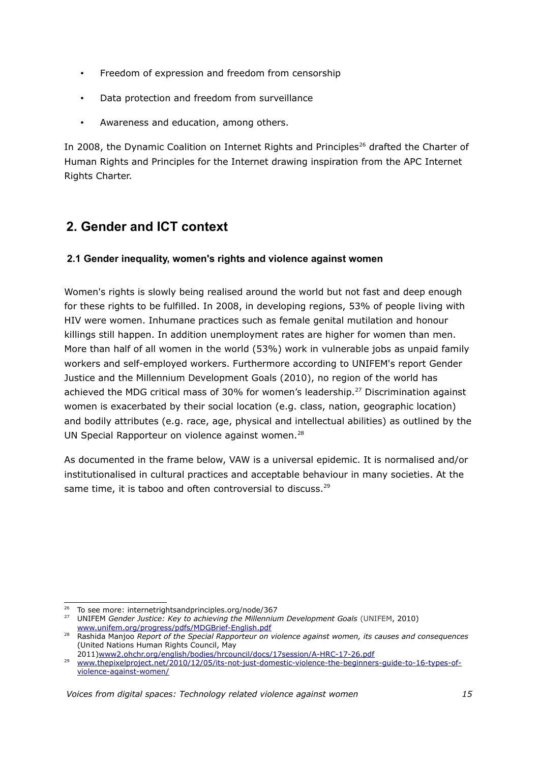- Freedom of expression and freedom from censorship
- Data protection and freedom from surveillance
- Awareness and education, among others.

In 2008, the Dynamic Coalition on Internet Rights and Principles[26] drafted the Charter of Human Rights and Principles for the Internet drawing inspiration from the APC Internet Rights Charter.

## 2. Gender and ICT context

### 2.1 Gender inequality, women's rights and violence against women

Women's rights is slowly being realised around the world but not fast and deep enough for these rights to be fulfilled. In 2008, in developing regions, 53% of people living with HIV were women. Inhumane practices such as female genital mutilation and honour killings still happen. In addition unemployment rates are higher for women than men. More than half of all women in the world (53%) work in vulnerable jobs as unpaid family workers and self-employed workers. Furthermore according to UNIFEM's report Gender Justice and the Millennium Development Goals (2010), no region of the world has achieved the MDG critical mass of 30% for women's leadership.[27] Discrimination against women is exacerbated by their social location (e.g. class, nation, geographic location) and bodily attributes (e.g. race, age, physical and intellectual abilities) as outlined by the UN Special Rapporteur on violence against women.[28]

As documented in the frame below, VAW is a universal epidemic. It is normalised and/or institutionalised in cultural practices and acceptable behaviour in many societies. At the same time, it is taboo and often controversial to discuss.[29]

---

[26] To see more: internetrightsandprinciples.org/node/367

[27] UNIFEM *Gender Justice: Key to achieving the Millennium Development Goals* (UNIFEM, 2010) www.unifem.org/progress/pdfs/MDGBrief-English.pdf

[28] Rashida Manjoo *Report of the Special Rapporteur on violence against women, its causes and consequences* (United Nations Human Rights Council, May 2011)www2.ohchr.org/english/bodies/hrcouncil/docs/17session/A-HRC-17-26.pdf

[29] www.thepixelproject.net/2010/12/05/its-not-just-domestic-violence-the-beginners-guide-to-16-types-of-violence-against-women/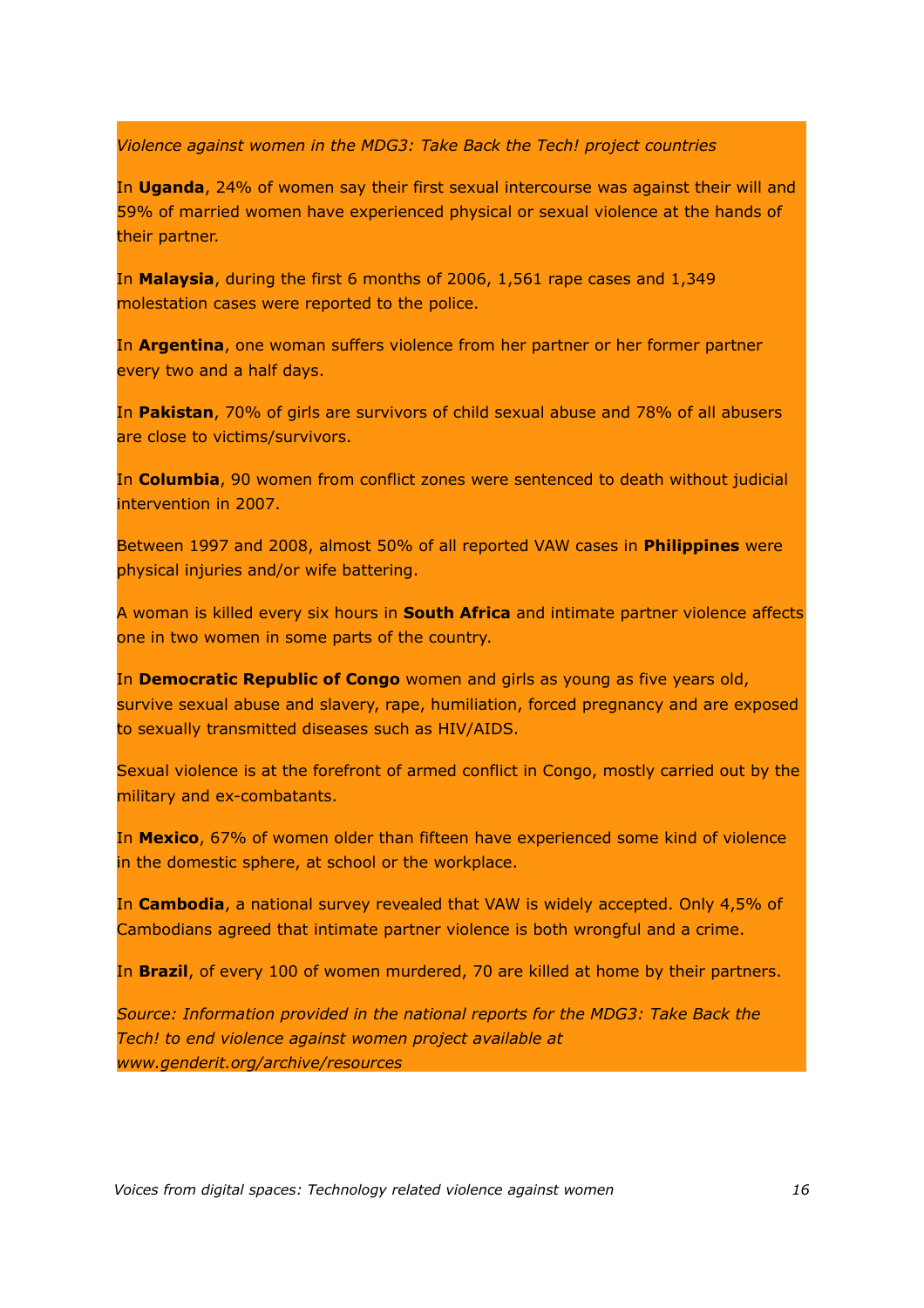*Violence against women in the MDG3: Take Back the Tech! project countries*

In **Uganda**, 24% of women say their first sexual intercourse was against their will and 59% of married women have experienced physical or sexual violence at the hands of their partner.

In **Malaysia**, during the first 6 months of 2006, 1,561 rape cases and 1,349 molestation cases were reported to the police.

In **Argentina**, one woman suffers violence from her partner or her former partner every two and a half days.

In **Pakistan**, 70% of girls are survivors of child sexual abuse and 78% of all abusers are close to victims/survivors.

In **Columbia**, 90 women from conflict zones were sentenced to death without judicial intervention in 2007.

Between 1997 and 2008, almost 50% of all reported VAW cases in **Philippines** were physical injuries and/or wife battering.

A woman is killed every six hours in **South Africa** and intimate partner violence affects one in two women in some parts of the country.

In **Democratic Republic of Congo** women and girls as young as five years old, survive sexual abuse and slavery, rape, humiliation, forced pregnancy and are exposed to sexually transmitted diseases such as HIV/AIDS.

Sexual violence is at the forefront of armed conflict in Congo, mostly carried out by the military and ex-combatants.

In **Mexico**, 67% of women older than fifteen have experienced some kind of violence in the domestic sphere, at school or the workplace.

In **Cambodia**, a national survey revealed that VAW is widely accepted. Only 4,5% of Cambodians agreed that intimate partner violence is both wrongful and a crime.

In **Brazil**, of every 100 of women murdered, 70 are killed at home by their partners.

*Source: Information provided in the national reports for the MDG3: Take Back the Tech! to end violence against women project available at www.genderit.org/archive/resources*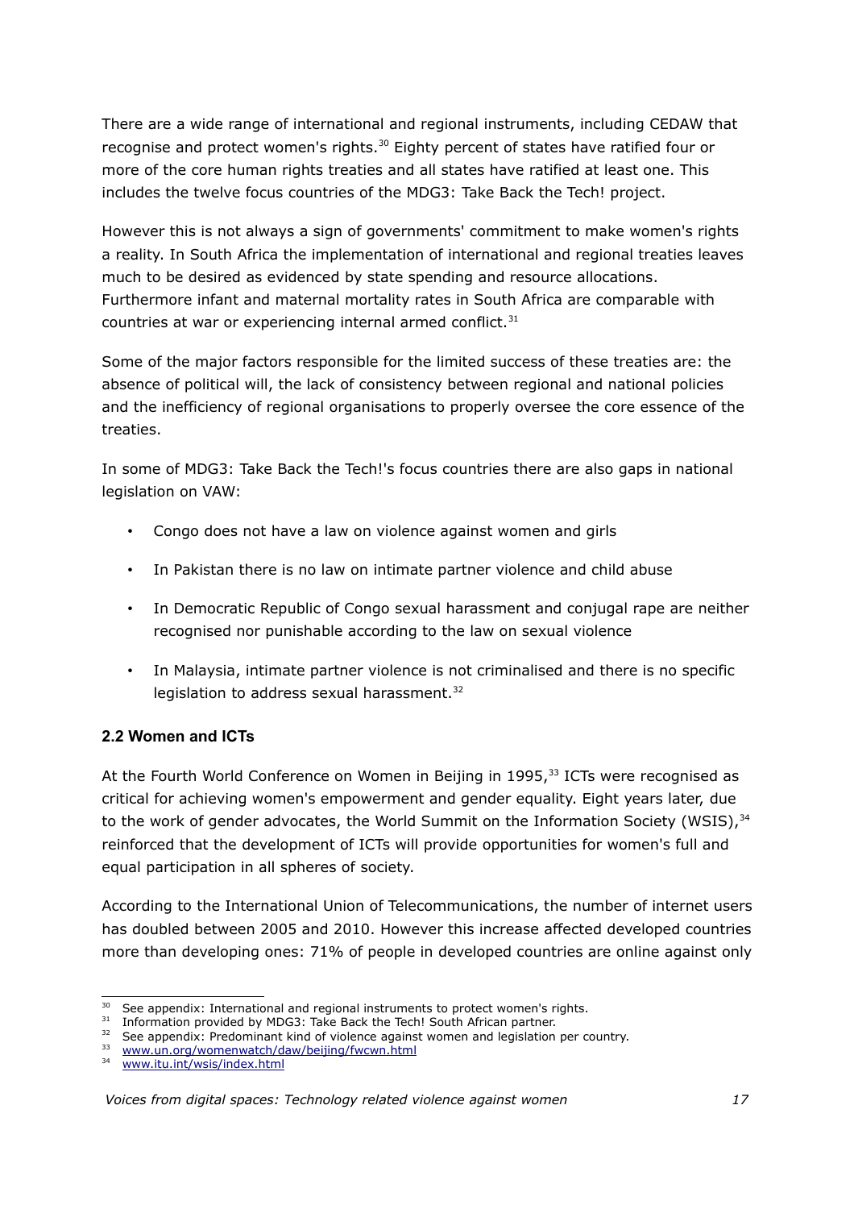There are a wide range of international and regional instruments, including CEDAW that recognise and protect women's rights.[30] Eighty percent of states have ratified four or more of the core human rights treaties and all states have ratified at least one. This includes the twelve focus countries of the MDG3: Take Back the Tech! project.

However this is not always a sign of governments' commitment to make women's rights a reality. In South Africa the implementation of international and regional treaties leaves much to be desired as evidenced by state spending and resource allocations. Furthermore infant and maternal mortality rates in South Africa are comparable with countries at war or experiencing internal armed conflict.[31]

Some of the major factors responsible for the limited success of these treaties are: the absence of political will, the lack of consistency between regional and national policies and the inefficiency of regional organisations to properly oversee the core essence of the treaties.

In some of MDG3: Take Back the Tech!'s focus countries there are also gaps in national legislation on VAW:

- Congo does not have a law on violence against women and girls
- In Pakistan there is no law on intimate partner violence and child abuse
- In Democratic Republic of Congo sexual harassment and conjugal rape are neither recognised nor punishable according to the law on sexual violence
- In Malaysia, intimate partner violence is not criminalised and there is no specific legislation to address sexual harassment.[32]

### 2.2 Women and ICTs

At the Fourth World Conference on Women in Beijing in 1995,[33] ICTs were recognised as critical for achieving women's empowerment and gender equality. Eight years later, due to the work of gender advocates, the World Summit on the Information Society (WSIS),[34] reinforced that the development of ICTs will provide opportunities for women's full and equal participation in all spheres of society.

According to the International Union of Telecommunications, the number of internet users has doubled between 2005 and 2010. However this increase affected developed countries more than developing ones: 71% of people in developed countries are online against only

---

[30] See appendix: International and regional instruments to protect women's rights.

[31] Information provided by MDG3: Take Back the Tech! South African partner.

[32] See appendix: Predominant kind of violence against women and legislation per country.

[33] www.un.org/womenwatch/daw/beijing/fwcwn.html

[34] www.itu.int/wsis/index.html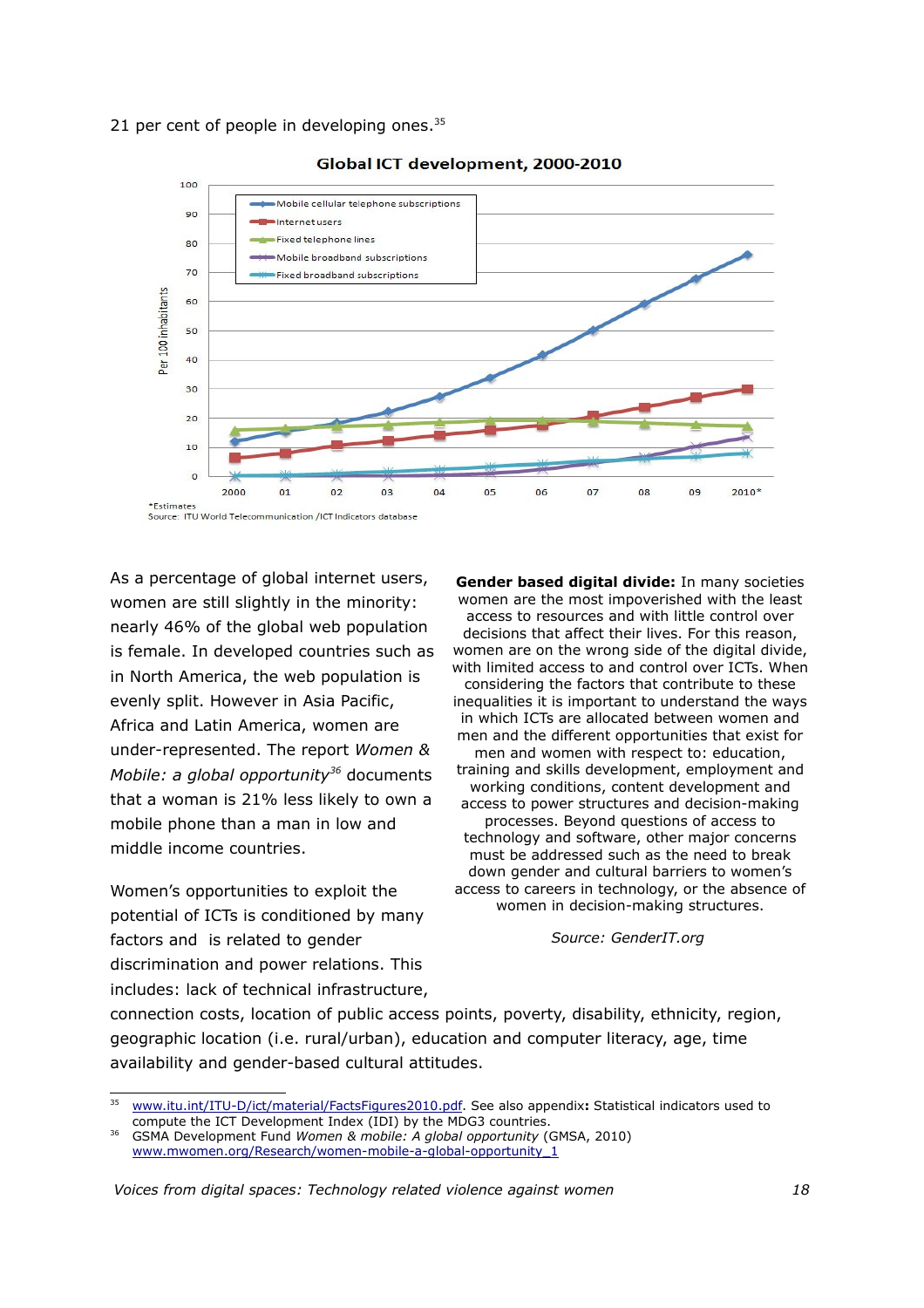21 per cent of people in developing ones.[35]

Global ICT development, 2000-2010

*Estimates
Source: ITU World Telecommunication /ICT Indicators database

As a percentage of global internet users, women are still slightly in the minority: nearly 46% of the global web population is female. In developed countries such as in North America, the web population is evenly split. However in Asia Pacific, Africa and Latin America, women are under-represented. The report *Women & Mobile: a global opportunity*[36] documents that a woman is 21% less likely to own a mobile phone than a man in low and middle income countries.

Women's opportunities to exploit the potential of ICTs is conditioned by many factors and is related to gender discrimination and power relations. This includes: lack of technical infrastructure, connection costs, location of public access points, poverty, disability, ethnicity, region, geographic location (i.e. rural/urban), education and computer literacy, age, time availability and gender-based cultural attitudes.

**Gender based digital divide:** In many societies women are the most impoverished with the least access to resources and with little control over decisions that affect their lives. For this reason, women are on the wrong side of the digital divide, with limited access to and control over ICTs. When considering the factors that contribute to these inequalities it is important to understand the ways in which ICTs are allocated between women and men and the different opportunities that exist for men and women with respect to: education, training and skills development, employment and working conditions, content development and access to power structures and decision-making processes. Beyond questions of access to technology and software, other major concerns must be addressed such as the need to break down gender and cultural barriers to women's access to careers in technology, or the absence of women in decision-making structures.

*Source: GenderIT.org*

[35] www.itu.int/ITU-D/ict/material/FactsFigures2010.pdf. See also appendix**:** Statistical indicators used to compute the ICT Development Index (IDI) by the MDG3 countries.

[36] GSMA Development Fund *Women & mobile: A global opportunity* (GMSA, 2010) www.mwomen.org/Research/women-mobile-a-global-opportunity_1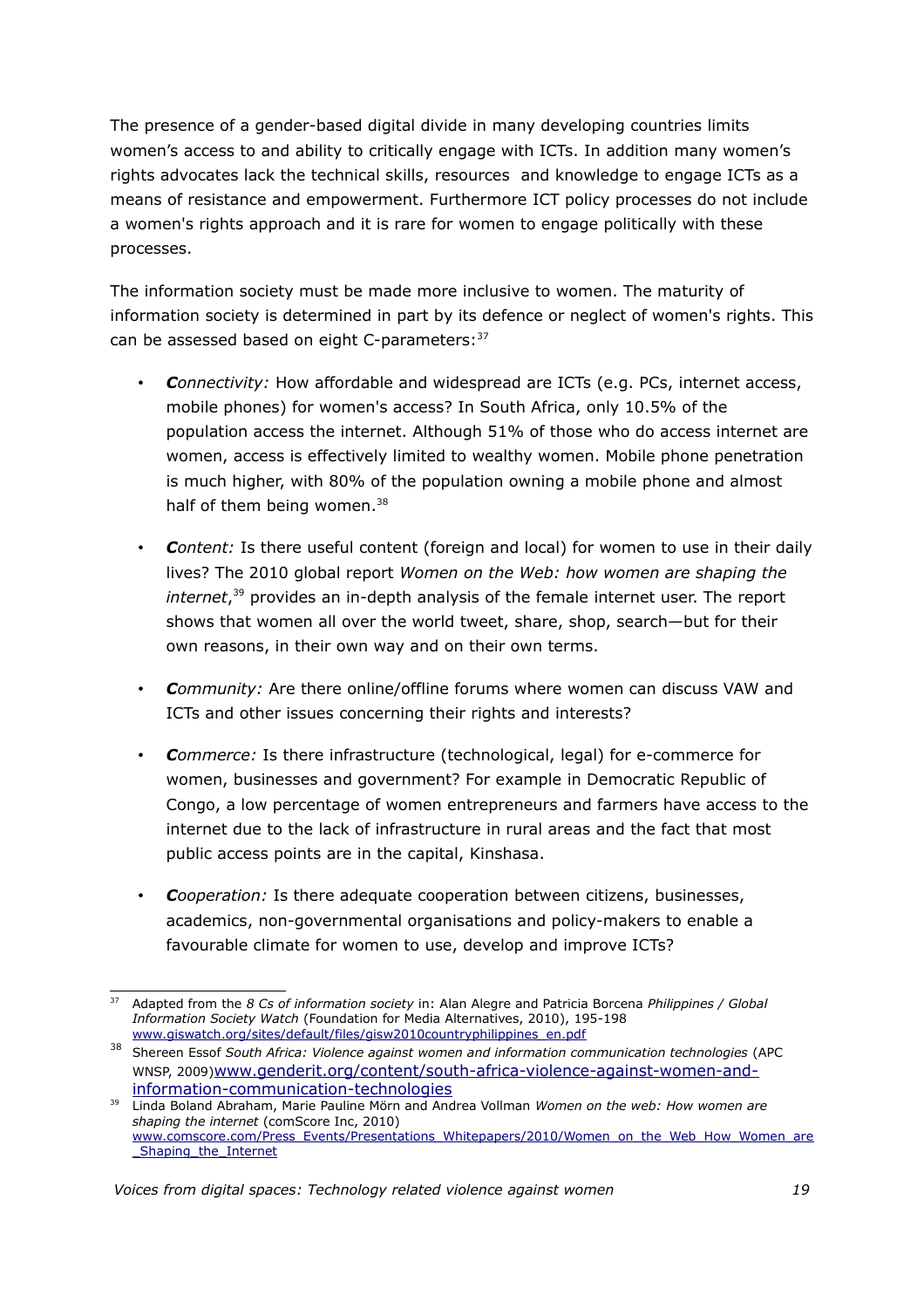The presence of a gender-based digital divide in many developing countries limits women's access to and ability to critically engage with ICTs. In addition many women's rights advocates lack the technical skills, resources and knowledge to engage ICTs as a means of resistance and empowerment. Furthermore ICT policy processes do not include a women's rights approach and it is rare for women to engage politically with these processes.

The information society must be made more inclusive to women. The maturity of information society is determined in part by its defence or neglect of women's rights. This can be assessed based on eight C-parameters:[37]

- ***C****onnectivity:* How affordable and widespread are ICTs (e.g. PCs, internet access, mobile phones) for women's access? In South Africa, only 10.5% of the population access the internet. Although 51% of those who do access internet are women, access is effectively limited to wealthy women. Mobile phone penetration is much higher, with 80% of the population owning a mobile phone and almost half of them being women.[38]

- ***C****ontent:* Is there useful content (foreign and local) for women to use in their daily lives? The 2010 global report *Women on the Web: how women are shaping the internet*,[39] provides an in-depth analysis of the female internet user. The report shows that women all over the world tweet, share, shop, search—but for their own reasons, in their own way and on their own terms.

- ***C****ommunity:* Are there online/offline forums where women can discuss VAW and ICTs and other issues concerning their rights and interests?

- ***C****ommerce:* Is there infrastructure (technological, legal) for e-commerce for women, businesses and government? For example in Democratic Republic of Congo, a low percentage of women entrepreneurs and farmers have access to the internet due to the lack of infrastructure in rural areas and the fact that most public access points are in the capital, Kinshasa.

- ***C****ooperation:* Is there adequate cooperation between citizens, businesses, academics, non-governmental organisations and policy-makers to enable a favourable climate for women to use, develop and improve ICTs?

---

[37] Adapted from the *8 Cs of information society* in: Alan Alegre and Patricia Borcena *Philippines / Global Information Society Watch* (Foundation for Media Alternatives, 2010), 195-198 www.giswatch.org/sites/default/files/gisw2010countryphilippines_en.pdf

[38] Shereen Essof *South Africa: Violence against women and information communication technologies* (APC WNSP, 2009)www.genderit.org/content/south-africa-violence-against-women-and-information-communication-technologies

[39] Linda Boland Abraham, Marie Pauline Mörn and Andrea Vollman *Women on the web: How women are shaping the internet* (comScore Inc, 2010) www.comscore.com/Press_Events/Presentations_Whitepapers/2010/Women_on_the_Web_How_Women_are_Shaping_the_Internet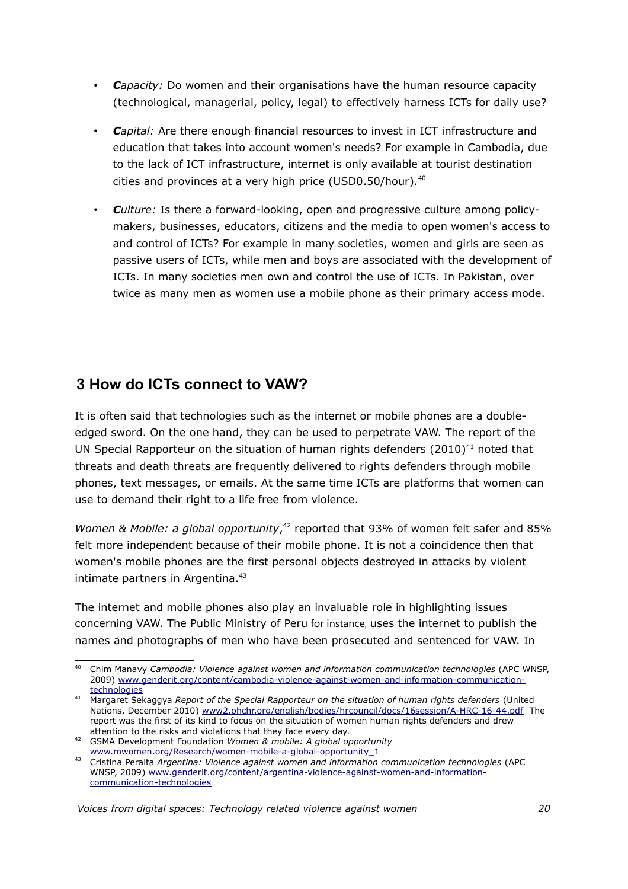- ***C**apacity:* Do women and their organisations have the human resource capacity (technological, managerial, policy, legal) to effectively harness ICTs for daily use?
- ***C**apital:* Are there enough financial resources to invest in ICT infrastructure and education that takes into account women's needs? For example in Cambodia, due to the lack of ICT infrastructure, internet is only available at tourist destination cities and provinces at a very high price (USD0.50/hour).[40]
- ***C**ulture:* Is there a forward-looking, open and progressive culture among policy-makers, businesses, educators, citizens and the media to open women's access to and control of ICTs? For example in many societies, women and girls are seen as passive users of ICTs, while men and boys are associated with the development of ICTs. In many societies men own and control the use of ICTs. In Pakistan, over twice as many men as women use a mobile phone as their primary access mode.

## 3 How do ICTs connect to VAW?

It is often said that technologies such as the internet or mobile phones are a double-edged sword. On the one hand, they can be used to perpetrate VAW. The report of the UN Special Rapporteur on the situation of human rights defenders (2010)[41] noted that threats and death threats are frequently delivered to rights defenders through mobile phones, text messages, or emails. At the same time ICTs are platforms that women can use to demand their right to a life free from violence.

*Women & Mobile: a global opportunity*,[42] reported that 93% of women felt safer and 85% felt more independent because of their mobile phone. It is not a coincidence then that women's mobile phones are the first personal objects destroyed in attacks by violent intimate partners in Argentina.[43]

The internet and mobile phones also play an invaluable role in highlighting issues concerning VAW. The Public Ministry of Peru for instance, uses the internet to publish the names and photographs of men who have been prosecuted and sentenced for VAW. In

---

[40] Chim Manavy *Cambodia: Violence against women and information communication technologies* (APC WNSP, 2009) www.genderit.org/content/cambodia-violence-against-women-and-information-communication-technologies

[41] Margaret Sekaggya *Report of the Special Rapporteur on the situation of human rights defenders* (United Nations, December 2010) www2.ohchr.org/english/bodies/hrcouncil/docs/16session/A-HRC-16-44.pdf The report was the first of its kind to focus on the situation of women human rights defenders and drew attention to the risks and violations that they face every day.

[42] GSMA Development Foundation *Women & mobile: A global opportunity* www.mwomen.org/Research/women-mobile-a-global-opportunity_1

[43] Cristina Peralta *Argentina: Violence against women and information communication technologies* (APC WNSP, 2009) www.genderit.org/content/argentina-violence-against-women-and-information-communication-technologies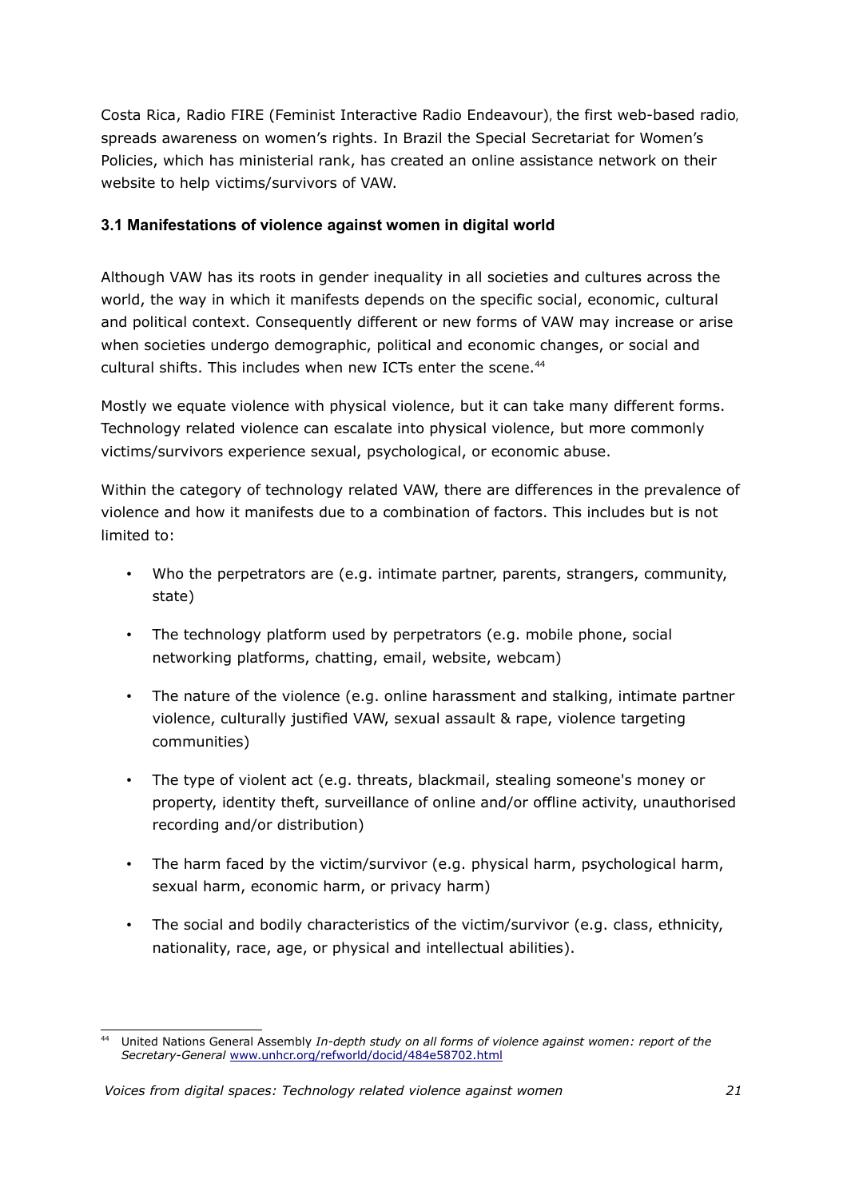Costa Rica, Radio FIRE (Feminist Interactive Radio Endeavour), the first web-based radio, spreads awareness on women's rights. In Brazil the Special Secretariat for Women's Policies, which has ministerial rank, has created an online assistance network on their website to help victims/survivors of VAW.

### 3.1 Manifestations of violence against women in digital world

Although VAW has its roots in gender inequality in all societies and cultures across the world, the way in which it manifests depends on the specific social, economic, cultural and political context. Consequently different or new forms of VAW may increase or arise when societies undergo demographic, political and economic changes, or social and cultural shifts. This includes when new ICTs enter the scene.[44]

Mostly we equate violence with physical violence, but it can take many different forms. Technology related violence can escalate into physical violence, but more commonly victims/survivors experience sexual, psychological, or economic abuse.

Within the category of technology related VAW, there are differences in the prevalence of violence and how it manifests due to a combination of factors. This includes but is not limited to:

- Who the perpetrators are (e.g. intimate partner, parents, strangers, community, state)
- The technology platform used by perpetrators (e.g. mobile phone, social networking platforms, chatting, email, website, webcam)
- The nature of the violence (e.g. online harassment and stalking, intimate partner violence, culturally justified VAW, sexual assault & rape, violence targeting communities)
- The type of violent act (e.g. threats, blackmail, stealing someone's money or property, identity theft, surveillance of online and/or offline activity, unauthorised recording and/or distribution)
- The harm faced by the victim/survivor (e.g. physical harm, psychological harm, sexual harm, economic harm, or privacy harm)
- The social and bodily characteristics of the victim/survivor (e.g. class, ethnicity, nationality, race, age, or physical and intellectual abilities).

---

[44] United Nations General Assembly *In-depth study on all forms of violence against women: report of the Secretary-General* www.unhcr.org/refworld/docid/484e58702.html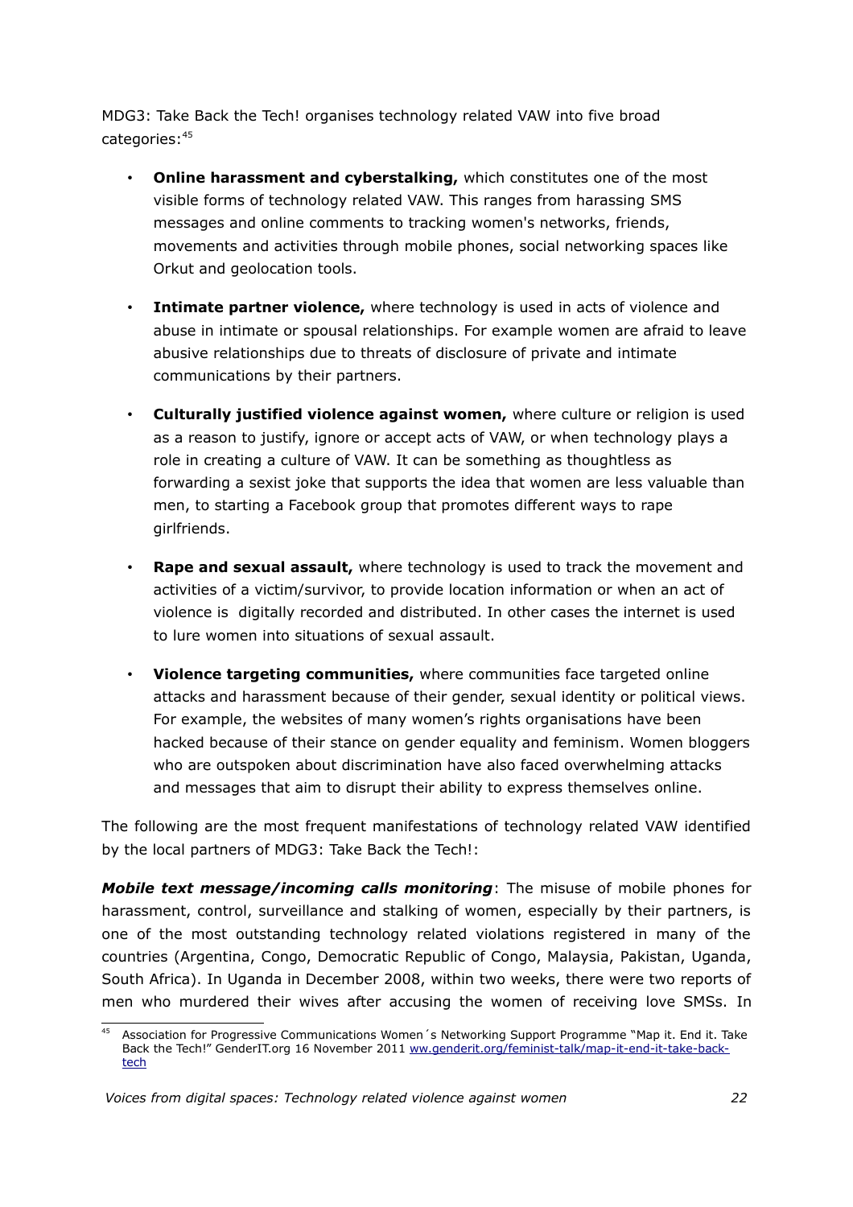MDG3: Take Back the Tech! organises technology related VAW into five broad categories:[45]

- **Online harassment and cyberstalking,** which constitutes one of the most visible forms of technology related VAW. This ranges from harassing SMS messages and online comments to tracking women's networks, friends, movements and activities through mobile phones, social networking spaces like Orkut and geolocation tools.
- **Intimate partner violence,** where technology is used in acts of violence and abuse in intimate or spousal relationships. For example women are afraid to leave abusive relationships due to threats of disclosure of private and intimate communications by their partners.
- **Culturally justified violence against women,** where culture or religion is used as a reason to justify, ignore or accept acts of VAW, or when technology plays a role in creating a culture of VAW. It can be something as thoughtless as forwarding a sexist joke that supports the idea that women are less valuable than men, to starting a Facebook group that promotes different ways to rape girlfriends.
- **Rape and sexual assault,** where technology is used to track the movement and activities of a victim/survivor, to provide location information or when an act of violence is digitally recorded and distributed. In other cases the internet is used to lure women into situations of sexual assault.
- **Violence targeting communities,** where communities face targeted online attacks and harassment because of their gender, sexual identity or political views. For example, the websites of many women's rights organisations have been hacked because of their stance on gender equality and feminism. Women bloggers who are outspoken about discrimination have also faced overwhelming attacks and messages that aim to disrupt their ability to express themselves online.

The following are the most frequent manifestations of technology related VAW identified by the local partners of MDG3: Take Back the Tech!:

***Mobile text message/incoming calls monitoring***: The misuse of mobile phones for harassment, control, surveillance and stalking of women, especially by their partners, is one of the most outstanding technology related violations registered in many of the countries (Argentina, Congo, Democratic Republic of Congo, Malaysia, Pakistan, Uganda, South Africa). In Uganda in December 2008, within two weeks, there were two reports of men who murdered their wives after accusing the women of receiving love SMSs. In

---

[45] Association for Progressive Communications Women´s Networking Support Programme "Map it. End it. Take Back the Tech!" GenderIT.org 16 November 2011 [ww.genderit.org/feminist-talk/map-it-end-it-take-back-tech](ww.genderit.org/feminist-talk/map-it-end-it-take-back-tech)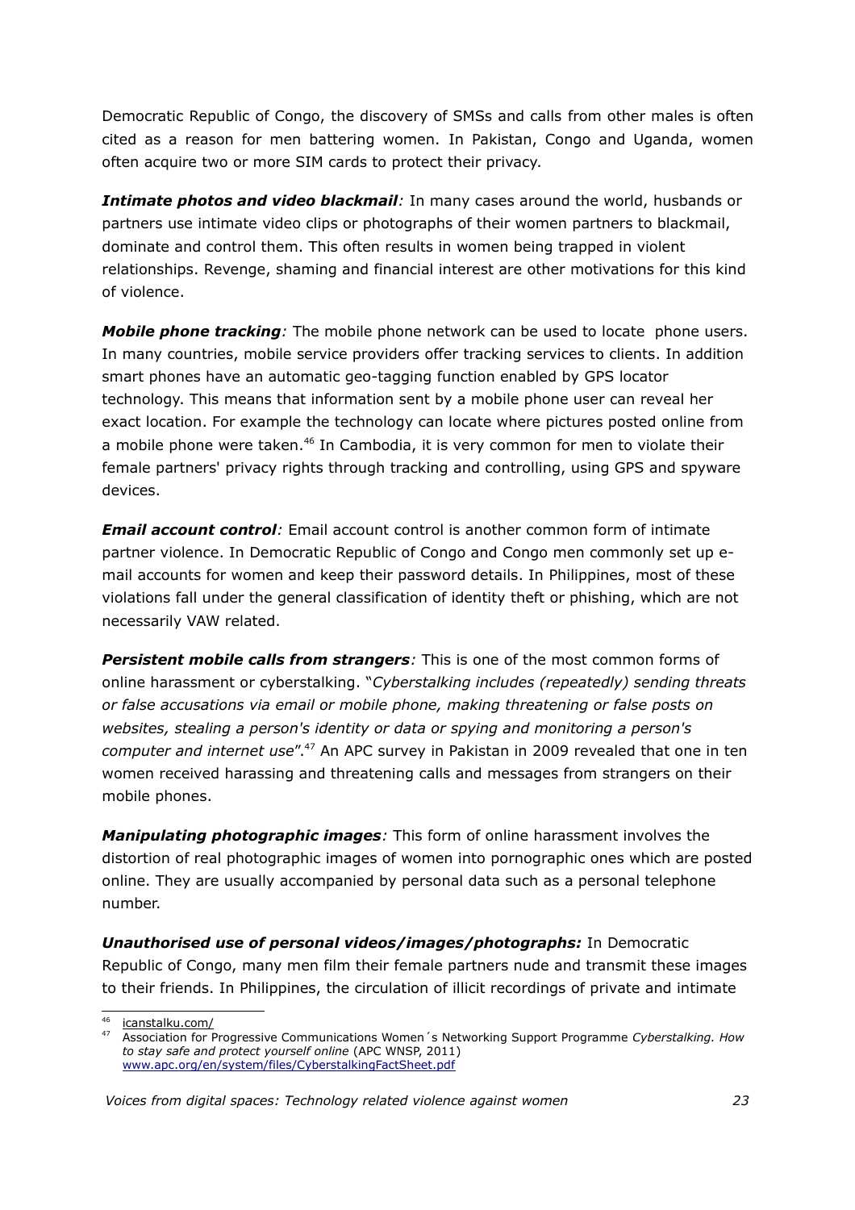Democratic Republic of Congo, the discovery of SMSs and calls from other males is often cited as a reason for men battering women. In Pakistan, Congo and Uganda, women often acquire two or more SIM cards to protect their privacy.

***Intimate photos and video blackmail****:* In many cases around the world, husbands or partners use intimate video clips or photographs of their women partners to blackmail, dominate and control them. This often results in women being trapped in violent relationships. Revenge, shaming and financial interest are other motivations for this kind of violence.

***Mobile phone tracking****:* The mobile phone network can be used to locate phone users. In many countries, mobile service providers offer tracking services to clients. In addition smart phones have an automatic geo-tagging function enabled by GPS locator technology. This means that information sent by a mobile phone user can reveal her exact location. For example the technology can locate where pictures posted online from a mobile phone were taken.[46] In Cambodia, it is very common for men to violate their female partners' privacy rights through tracking and controlling, using GPS and spyware devices.

***Email account control****:* Email account control is another common form of intimate partner violence. In Democratic Republic of Congo and Congo men commonly set up e-mail accounts for women and keep their password details. In Philippines, most of these violations fall under the general classification of identity theft or phishing, which are not necessarily VAW related.

***Persistent mobile calls from strangers****:* This is one of the most common forms of online harassment or cyberstalking. "*Cyberstalking includes (repeatedly) sending threats or false accusations via email or mobile phone, making threatening or false posts on websites, stealing a person's identity or data or spying and monitoring a person's computer and internet use*".[47] An APC survey in Pakistan in 2009 revealed that one in ten women received harassing and threatening calls and messages from strangers on their mobile phones.

***Manipulating photographic images****:* This form of online harassment involves the distortion of real photographic images of women into pornographic ones which are posted online. They are usually accompanied by personal data such as a personal telephone number.

***Unauthorised use of personal videos/images/photographs:*** In Democratic Republic of Congo, many men film their female partners nude and transmit these images to their friends. In Philippines, the circulation of illicit recordings of private and intimate

---

[46] icanstalku.com/

[47] Association for Progressive Communications Women´s Networking Support Programme *Cyberstalking. How to stay safe and protect yourself online* (APC WNSP, 2011) www.apc.org/en/system/files/CyberstalkingFactSheet.pdf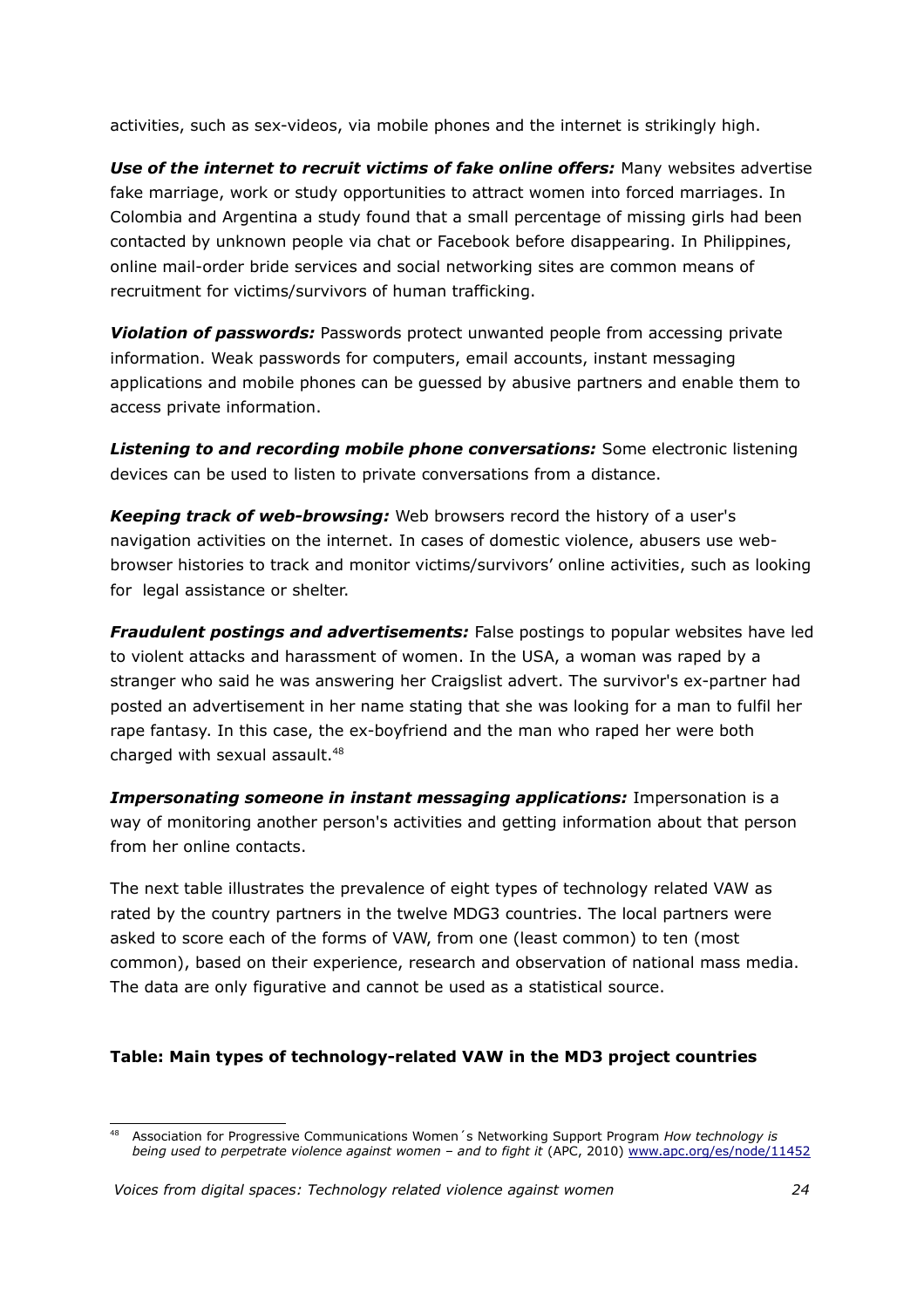activities, such as sex-videos, via mobile phones and the internet is strikingly high.

***Use of the internet to recruit victims of fake online offers:*** Many websites advertise fake marriage, work or study opportunities to attract women into forced marriages. In Colombia and Argentina a study found that a small percentage of missing girls had been contacted by unknown people via chat or Facebook before disappearing. In Philippines, online mail-order bride services and social networking sites are common means of recruitment for victims/survivors of human trafficking.

***Violation of passwords:*** Passwords protect unwanted people from accessing private information. Weak passwords for computers, email accounts, instant messaging applications and mobile phones can be guessed by abusive partners and enable them to access private information.

***Listening to and recording mobile phone conversations:*** Some electronic listening devices can be used to listen to private conversations from a distance.

***Keeping track of web-browsing:*** Web browsers record the history of a user's navigation activities on the internet. In cases of domestic violence, abusers use web-browser histories to track and monitor victims/survivors' online activities, such as looking for legal assistance or shelter.

***Fraudulent postings and advertisements:*** False postings to popular websites have led to violent attacks and harassment of women. In the USA, a woman was raped by a stranger who said he was answering her Craigslist advert. The survivor's ex-partner had posted an advertisement in her name stating that she was looking for a man to fulfil her rape fantasy. In this case, the ex-boyfriend and the man who raped her were both charged with sexual assault.[48]

***Impersonating someone in instant messaging applications:*** Impersonation is a way of monitoring another person's activities and getting information about that person from her online contacts.

The next table illustrates the prevalence of eight types of technology related VAW as rated by the country partners in the twelve MDG3 countries. The local partners were asked to score each of the forms of VAW, from one (least common) to ten (most common), based on their experience, research and observation of national mass media. The data are only figurative and cannot be used as a statistical source.

**Table: Main types of technology-related VAW in the MD3 project countries**

[48] Association for Progressive Communications Women´s Networking Support Program *How technology is being used to perpetrate violence against women – and to fight it* (APC, 2010) www.apc.org/es/node/11452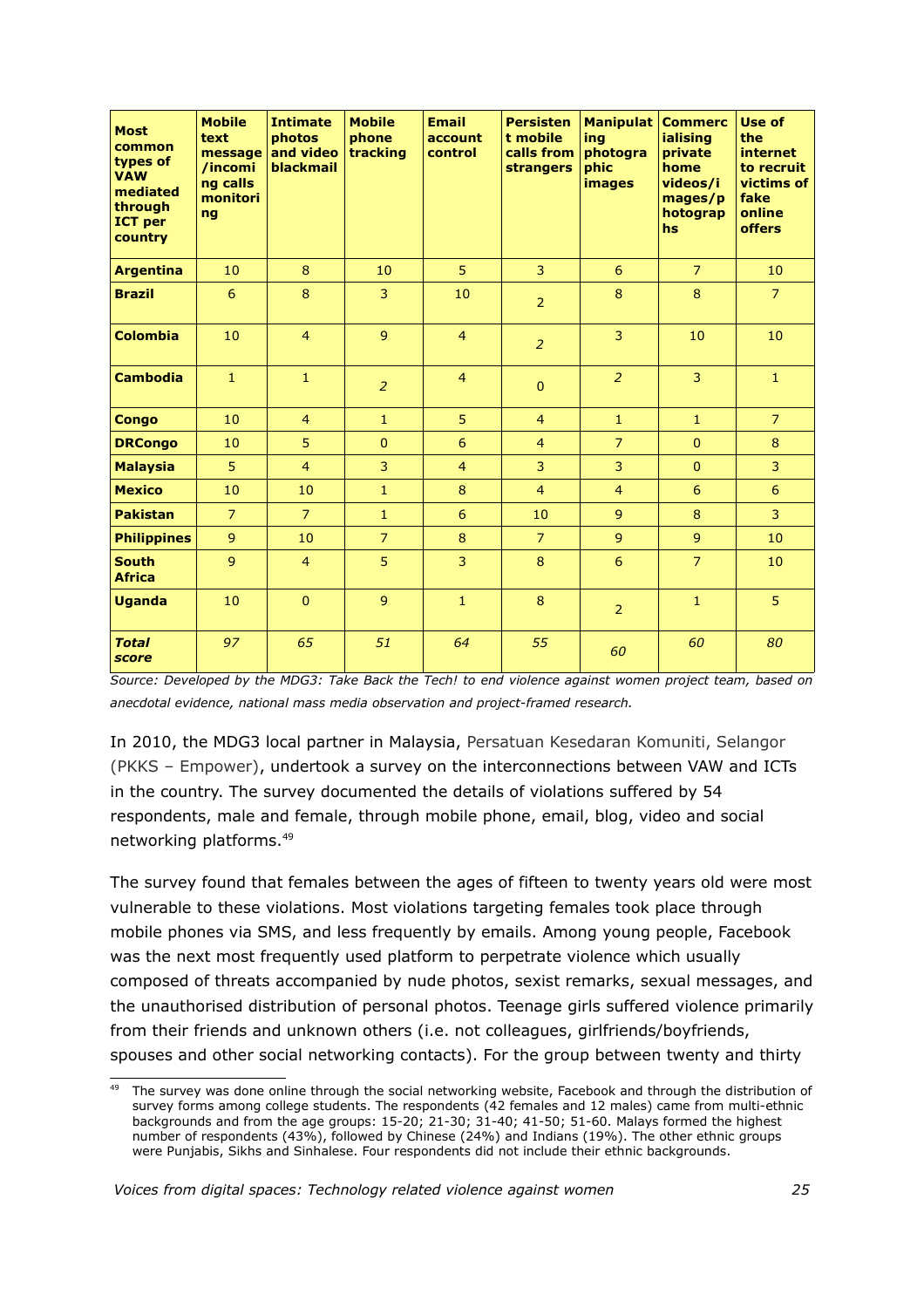| Most common types of VAW mediated through ICT per country | Mobile text message /incoming calls monitoring | Intimate photos and video blackmail | Mobile phone tracking | Email account control | Persistent mobile calls from strangers | Manipulating photographic images | Commercialising private home videos/images/photographs | Use of the internet to recruit victims of fake online offers |
|---|---|---|---|---|---|---|---|---|
| **Argentina** | 10 | 8 | 10 | 5 | 3 | 6 | 7 | 10 |
| **Brazil** | 6 | 8 | 3 | 10 | 2 | 8 | 8 | 7 |
| **Colombia** | 10 | 4 | 9 | 4 | *2* | 3 | 10 | 10 |
| **Cambodia** | 1 | 1 | *2* | 4 | 0 | *2* | 3 | 1 |
| **Congo** | 10 | 4 | 1 | 5 | 4 | 1 | 1 | 7 |
| **DRCongo** | 10 | 5 | 0 | 6 | 4 | 7 | 0 | 8 |
| **Malaysia** | 5 | 4 | 3 | 4 | 3 | 3 | 0 | 3 |
| **Mexico** | 10 | 10 | 1 | 8 | 4 | 4 | 6 | 6 |
| **Pakistan** | 7 | 7 | 1 | 6 | 10 | 9 | 8 | 3 |
| **Philippines** | 9 | 10 | 7 | 8 | 7 | 9 | 9 | 10 |
| **South Africa** | 9 | 4 | 5 | 3 | 8 | 6 | 7 | 10 |
| **Uganda** | 10 | 0 | 9 | 1 | 8 | 2 | 1 | 5 |
| ***Total score*** | *97* | *65* | *51* | *64* | *55* | *60* | *60* | *80* |

*Source: Developed by the MDG3: Take Back the Tech! to end violence against women project team, based on anecdotal evidence, national mass media observation and project-framed research.*

In 2010, the MDG3 local partner in Malaysia, Persatuan Kesedaran Komuniti, Selangor (PKKS – Empower), undertook a survey on the interconnections between VAW and ICTs in the country. The survey documented the details of violations suffered by 54 respondents, male and female, through mobile phone, email, blog, video and social networking platforms.[49]

The survey found that females between the ages of fifteen to twenty years old were most vulnerable to these violations. Most violations targeting females took place through mobile phones via SMS, and less frequently by emails. Among young people, Facebook was the next most frequently used platform to perpetrate violence which usually composed of threats accompanied by nude photos, sexist remarks, sexual messages, and the unauthorised distribution of personal photos. Teenage girls suffered violence primarily from their friends and unknown others (i.e. not colleagues, girlfriends/boyfriends, spouses and other social networking contacts). For the group between twenty and thirty

[49] The survey was done online through the social networking website, Facebook and through the distribution of survey forms among college students. The respondents (42 females and 12 males) came from multi-ethnic backgrounds and from the age groups: 15-20; 21-30; 31-40; 41-50; 51-60. Malays formed the highest number of respondents (43%), followed by Chinese (24%) and Indians (19%). The other ethnic groups were Punjabis, Sikhs and Sinhalese. Four respondents did not include their ethnic backgrounds.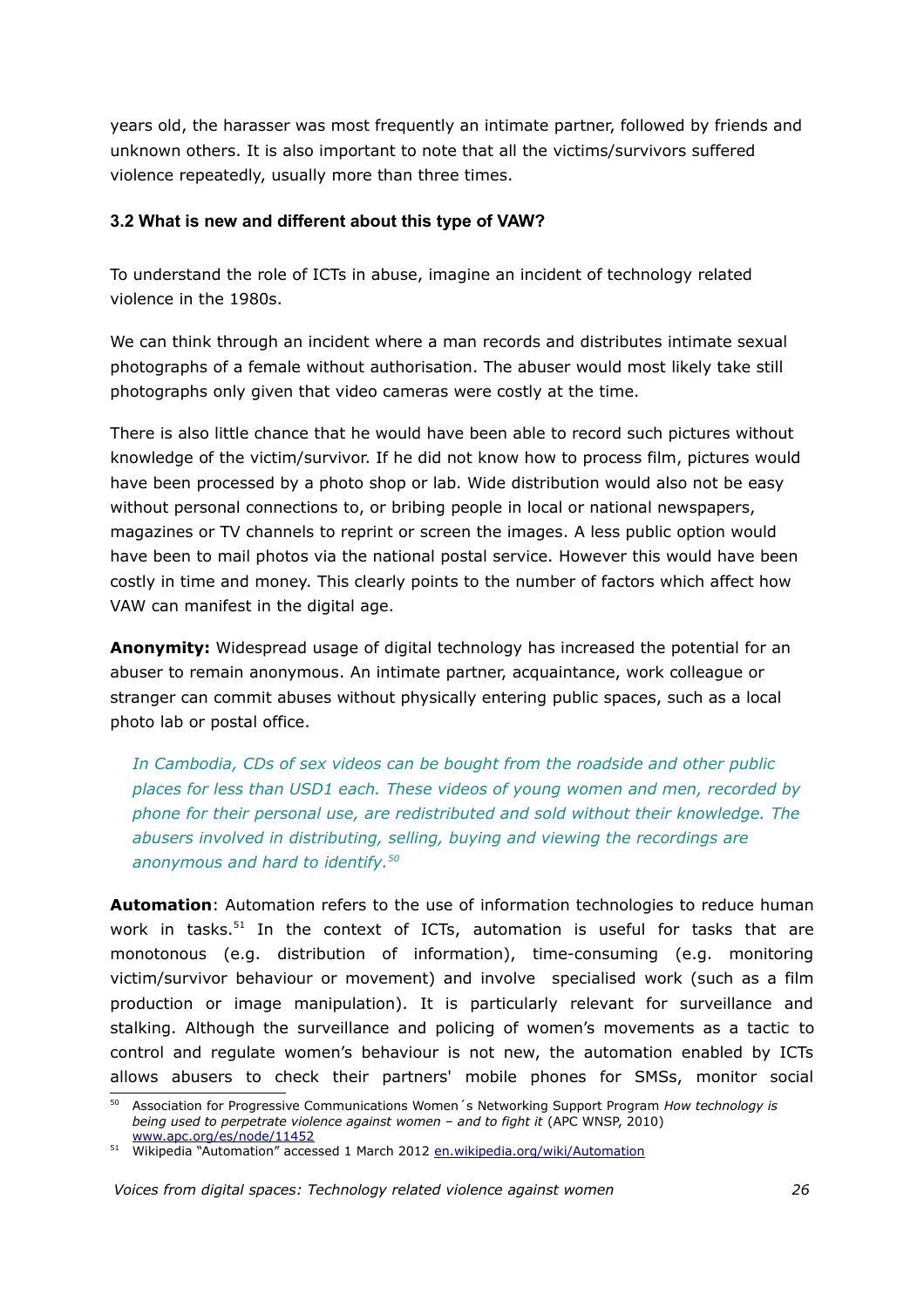years old, the harasser was most frequently an intimate partner, followed by friends and unknown others. It is also important to note that all the victims/survivors suffered violence repeatedly, usually more than three times.

### 3.2 What is new and different about this type of VAW?

To understand the role of ICTs in abuse, imagine an incident of technology related violence in the 1980s.

We can think through an incident where a man records and distributes intimate sexual photographs of a female without authorisation. The abuser would most likely take still photographs only given that video cameras were costly at the time.

There is also little chance that he would have been able to record such pictures without knowledge of the victim/survivor. If he did not know how to process film, pictures would have been processed by a photo shop or lab. Wide distribution would also not be easy without personal connections to, or bribing people in local or national newspapers, magazines or TV channels to reprint or screen the images. A less public option would have been to mail photos via the national postal service. However this would have been costly in time and money. This clearly points to the number of factors which affect how VAW can manifest in the digital age.

**Anonymity:** Widespread usage of digital technology has increased the potential for an abuser to remain anonymous. An intimate partner, acquaintance, work colleague or stranger can commit abuses without physically entering public spaces, such as a local photo lab or postal office.

> *In Cambodia, CDs of sex videos can be bought from the roadside and other public places for less than USD1 each. These videos of young women and men, recorded by phone for their personal use, are redistributed and sold without their knowledge. The abusers involved in distributing, selling, buying and viewing the recordings are anonymous and hard to identify.*[50]

**Automation**: Automation refers to the use of information technologies to reduce human work in tasks.[51] In the context of ICTs, automation is useful for tasks that are monotonous (e.g. distribution of information), time-consuming (e.g. monitoring victim/survivor behaviour or movement) and involve specialised work (such as a film production or image manipulation). It is particularly relevant for surveillance and stalking. Although the surveillance and policing of women's movements as a tactic to control and regulate women's behaviour is not new, the automation enabled by ICTs allows abusers to check their partners' mobile phones for SMSs, monitor social

---

[50] Association for Progressive Communications Women´s Networking Support Program *How technology is being used to perpetrate violence against women – and to fight it* (APC WNSP, 2010) www.apc.org/es/node/11452

[51] Wikipedia "Automation" accessed 1 March 2012 en.wikipedia.org/wiki/Automation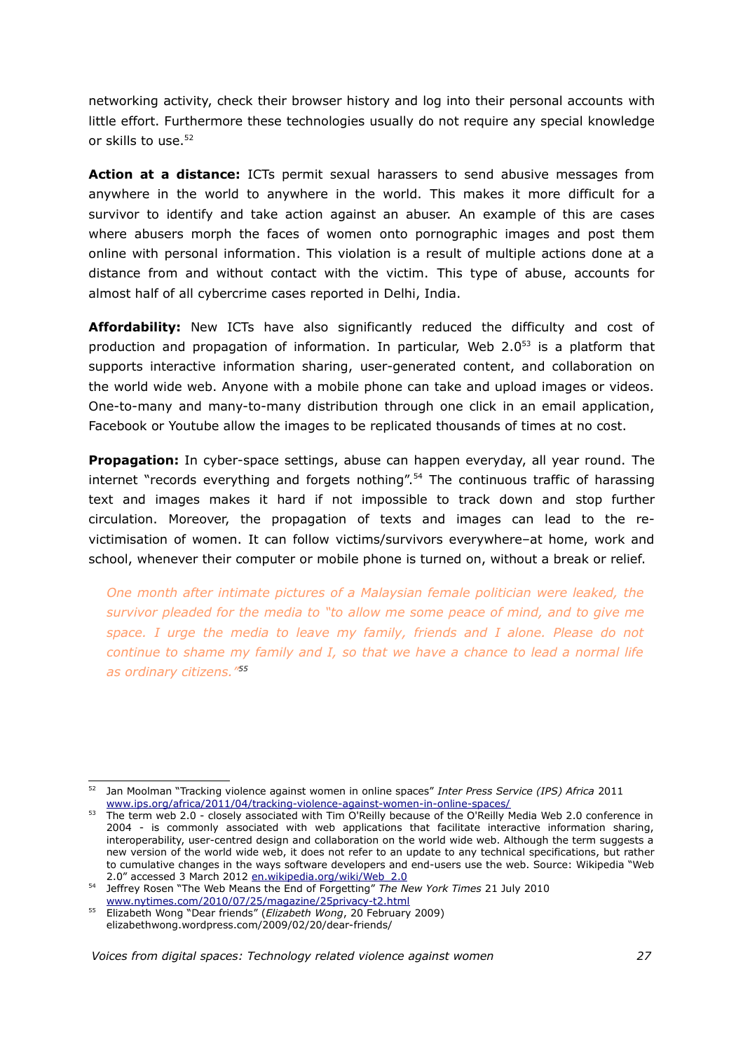networking activity, check their browser history and log into their personal accounts with little effort. Furthermore these technologies usually do not require any special knowledge or skills to use.[52]

**Action at a distance:** ICTs permit sexual harassers to send abusive messages from anywhere in the world to anywhere in the world. This makes it more difficult for a survivor to identify and take action against an abuser. An example of this are cases where abusers morph the faces of women onto pornographic images and post them online with personal information. This violation is a result of multiple actions done at a distance from and without contact with the victim. This type of abuse, accounts for almost half of all cybercrime cases reported in Delhi, India.

**Affordability:** New ICTs have also significantly reduced the difficulty and cost of production and propagation of information. In particular, Web 2.0[53] is a platform that supports interactive information sharing, user-generated content, and collaboration on the world wide web. Anyone with a mobile phone can take and upload images or videos. One-to-many and many-to-many distribution through one click in an email application, Facebook or Youtube allow the images to be replicated thousands of times at no cost.

**Propagation:** In cyber-space settings, abuse can happen everyday, all year round. The internet "records everything and forgets nothing".[54] The continuous traffic of harassing text and images makes it hard if not impossible to track down and stop further circulation. Moreover, the propagation of texts and images can lead to the re-victimisation of women. It can follow victims/survivors everywhere–at home, work and school, whenever their computer or mobile phone is turned on, without a break or relief.

> *One month after intimate pictures of a Malaysian female politician were leaked, the survivor pleaded for the media to "to allow me some peace of mind, and to give me space. I urge the media to leave my family, friends and I alone. Please do not continue to shame my family and I, so that we have a chance to lead a normal life as ordinary citizens."*[55]

---

[52] Jan Moolman "Tracking violence against women in online spaces" *Inter Press Service (IPS) Africa* 2011 www.ips.org/africa/2011/04/tracking-violence-against-women-in-online-spaces/

[53] The term web 2.0 - closely associated with Tim O'Reilly because of the O'Reilly Media Web 2.0 conference in 2004 - is commonly associated with web applications that facilitate interactive information sharing, interoperability, user-centred design and collaboration on the world wide web. Although the term suggests a new version of the world wide web, it does not refer to an update to any technical specifications, but rather to cumulative changes in the ways software developers and end-users use the web. Source: Wikipedia "Web 2.0" accessed 3 March 2012 en.wikipedia.org/wiki/Web_2.0

[54] Jeffrey Rosen "The Web Means the End of Forgetting" *The New York Times* 21 July 2010 www.nytimes.com/2010/07/25/magazine/25privacy-t2.html

[55] Elizabeth Wong "Dear friends" (*Elizabeth Wong*, 20 February 2009) elizabethwong.wordpress.com/2009/02/20/dear-friends/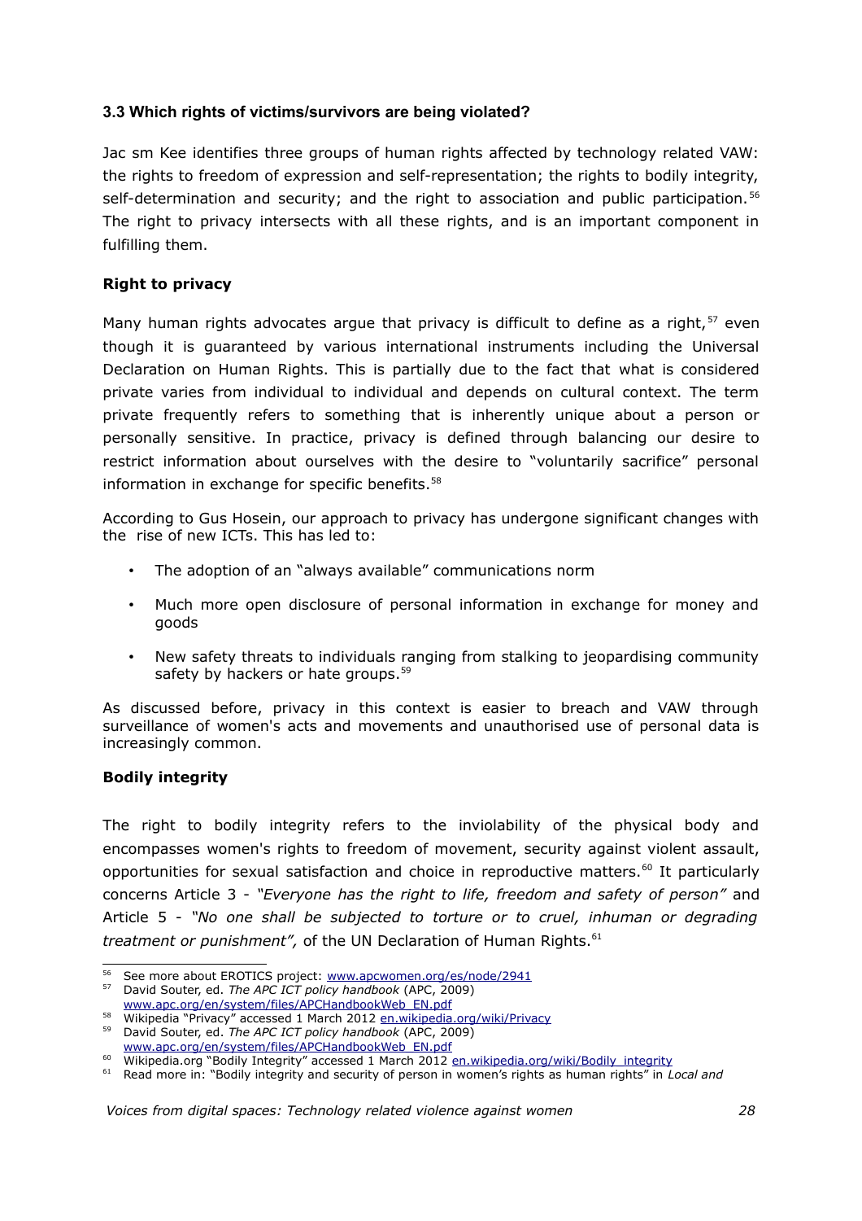### 3.3 Which rights of victims/survivors are being violated?

Jac sm Kee identifies three groups of human rights affected by technology related VAW: the rights to freedom of expression and self-representation; the rights to bodily integrity, self-determination and security; and the right to association and public participation.[56] The right to privacy intersects with all these rights, and is an important component in fulfilling them.

**Right to privacy**

Many human rights advocates argue that privacy is difficult to define as a right,[57] even though it is guaranteed by various international instruments including the Universal Declaration on Human Rights. This is partially due to the fact that what is considered private varies from individual to individual and depends on cultural context. The term private frequently refers to something that is inherently unique about a person or personally sensitive. In practice, privacy is defined through balancing our desire to restrict information about ourselves with the desire to "voluntarily sacrifice" personal information in exchange for specific benefits.[58]

According to Gus Hosein, our approach to privacy has undergone significant changes with the rise of new ICTs. This has led to:

- The adoption of an "always available" communications norm
- Much more open disclosure of personal information in exchange for money and goods
- New safety threats to individuals ranging from stalking to jeopardising community safety by hackers or hate groups.[59]

As discussed before, privacy in this context is easier to breach and VAW through surveillance of women's acts and movements and unauthorised use of personal data is increasingly common.

**Bodily integrity**

The right to bodily integrity refers to the inviolability of the physical body and encompasses women's rights to freedom of movement, security against violent assault, opportunities for sexual satisfaction and choice in reproductive matters.[60] It particularly concerns Article 3 - *"Everyone has the right to life, freedom and safety of person"* and Article 5 - *"No one shall be subjected to torture or to cruel, inhuman or degrading treatment or punishment",* of the UN Declaration of Human Rights.[61]

---

[56] See more about EROTICS project: www.apcwomen.org/es/node/2941

[57] David Souter, ed. *The APC ICT policy handbook* (APC, 2009) www.apc.org/en/system/files/APCHandbookWeb_EN.pdf

[58] Wikipedia "Privacy" accessed 1 March 2012 en.wikipedia.org/wiki/Privacy

[59] David Souter, ed. *The APC ICT policy handbook* (APC, 2009) www.apc.org/en/system/files/APCHandbookWeb_EN.pdf

[60] Wikipedia.org "Bodily Integrity" accessed 1 March 2012 en.wikipedia.org/wiki/Bodily_integrity

[61] Read more in: "Bodily integrity and security of person in women's rights as human rights" in *Local and*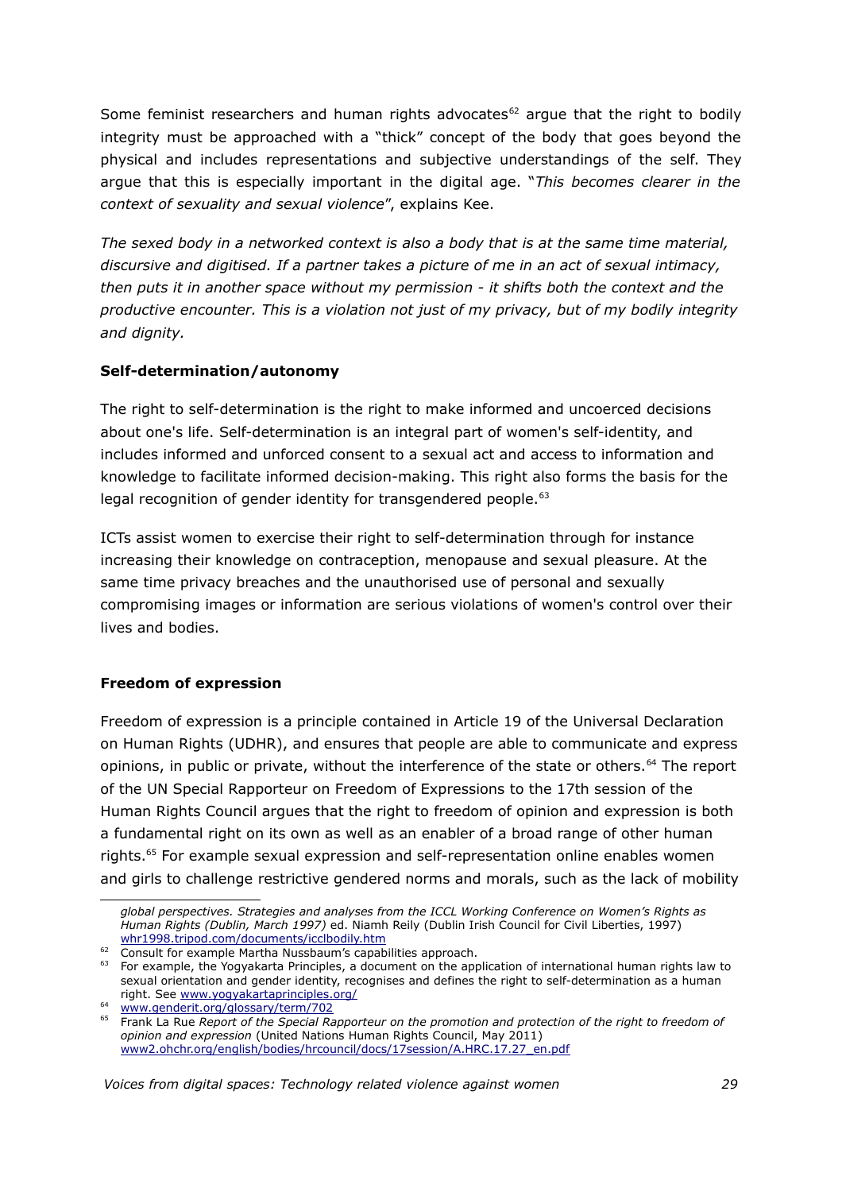Some feminist researchers and human rights advocates[62] argue that the right to bodily integrity must be approached with a "thick" concept of the body that goes beyond the physical and includes representations and subjective understandings of the self. They argue that this is especially important in the digital age. "*This becomes clearer in the context of sexuality and sexual violence*", explains Kee.

*The sexed body in a networked context is also a body that is at the same time material, discursive and digitised. If a partner takes a picture of me in an act of sexual intimacy, then puts it in another space without my permission - it shifts both the context and the productive encounter. This is a violation not just of my privacy, but of my bodily integrity and dignity.*

**Self-determination/autonomy**

The right to self-determination is the right to make informed and uncoerced decisions about one's life. Self-determination is an integral part of women's self-identity, and includes informed and unforced consent to a sexual act and access to information and knowledge to facilitate informed decision-making. This right also forms the basis for the legal recognition of gender identity for transgendered people.[63]

ICTs assist women to exercise their right to self-determination through for instance increasing their knowledge on contraception, menopause and sexual pleasure. At the same time privacy breaches and the unauthorised use of personal and sexually compromising images or information are serious violations of women's control over their lives and bodies.

**Freedom of expression**

Freedom of expression is a principle contained in Article 19 of the Universal Declaration on Human Rights (UDHR), and ensures that people are able to communicate and express opinions, in public or private, without the interference of the state or others.[64] The report of the UN Special Rapporteur on Freedom of Expressions to the 17th session of the Human Rights Council argues that the right to freedom of opinion and expression is both a fundamental right on its own as well as an enabler of a broad range of other human rights.[65] For example sexual expression and self-representation online enables women and girls to challenge restrictive gendered norms and morals, such as the lack of mobility

---

*global perspectives. Strategies and analyses from the ICCL Working Conference on Women's Rights as Human Rights (Dublin, March 1997)* ed. Niamh Reily (Dublin Irish Council for Civil Liberties, 1997) whr1998.tripod.com/documents/icclbodily.htm

[62] Consult for example Martha Nussbaum's capabilities approach.

[63] For example, the Yogyakarta Principles, a document on the application of international human rights law to sexual orientation and gender identity, recognises and defines the right to self-determination as a human right. See www.yogyakartaprinciples.org/

[64] www.genderit.org/glossary/term/702

[65] Frank La Rue *Report of the Special Rapporteur on the promotion and protection of the right to freedom of opinion and expression* (United Nations Human Rights Council, May 2011) www2.ohchr.org/english/bodies/hrcouncil/docs/17session/A.HRC.17.27_en.pdf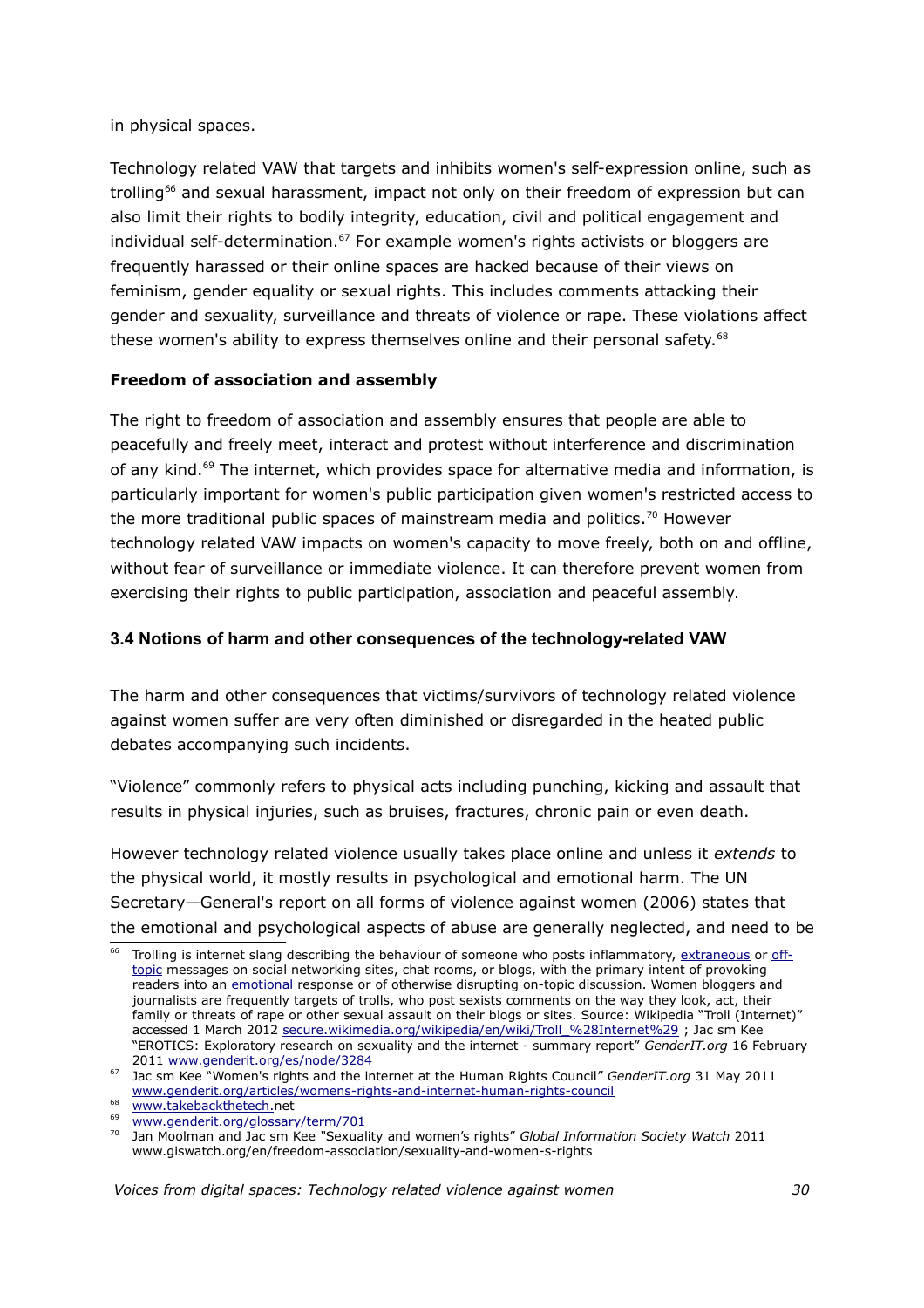in physical spaces.

Technology related VAW that targets and inhibits women's self-expression online, such as trolling[66] and sexual harassment, impact not only on their freedom of expression but can also limit their rights to bodily integrity, education, civil and political engagement and individual self-determination.[67] For example women's rights activists or bloggers are frequently harassed or their online spaces are hacked because of their views on feminism, gender equality or sexual rights. This includes comments attacking their gender and sexuality, surveillance and threats of violence or rape. These violations affect these women's ability to express themselves online and their personal safety.[68]

**Freedom of association and assembly**

The right to freedom of association and assembly ensures that people are able to peacefully and freely meet, interact and protest without interference and discrimination of any kind.[69] The internet, which provides space for alternative media and information, is particularly important for women's public participation given women's restricted access to the more traditional public spaces of mainstream media and politics.[70] However technology related VAW impacts on women's capacity to move freely, both on and offline, without fear of surveillance or immediate violence. It can therefore prevent women from exercising their rights to public participation, association and peaceful assembly.

### 3.4 Notions of harm and other consequences of the technology-related VAW

The harm and other consequences that victims/survivors of technology related violence against women suffer are very often diminished or disregarded in the heated public debates accompanying such incidents.

"Violence" commonly refers to physical acts including punching, kicking and assault that results in physical injuries, such as bruises, fractures, chronic pain or even death.

However technology related violence usually takes place online and unless it *extends* to the physical world, it mostly results in psychological and emotional harm. The UN Secretary—General's report on all forms of violence against women (2006) states that the emotional and psychological aspects of abuse are generally neglected, and need to be

---

[66] Trolling is internet slang describing the behaviour of someone who posts inflammatory, extraneous or off-topic messages on social networking sites, chat rooms, or blogs, with the primary intent of provoking readers into an emotional response or of otherwise disrupting on-topic discussion. Women bloggers and journalists are frequently targets of trolls, who post sexists comments on the way they look, act, their family or threats of rape or other sexual assault on their blogs or sites. Source: Wikipedia "Troll (Internet)" accessed 1 March 2012 secure.wikimedia.org/wikipedia/en/wiki/Troll_%28Internet%29 ; Jac sm Kee "EROTICS: Exploratory research on sexuality and the internet - summary report" *GenderIT.org* 16 February 2011 www.genderit.org/es/node/3284

[67] Jac sm Kee "Women's rights and the internet at the Human Rights Council" *GenderIT.org* 31 May 2011 www.genderit.org/articles/womens-rights-and-internet-human-rights-council

[68] www.takebackthetech.net

[69] www.genderit.org/glossary/term/701

[70] Jan Moolman and Jac sm Kee "Sexuality and women's rights" *Global Information Society Watch* 2011 www.giswatch.org/en/freedom-association/sexuality-and-women-s-rights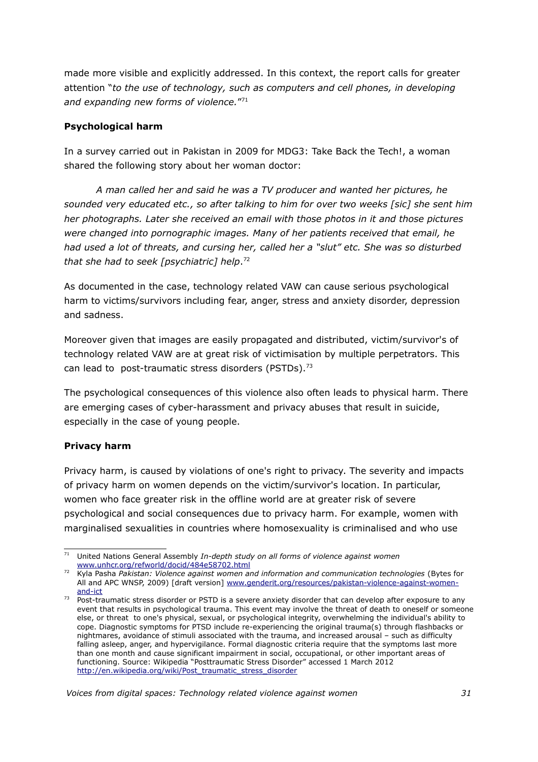made more visible and explicitly addressed. In this context, the report calls for greater attention "*to the use of technology, such as computers and cell phones, in developing and expanding new forms of violence.*"[71]

**Psychological harm**

In a survey carried out in Pakistan in 2009 for MDG3: Take Back the Tech!, a woman shared the following story about her woman doctor:

> *A man called her and said he was a TV producer and wanted her pictures, he sounded very educated etc., so after talking to him for over two weeks [sic] she sent him her photographs. Later she received an email with those photos in it and those pictures were changed into pornographic images. Many of her patients received that email, he had used a lot of threats, and cursing her, called her a "slut" etc. She was so disturbed that she had to seek [psychiatric] help*.[72]

As documented in the case, technology related VAW can cause serious psychological harm to victims/survivors including fear, anger, stress and anxiety disorder, depression and sadness.

Moreover given that images are easily propagated and distributed, victim/survivor's of technology related VAW are at great risk of victimisation by multiple perpetrators. This can lead to post-traumatic stress disorders (PSTDs).[73]

The psychological consequences of this violence also often leads to physical harm. There are emerging cases of cyber-harassment and privacy abuses that result in suicide, especially in the case of young people.

**Privacy harm**

Privacy harm, is caused by violations of one's right to privacy. The severity and impacts of privacy harm on women depends on the victim/survivor's location. In particular, women who face greater risk in the offline world are at greater risk of severe psychological and social consequences due to privacy harm. For example, women with marginalised sexualities in countries where homosexuality is criminalised and who use

---

[71] United Nations General Assembly *In-depth study on all forms of violence against women* www.unhcr.org/refworld/docid/484e58702.html

[72] Kyla Pasha *Pakistan: Violence against women and information and communication technologies* (Bytes for All and APC WNSP, 2009) [draft version] www.genderit.org/resources/pakistan-violence-against-women-and-ict

[73] Post-traumatic stress disorder or PSTD is a severe anxiety disorder that can develop after exposure to any event that results in psychological trauma. This event may involve the threat of death to oneself or someone else, or threat to one's physical, sexual, or psychological integrity, overwhelming the individual's ability to cope. Diagnostic symptoms for PTSD include re-experiencing the original trauma(s) through flashbacks or nightmares, avoidance of stimuli associated with the trauma, and increased arousal – such as difficulty falling asleep, anger, and hypervigilance. Formal diagnostic criteria require that the symptoms last more than one month and cause significant impairment in social, occupational, or other important areas of functioning. Source: Wikipedia "Posttraumatic Stress Disorder" accessed 1 March 2012 http://en.wikipedia.org/wiki/Post_traumatic_stress_disorder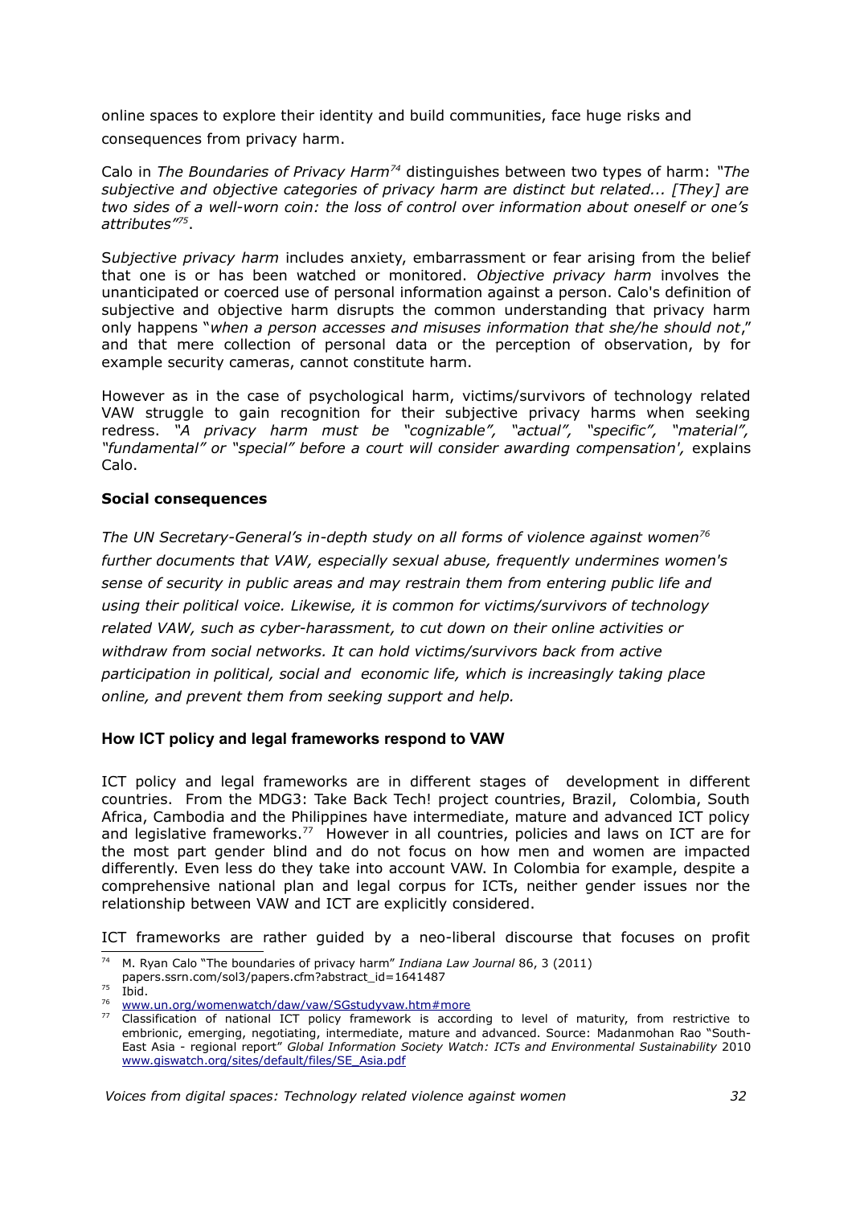online spaces to explore their identity and build communities, face huge risks and consequences from privacy harm.

Calo in *The Boundaries of Privacy Harm*[74] distinguishes between two types of harm: *"The subjective and objective categories of privacy harm are distinct but related... [They] are two sides of a well-worn coin: the loss of control over information about oneself or one's attributes"*[75].

S*ubjective privacy harm* includes anxiety, embarrassment or fear arising from the belief that one is or has been watched or monitored. *Objective privacy harm* involves the unanticipated or coerced use of personal information against a person. Calo's definition of subjective and objective harm disrupts the common understanding that privacy harm only happens "*when a person accesses and misuses information that she/he should not*," and that mere collection of personal data or the perception of observation, by for example security cameras, cannot constitute harm.

However as in the case of psychological harm, victims/survivors of technology related VAW struggle to gain recognition for their subjective privacy harms when seeking redress. *"A privacy harm must be "cognizable", "actual", "specific", "material", "fundamental" or "special" before a court will consider awarding compensation',* explains Calo.

**Social consequences**

*The UN Secretary-General's in-depth study on all forms of violence against women*[76] *further documents that VAW, especially sexual abuse, frequently undermines women's sense of security in public areas and may restrain them from entering public life and using their political voice. Likewise, it is common for victims/survivors of technology related VAW, such as cyber-harassment, to cut down on their online activities or withdraw from social networks. It can hold victims/survivors back from active participation in political, social and economic life, which is increasingly taking place online, and prevent them from seeking support and help.*

### How ICT policy and legal frameworks respond to VAW

ICT policy and legal frameworks are in different stages of development in different countries. From the MDG3: Take Back Tech! project countries, Brazil, Colombia, South Africa, Cambodia and the Philippines have intermediate, mature and advanced ICT policy and legislative frameworks.[77] However in all countries, policies and laws on ICT are for the most part gender blind and do not focus on how men and women are impacted differently. Even less do they take into account VAW. In Colombia for example, despite a comprehensive national plan and legal corpus for ICTs, neither gender issues nor the relationship between VAW and ICT are explicitly considered.

ICT frameworks are rather guided by a neo-liberal discourse that focuses on profit

---

[74] M. Ryan Calo "The boundaries of privacy harm" *Indiana Law Journal* 86, 3 (2011) papers.ssrn.com/sol3/papers.cfm?abstract_id=1641487

[75] Ibid.

[76] www.un.org/womenwatch/daw/vaw/SGstudyvaw.htm#more

[77] Classification of national ICT policy framework is according to level of maturity, from restrictive to embrionic, emerging, negotiating, intermediate, mature and advanced. Source: Madanmohan Rao "South-East Asia - regional report" *Global Information Society Watch: ICTs and Environmental Sustainability* 2010 www.giswatch.org/sites/default/files/SE_Asia.pdf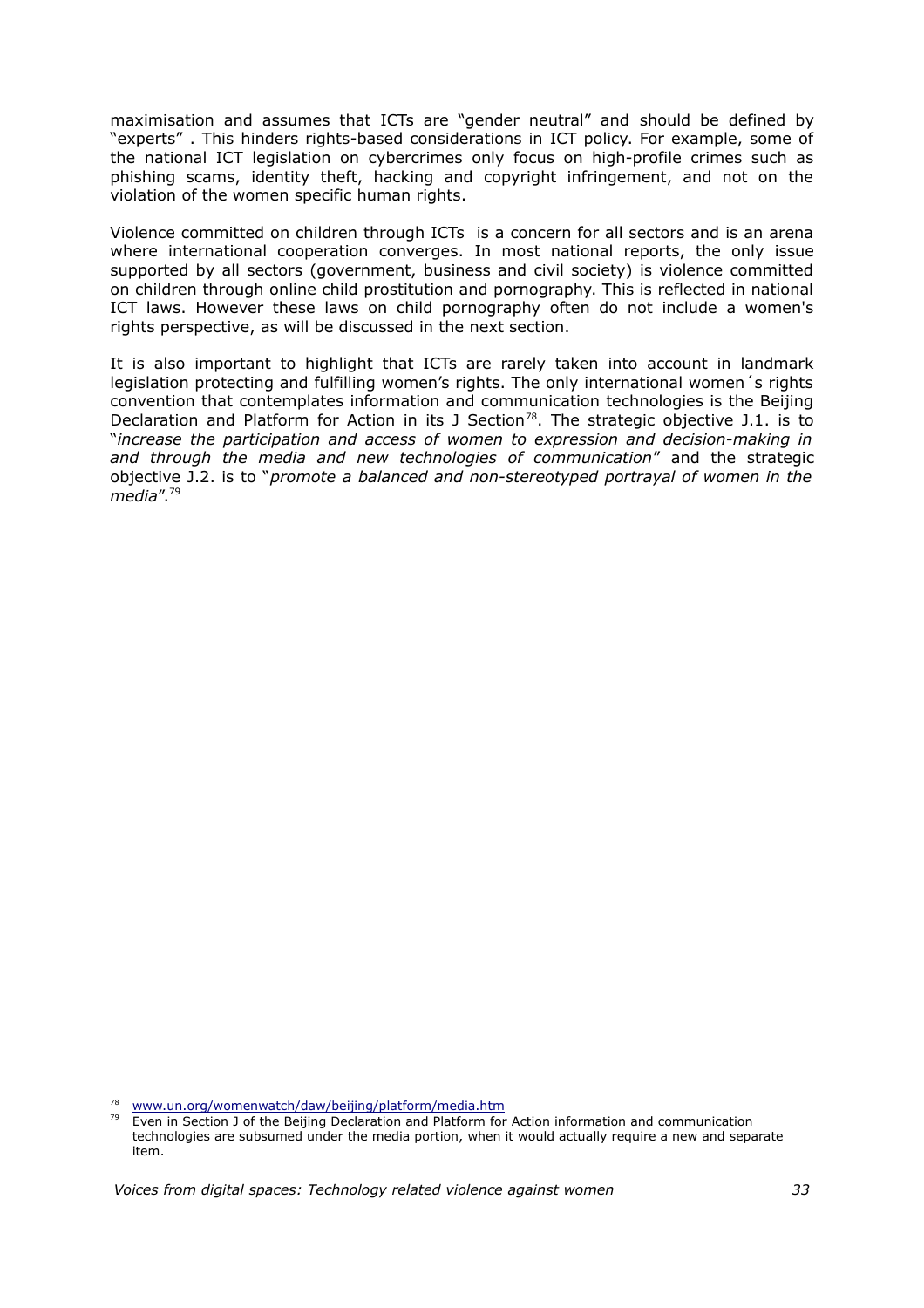maximisation and assumes that ICTs are "gender neutral" and should be defined by "experts" . This hinders rights-based considerations in ICT policy. For example, some of the national ICT legislation on cybercrimes only focus on high-profile crimes such as phishing scams, identity theft, hacking and copyright infringement, and not on the violation of the women specific human rights.

Violence committed on children through ICTs is a concern for all sectors and is an arena where international cooperation converges. In most national reports, the only issue supported by all sectors (government, business and civil society) is violence committed on children through online child prostitution and pornography. This is reflected in national ICT laws. However these laws on child pornography often do not include a women's rights perspective, as will be discussed in the next section.

It is also important to highlight that ICTs are rarely taken into account in landmark legislation protecting and fulfilling women's rights. The only international women´s rights convention that contemplates information and communication technologies is the Beijing Declaration and Platform for Action in its J Section[78]. The strategic objective J.1. is to "*increase the participation and access of women to expression and decision-making in and through the media and new technologies of communication*" and the strategic objective J.2. is to "*promote a balanced and non-stereotyped portrayal of women in the media*".[79]

---

[78] www.un.org/womenwatch/daw/beijing/platform/media.htm

[79] Even in Section J of the Beijing Declaration and Platform for Action information and communication technologies are subsumed under the media portion, when it would actually require a new and separate item.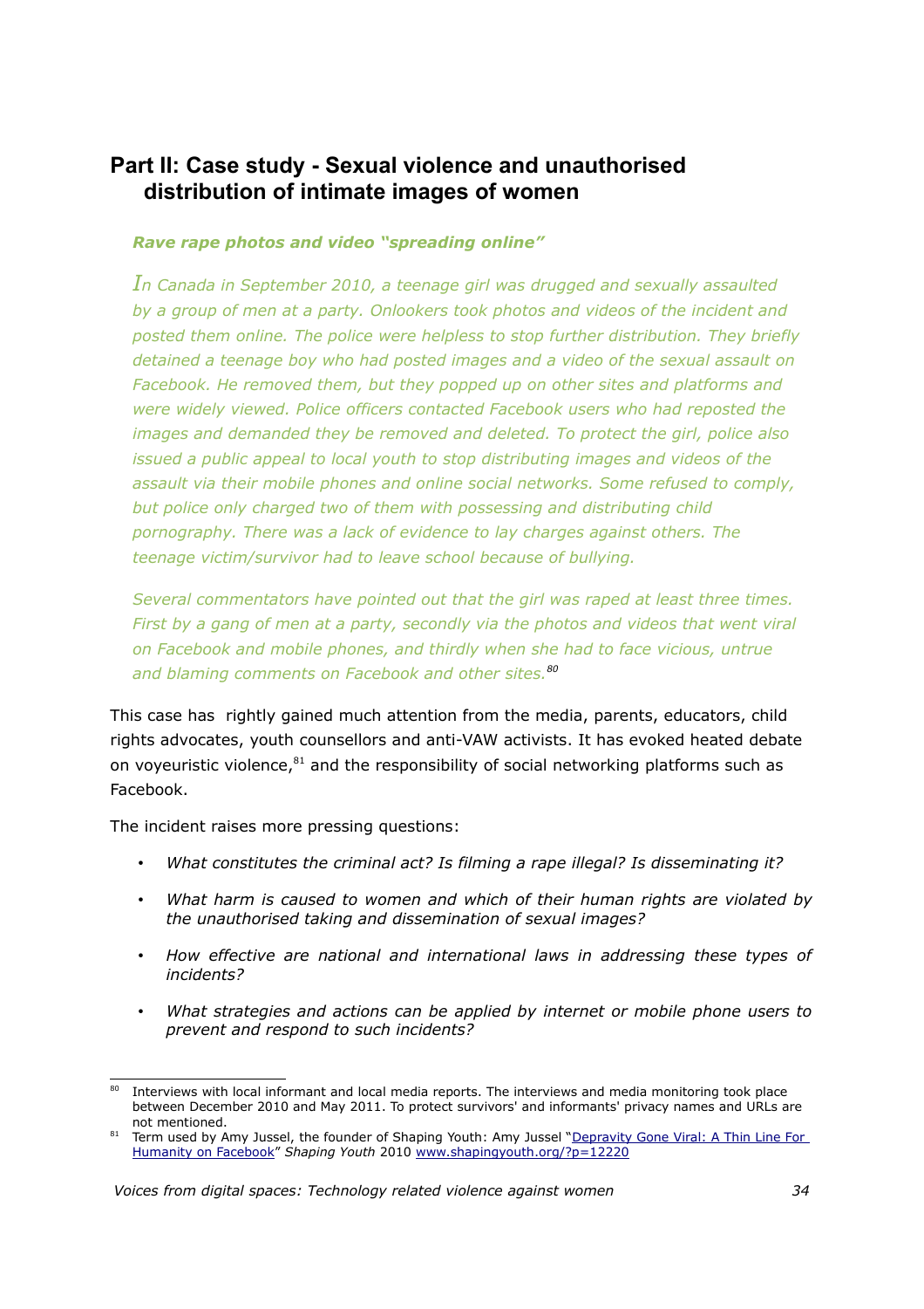## Part II: Case study - Sexual violence and unauthorised distribution of intimate images of women

***Rave rape photos and video "spreading online"***

*In Canada in September 2010, a teenage girl was drugged and sexually assaulted by a group of men at a party. Onlookers took photos and videos of the incident and posted them online. The police were helpless to stop further distribution. They briefly detained a teenage boy who had posted images and a video of the sexual assault on Facebook. He removed them, but they popped up on other sites and platforms and were widely viewed. Police officers contacted Facebook users who had reposted the images and demanded they be removed and deleted. To protect the girl, police also issued a public appeal to local youth to stop distributing images and videos of the assault via their mobile phones and online social networks. Some refused to comply, but police only charged two of them with possessing and distributing child pornography. There was a lack of evidence to lay charges against others. The teenage victim/survivor had to leave school because of bullying.*

*Several commentators have pointed out that the girl was raped at least three times. First by a gang of men at a party, secondly via the photos and videos that went viral on Facebook and mobile phones, and thirdly when she had to face vicious, untrue and blaming comments on Facebook and other sites.*[80]

This case has rightly gained much attention from the media, parents, educators, child rights advocates, youth counsellors and anti-VAW activists. It has evoked heated debate on voyeuristic violence,[81] and the responsibility of social networking platforms such as Facebook.

The incident raises more pressing questions:

- *What constitutes the criminal act? Is filming a rape illegal? Is disseminating it?*
- *What harm is caused to women and which of their human rights are violated by the unauthorised taking and dissemination of sexual images?*
- *How effective are national and international laws in addressing these types of incidents?*
- *What strategies and actions can be applied by internet or mobile phone users to prevent and respond to such incidents?*

---

[80] Interviews with local informant and local media reports. The interviews and media monitoring took place between December 2010 and May 2011. To protect survivors' and informants' privacy names and URLs are not mentioned.

[81] Term used by Amy Jussel, the founder of Shaping Youth: Amy Jussel "Depravity Gone Viral: A Thin Line For Humanity on Facebook" *Shaping Youth* 2010 www.shapingyouth.org/?p=12220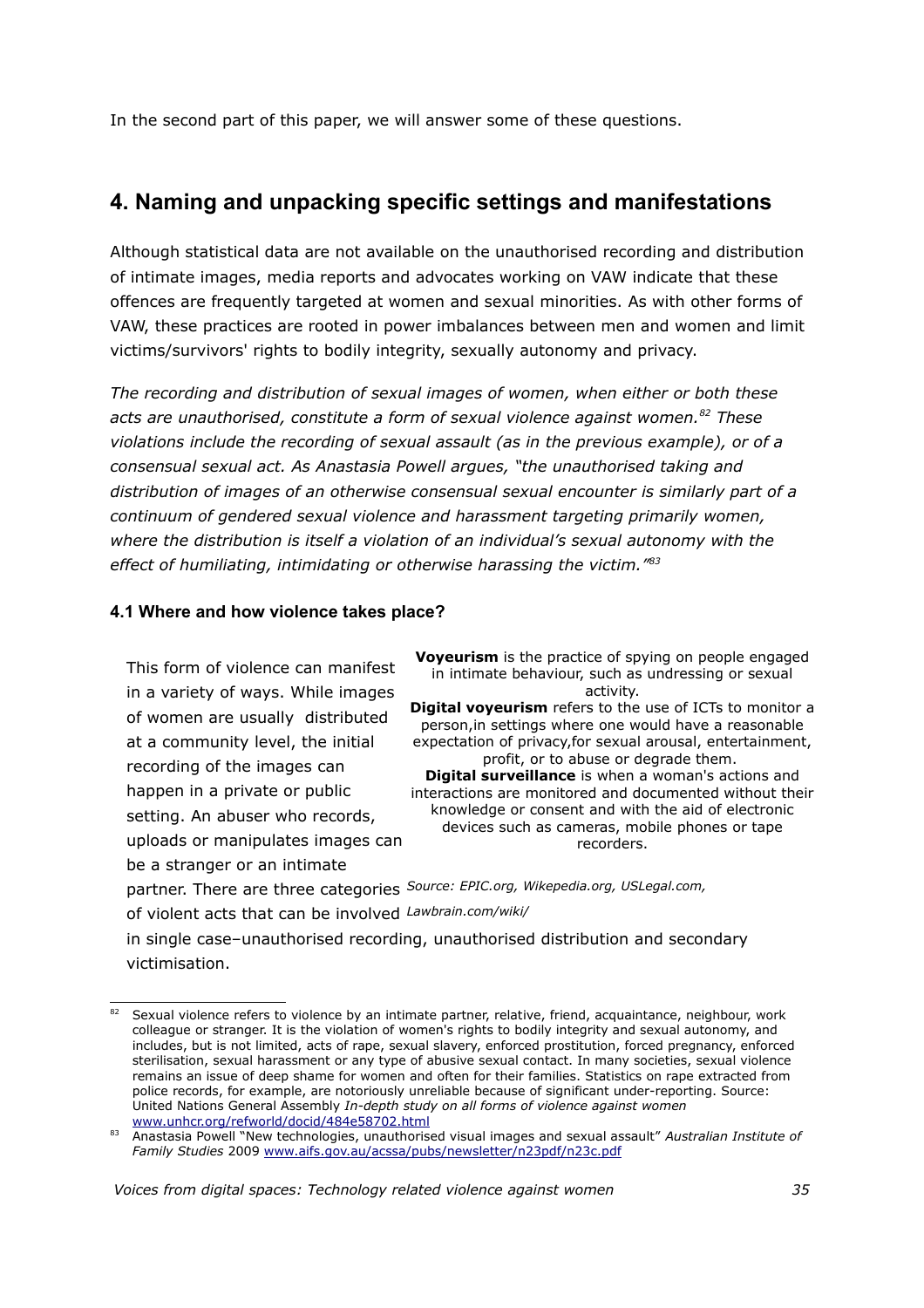In the second part of this paper, we will answer some of these questions.

## 4. Naming and unpacking specific settings and manifestations

Although statistical data are not available on the unauthorised recording and distribution of intimate images, media reports and advocates working on VAW indicate that these offences are frequently targeted at women and sexual minorities. As with other forms of VAW, these practices are rooted in power imbalances between men and women and limit victims/survivors' rights to bodily integrity, sexually autonomy and privacy.

*The recording and distribution of sexual images of women, when either or both these acts are unauthorised, constitute a form of sexual violence against women.*[82] *These violations include the recording of sexual assault (as in the previous example), or of a consensual sexual act. As Anastasia Powell argues, "the unauthorised taking and distribution of images of an otherwise consensual sexual encounter is similarly part of a continuum of gendered sexual violence and harassment targeting primarily women, where the distribution is itself a violation of an individual's sexual autonomy with the effect of humiliating, intimidating or otherwise harassing the victim."*[83]

### 4.1 Where and how violence takes place?

This form of violence can manifest in a variety of ways. While images of women are usually distributed at a community level, the initial recording of the images can happen in a private or public setting. An abuser who records, uploads or manipulates images can be a stranger or an intimate partner. There are three categories of violent acts that can be involved in single case–unauthorised recording, unauthorised distribution and secondary victimisation.

> **Voyeurism** is the practice of spying on people engaged in intimate behaviour, such as undressing or sexual activity.
> **Digital voyeurism** refers to the use of ICTs to monitor a person,in settings where one would have a reasonable expectation of privacy,for sexual arousal, entertainment, profit, or to abuse or degrade them.
> **Digital surveillance** is when a woman's actions and interactions are monitored and documented without their knowledge or consent and with the aid of electronic devices such as cameras, mobile phones or tape recorders.
>
> *Source: EPIC.org, Wikepedia.org, USLegal.com, Lawbrain.com/wiki/*

---

[82] Sexual violence refers to violence by an intimate partner, relative, friend, acquaintance, neighbour, work colleague or stranger. It is the violation of women's rights to bodily integrity and sexual autonomy, and includes, but is not limited, acts of rape, sexual slavery, enforced prostitution, forced pregnancy, enforced sterilisation, sexual harassment or any type of abusive sexual contact. In many societies, sexual violence remains an issue of deep shame for women and often for their families. Statistics on rape extracted from police records, for example, are notoriously unreliable because of significant under-reporting. Source: United Nations General Assembly *In-depth study on all forms of violence against women* www.unhcr.org/refworld/docid/484e58702.html

[83] Anastasia Powell "New technologies, unauthorised visual images and sexual assault" *Australian Institute of Family Studies* 2009 www.aifs.gov.au/acssa/pubs/newsletter/n23pdf/n23c.pdf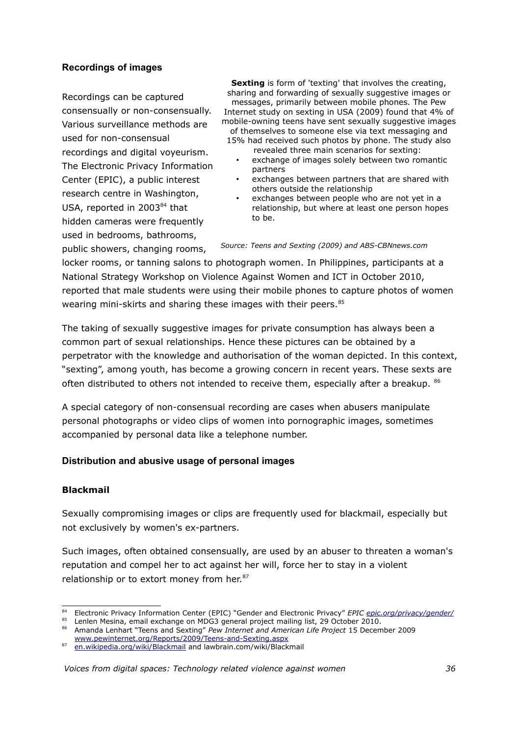### Recordings of images

Recordings can be captured consensually or non-consensually. Various surveillance methods are used for non-consensual recordings and digital voyeurism. The Electronic Privacy Information Center (EPIC), a public interest research centre in Washington, USA, reported in 2003[84] that hidden cameras were frequently used in bedrooms, bathrooms, public showers, changing rooms, locker rooms, or tanning salons to photograph women. In Philippines, participants at a National Strategy Workshop on Violence Against Women and ICT in October 2010, reported that male students were using their mobile phones to capture photos of women wearing mini-skirts and sharing these images with their peers.[85]

> **Sexting** is form of 'texting' that involves the creating, sharing and forwarding of sexually suggestive images or messages, primarily between mobile phones. The Pew Internet study on sexting in USA (2009) found that 4% of mobile-owning teens have sent sexually suggestive images of themselves to someone else via text messaging and 15% had received such photos by phone. The study also revealed three main scenarios for sexting:
>
> - exchange of images solely between two romantic partners
> - exchanges between partners that are shared with others outside the relationship
> - exchanges between people who are not yet in a relationship, but where at least one person hopes to be.
>
> *Source: Teens and Sexting (2009) and ABS-CBNnews.com*

The taking of sexually suggestive images for private consumption has always been a common part of sexual relationships. Hence these pictures can be obtained by a perpetrator with the knowledge and authorisation of the woman depicted. In this context, "sexting", among youth, has become a growing concern in recent years. These sexts are often distributed to others not intended to receive them, especially after a breakup. [86]

A special category of non-consensual recording are cases when abusers manipulate personal photographs or video clips of women into pornographic images, sometimes accompanied by personal data like a telephone number.

### Distribution and abusive usage of personal images

#### Blackmail

Sexually compromising images or clips are frequently used for blackmail, especially but not exclusively by women's ex-partners.

Such images, often obtained consensually, are used by an abuser to threaten a woman's reputation and compel her to act against her will, force her to stay in a violent relationship or to extort money from her.[87]

---

[84] Electronic Privacy Information Center (EPIC) "Gender and Electronic Privacy" *EPIC* epic.org/privacy/gender/

[85] Lenlen Mesina, email exchange on MDG3 general project mailing list, 29 October 2010.

[86] Amanda Lenhart "Teens and Sexting" *Pew Internet and American Life Project* 15 December 2009 www.pewinternet.org/Reports/2009/Teens-and-Sexting.aspx

[87] en.wikipedia.org/wiki/Blackmail and lawbrain.com/wiki/Blackmail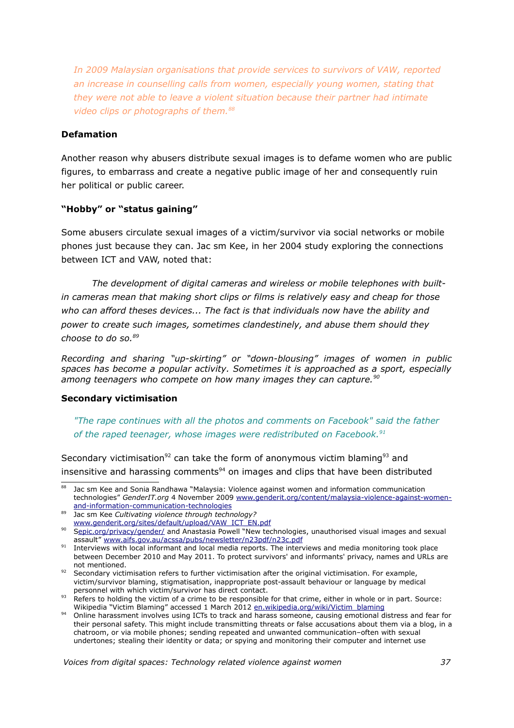*In 2009 Malaysian organisations that provide services to survivors of VAW, reported an increase in counselling calls from women, especially young women, stating that they were not able to leave a violent situation because their partner had intimate video clips or photographs of them.*[88]

**Defamation**

Another reason why abusers distribute sexual images is to defame women who are public figures, to embarrass and create a negative public image of her and consequently ruin her political or public career.

**"Hobby" or "status gaining"**

Some abusers circulate sexual images of a victim/survivor via social networks or mobile phones just because they can. Jac sm Kee, in her 2004 study exploring the connections between ICT and VAW, noted that:

*The development of digital cameras and wireless or mobile telephones with built-in cameras mean that making short clips or films is relatively easy and cheap for those who can afford theses devices... The fact is that individuals now have the ability and power to create such images, sometimes clandestinely, and abuse them should they choose to do so.*[89]

*Recording and sharing "up-skirting" or "down-blousing" images of women in public spaces has become a popular activity. Sometimes it is approached as a sport, especially among teenagers who compete on how many images they can capture.*[90]

**Secondary victimisation**

*"The rape continues with all the photos and comments on Facebook" said the father of the raped teenager, whose images were redistributed on Facebook.*[91]

Secondary victimisation[92] can take the form of anonymous victim blaming[93] and insensitive and harassing comments[94] on images and clips that have been distributed

---

[88] Jac sm Kee and Sonia Randhawa "Malaysia: Violence against women and information communication technologies" *GenderIT.org* 4 November 2009 www.genderit.org/content/malaysia-violence-against-women-and-information-communication-technologies

[89] Jac sm Kee *Cultivating violence through technology?* www.genderit.org/sites/default/upload/VAW_ICT_EN.pdf

[90] Sepic.org/privacy/gender/ and Anastasia Powell "New technologies, unauthorised visual images and sexual assault" www.aifs.gov.au/acssa/pubs/newsletter/n23pdf/n23c.pdf

[91] Interviews with local informant and local media reports. The interviews and media monitoring took place between December 2010 and May 2011. To protect survivors' and informants' privacy, names and URLs are not mentioned.

[92] Secondary victimisation refers to further victimisation after the original victimisation. For example, victim/survivor blaming, stigmatisation, inappropriate post-assault behaviour or language by medical personnel with which victim/survivor has direct contact.

[93] Refers to holding the victim of a crime to be responsible for that crime, either in whole or in part. Source: Wikipedia "Victim Blaming" accessed 1 March 2012 en.wikipedia.org/wiki/Victim_blaming

[94] Online harassment involves using ICTs to track and harass someone, causing emotional distress and fear for their personal safety. This might include transmitting threats or false accusations about them via a blog, in a chatroom, or via mobile phones; sending repeated and unwanted communication–often with sexual undertones; stealing their identity or data; or spying and monitoring their computer and internet use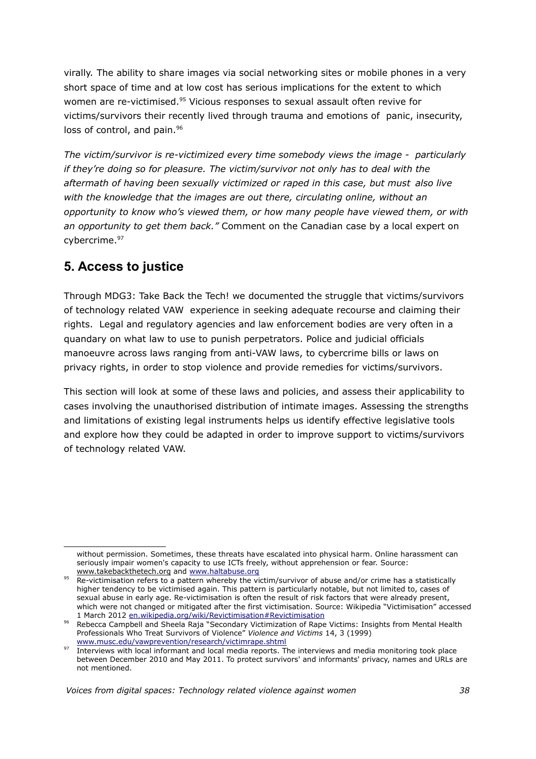virally. The ability to share images via social networking sites or mobile phones in a very short space of time and at low cost has serious implications for the extent to which women are re-victimised.[95] Vicious responses to sexual assault often revive for victims/survivors their recently lived through trauma and emotions of panic, insecurity, loss of control, and pain.[96]

*The victim/survivor is re-victimized every time somebody views the image - particularly if they're doing so for pleasure. The victim/survivor not only has to deal with the aftermath of having been sexually victimized or raped in this case, but must also live with the knowledge that the images are out there, circulating online, without an opportunity to know who's viewed them, or how many people have viewed them, or with an opportunity to get them back."* Comment on the Canadian case by a local expert on cybercrime.[97]

## 5. Access to justice

Through MDG3: Take Back the Tech! we documented the struggle that victims/survivors of technology related VAW experience in seeking adequate recourse and claiming their rights. Legal and regulatory agencies and law enforcement bodies are very often in a quandary on what law to use to punish perpetrators. Police and judicial officials manoeuvre across laws ranging from anti-VAW laws, to cybercrime bills or laws on privacy rights, in order to stop violence and provide remedies for victims/survivors.

This section will look at some of these laws and policies, and assess their applicability to cases involving the unauthorised distribution of intimate images. Assessing the strengths and limitations of existing legal instruments helps us identify effective legislative tools and explore how they could be adapted in order to improve support to victims/survivors of technology related VAW.

---

without permission. Sometimes, these threats have escalated into physical harm. Online harassment can seriously impair women's capacity to use ICTs freely, without apprehension or fear. Source: www.takebackthetech.org and www.haltabuse.org

[95] Re-victimisation refers to a pattern whereby the victim/survivor of abuse and/or crime has a statistically higher tendency to be victimised again. This pattern is particularly notable, but not limited to, cases of sexual abuse in early age. Re-victimisation is often the result of risk factors that were already present, which were not changed or mitigated after the first victimisation. Source: Wikipedia "Victimisation" accessed 1 March 2012 en.wikipedia.org/wiki/Revictimisation#Revictimisation

[96] Rebecca Campbell and Sheela Raja "Secondary Victimization of Rape Victims: Insights from Mental Health Professionals Who Treat Survivors of Violence" *Violence and Victims* 14, 3 (1999) www.musc.edu/vawprevention/research/victimrape.shtml

[97] Interviews with local informant and local media reports. The interviews and media monitoring took place between December 2010 and May 2011. To protect survivors' and informants' privacy, names and URLs are not mentioned.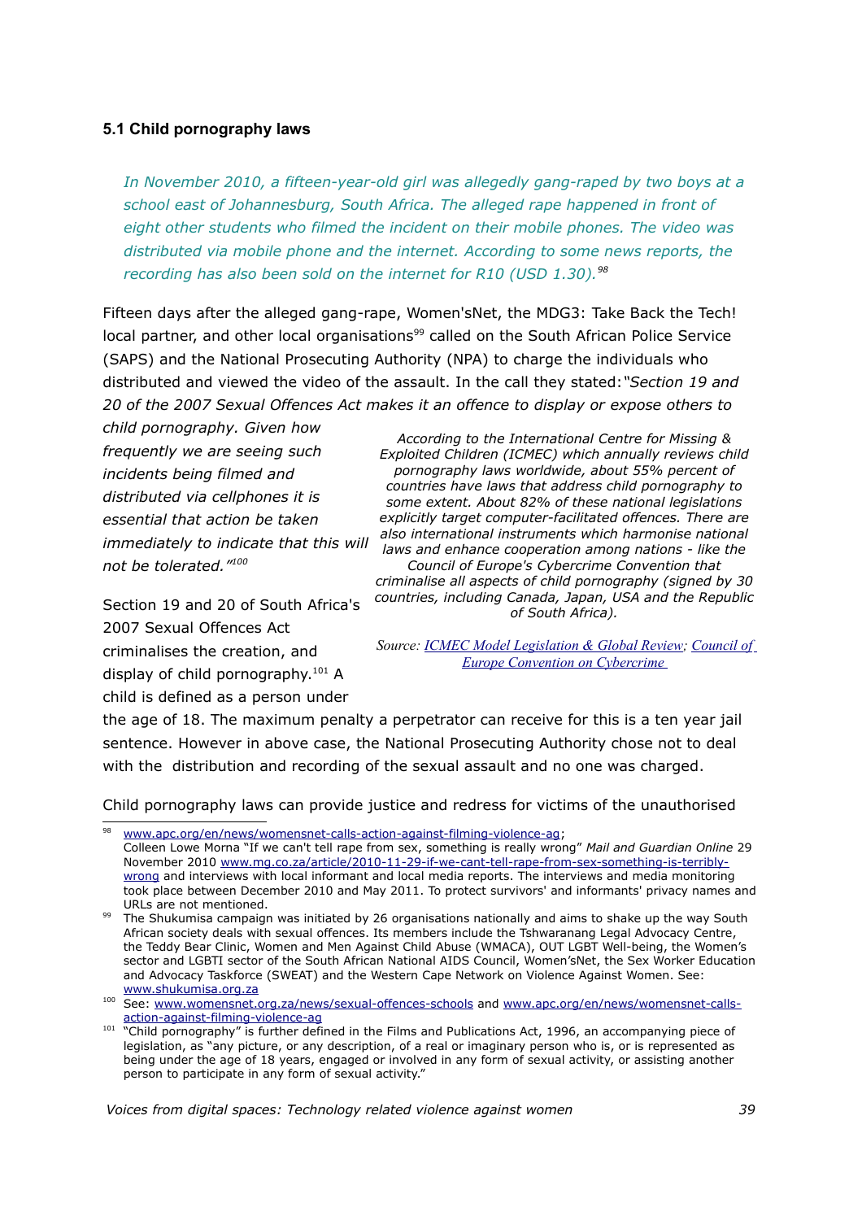### 5.1 Child pornography laws

*In November 2010, a fifteen-year-old girl was allegedly gang-raped by two boys at a school east of Johannesburg, South Africa. The alleged rape happened in front of eight other students who filmed the incident on their mobile phones. The video was distributed via mobile phone and the internet. According to some news reports, the recording has also been sold on the internet for R10 (USD 1.30).*[98]

Fifteen days after the alleged gang-rape, Women'sNet, the MDG3: Take Back the Tech! local partner, and other local organisations[99] called on the South African Police Service (SAPS) and the National Prosecuting Authority (NPA) to charge the individuals who distributed and viewed the video of the assault. In the call they stated: *"Section 19 and 20 of the 2007 Sexual Offences Act makes it an offence to display or expose others to child pornography. Given how frequently we are seeing such incidents being filmed and distributed via cellphones it is essential that action be taken immediately to indicate that this will not be tolerated."*[100]

Section 19 and 20 of South Africa's 2007 Sexual Offences Act criminalises the creation, and display of child pornography.[101] A child is defined as a person under the age of 18. The maximum penalty a perpetrator can receive for this is a ten year jail sentence. However in above case, the National Prosecuting Authority chose not to deal with the distribution and recording of the sexual assault and no one was charged.

*According to the International Centre for Missing & Exploited Children (ICMEC) which annually reviews child pornography laws worldwide, about 55% percent of countries have laws that address child pornography to some extent. About 82% of these national legislations explicitly target computer-facilitated offences. There are also international instruments which harmonise national laws and enhance cooperation among nations - like the Council of Europe's Cybercrime Convention that criminalise all aspects of child pornography (signed by 30 countries, including Canada, Japan, USA and the Republic of South Africa).*

*Source: ICMEC Model Legislation & Global Review; Council of Europe Convention on Cybercrime*

Child pornography laws can provide justice and redress for victims of the unauthorised

---

[98] www.apc.org/en/news/womensnet-calls-action-against-filming-violence-ag; Colleen Lowe Morna "If we can't tell rape from sex, something is really wrong" *Mail and Guardian Online* 29 November 2010 www.mg.co.za/article/2010-11-29-if-we-cant-tell-rape-from-sex-something-is-terribly-wrong and interviews with local informant and local media reports. The interviews and media monitoring took place between December 2010 and May 2011. To protect survivors' and informants' privacy names and URLs are not mentioned.

[99] The Shukumisa campaign was initiated by 26 organisations nationally and aims to shake up the way South African society deals with sexual offences. Its members include the Tshwaranang Legal Advocacy Centre, the Teddy Bear Clinic, Women and Men Against Child Abuse (WMACA), OUT LGBT Well-being, the Women's sector and LGBTI sector of the South African National AIDS Council, Women'sNet, the Sex Worker Education and Advocacy Taskforce (SWEAT) and the Western Cape Network on Violence Against Women. See: www.shukumisa.org.za

[100] See: www.womensnet.org.za/news/sexual-offences-schools and www.apc.org/en/news/womensnet-calls-action-against-filming-violence-ag

[101] "Child pornography" is further defined in the Films and Publications Act, 1996, an accompanying piece of legislation, as "any picture, or any description, of a real or imaginary person who is, or is represented as being under the age of 18 years, engaged or involved in any form of sexual activity, or assisting another person to participate in any form of sexual activity."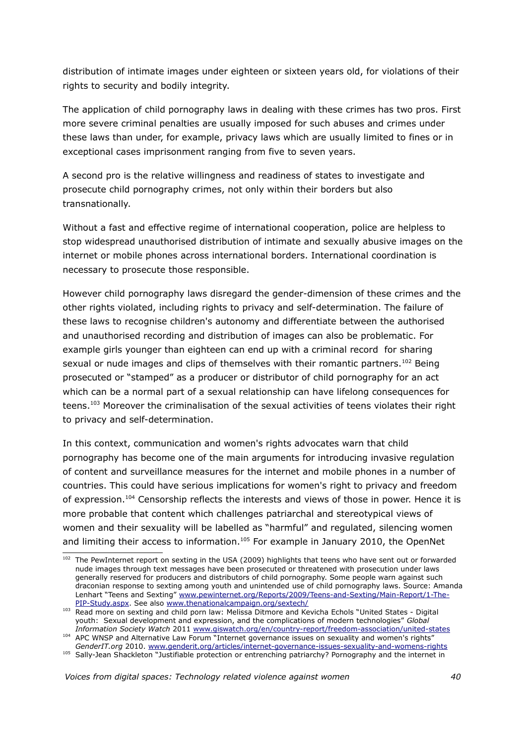distribution of intimate images under eighteen or sixteen years old, for violations of their rights to security and bodily integrity.

The application of child pornography laws in dealing with these crimes has two pros. First more severe criminal penalties are usually imposed for such abuses and crimes under these laws than under, for example, privacy laws which are usually limited to fines or in exceptional cases imprisonment ranging from five to seven years.

A second pro is the relative willingness and readiness of states to investigate and prosecute child pornography crimes, not only within their borders but also transnationally.

Without a fast and effective regime of international cooperation, police are helpless to stop widespread unauthorised distribution of intimate and sexually abusive images on the internet or mobile phones across international borders. International coordination is necessary to prosecute those responsible.

However child pornography laws disregard the gender-dimension of these crimes and the other rights violated, including rights to privacy and self-determination. The failure of these laws to recognise children's autonomy and differentiate between the authorised and unauthorised recording and distribution of images can also be problematic. For example girls younger than eighteen can end up with a criminal record for sharing sexual or nude images and clips of themselves with their romantic partners.[102] Being prosecuted or "stamped" as a producer or distributor of child pornography for an act which can be a normal part of a sexual relationship can have lifelong consequences for teens.[103] Moreover the criminalisation of the sexual activities of teens violates their right to privacy and self-determination.

In this context, communication and women's rights advocates warn that child pornography has become one of the main arguments for introducing invasive regulation of content and surveillance measures for the internet and mobile phones in a number of countries. This could have serious implications for women's right to privacy and freedom of expression.[104] Censorship reflects the interests and views of those in power. Hence it is more probable that content which challenges patriarchal and stereotypical views of women and their sexuality will be labelled as "harmful" and regulated, silencing women and limiting their access to information.[105] For example in January 2010, the OpenNet

---

[102] The PewInternet report on sexting in the USA (2009) highlights that teens who have sent out or forwarded nude images through text messages have been prosecuted or threatened with prosecution under laws generally reserved for producers and distributors of child pornography. Some people warn against such draconian response to sexting among youth and unintended use of child pornography laws. Source: Amanda Lenhart "Teens and Sexting" www.pewinternet.org/Reports/2009/Teens-and-Sexting/Main-Report/1-The-PIP-Study.aspx. See also www.thenationalcampaign.org/sextech/

[103] Read more on sexting and child porn law: Melissa Ditmore and Kevicha Echols "United States - Digital youth: Sexual development and expression, and the complications of modern technologies" *Global Information Society Watch* 2011 www.giswatch.org/en/country-report/freedom-association/united-states

[104] APC WNSP and Alternative Law Forum "Internet governance issues on sexuality and women's rights" *GenderIT.org* 2010. www.genderit.org/articles/internet-governance-issues-sexuality-and-womens-rights

[105] Sally-Jean Shackleton "Justifiable protection or entrenching patriarchy? Pornography and the internet in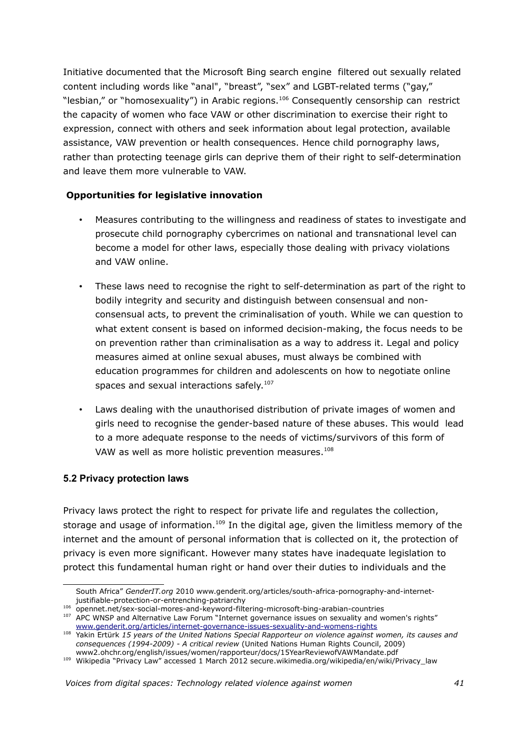Initiative documented that the Microsoft Bing search engine filtered out sexually related content including words like "anal", "breast", "sex" and LGBT-related terms ("gay," "lesbian," or "homosexuality") in Arabic regions.[106] Consequently censorship can restrict the capacity of women who face VAW or other discrimination to exercise their right to expression, connect with others and seek information about legal protection, available assistance, VAW prevention or health consequences. Hence child pornography laws, rather than protecting teenage girls can deprive them of their right to self-determination and leave them more vulnerable to VAW.

**Opportunities for legislative innovation**

- Measures contributing to the willingness and readiness of states to investigate and prosecute child pornography cybercrimes on national and transnational level can become a model for other laws, especially those dealing with privacy violations and VAW online.
- These laws need to recognise the right to self-determination as part of the right to bodily integrity and security and distinguish between consensual and non-consensual acts, to prevent the criminalisation of youth. While we can question to what extent consent is based on informed decision-making, the focus needs to be on prevention rather than criminalisation as a way to address it. Legal and policy measures aimed at online sexual abuses, must always be combined with education programmes for children and adolescents on how to negotiate online spaces and sexual interactions safely.[107]
- Laws dealing with the unauthorised distribution of private images of women and girls need to recognise the gender-based nature of these abuses. This would lead to a more adequate response to the needs of victims/survivors of this form of VAW as well as more holistic prevention measures.[108]

### 5.2 Privacy protection laws

Privacy laws protect the right to respect for private life and regulates the collection, storage and usage of information.[109] In the digital age, given the limitless memory of the internet and the amount of personal information that is collected on it, the protection of privacy is even more significant. However many states have inadequate legislation to protect this fundamental human right or hand over their duties to individuals and the

---

South Africa" *GenderIT.org* 2010 www.genderit.org/articles/south-africa-pornography-and-internet-justifiable-protection-or-entrenching-patriarchy

[106] opennet.net/sex-social-mores-and-keyword-filtering-microsoft-bing-arabian-countries

[107] APC WNSP and Alternative Law Forum "Internet governance issues on sexuality and women's rights" www.genderit.org/articles/internet-governance-issues-sexuality-and-womens-rights

[108] Yakin Ertürk *15 years of the United Nations Special Rapporteur on violence against women, its causes and consequences (1994-2009) - A critical review* (United Nations Human Rights Council, 2009) www2.ohchr.org/english/issues/women/rapporteur/docs/15YearReviewofVAWMandate.pdf

[109] Wikipedia "Privacy Law" accessed 1 March 2012 secure.wikimedia.org/wikipedia/en/wiki/Privacy_law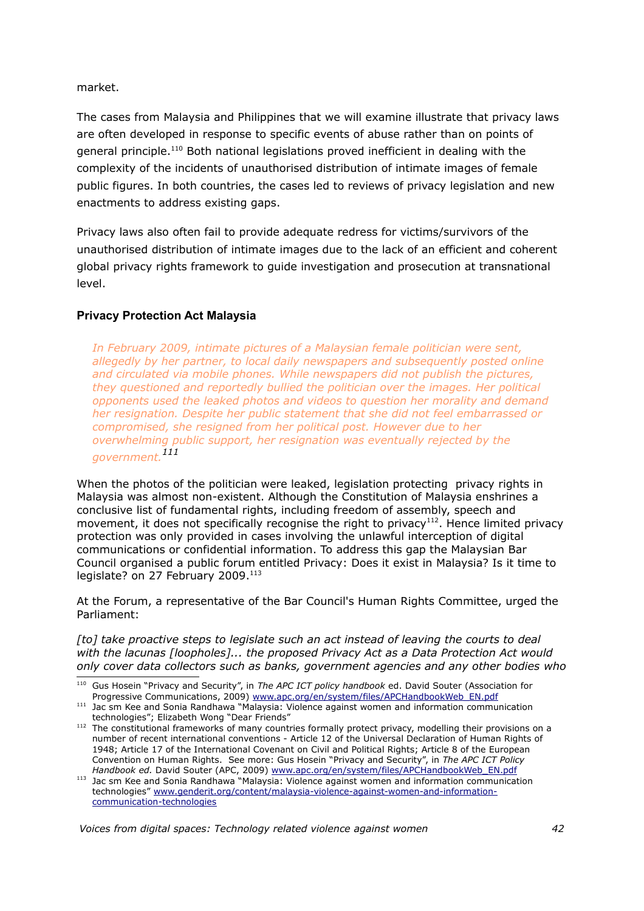market.

The cases from Malaysia and Philippines that we will examine illustrate that privacy laws are often developed in response to specific events of abuse rather than on points of general principle.[110] Both national legislations proved inefficient in dealing with the complexity of the incidents of unauthorised distribution of intimate images of female public figures. In both countries, the cases led to reviews of privacy legislation and new enactments to address existing gaps.

Privacy laws also often fail to provide adequate redress for victims/survivors of the unauthorised distribution of intimate images due to the lack of an efficient and coherent global privacy rights framework to guide investigation and prosecution at transnational level.

### Privacy Protection Act Malaysia

> *In February 2009, intimate pictures of a Malaysian female politician were sent, allegedly by her partner, to local daily newspapers and subsequently posted online and circulated via mobile phones. While newspapers did not publish the pictures, they questioned and reportedly bullied the politician over the images. Her political opponents used the leaked photos and videos to question her morality and demand her resignation. Despite her public statement that she did not feel embarrassed or compromised, she resigned from her political post. However due to her overwhelming public support, her resignation was eventually rejected by the government.*[111]

When the photos of the politician were leaked, legislation protecting privacy rights in Malaysia was almost non-existent. Although the Constitution of Malaysia enshrines a conclusive list of fundamental rights, including freedom of assembly, speech and movement, it does not specifically recognise the right to privacy[112]. Hence limited privacy protection was only provided in cases involving the unlawful interception of digital communications or confidential information. To address this gap the Malaysian Bar Council organised a public forum entitled Privacy: Does it exist in Malaysia? Is it time to legislate? on 27 February 2009.[113]

At the Forum, a representative of the Bar Council's Human Rights Committee, urged the Parliament:

*[to] take proactive steps to legislate such an act instead of leaving the courts to deal with the lacunas [loopholes]... the proposed Privacy Act as a Data Protection Act would only cover data collectors such as banks, government agencies and any other bodies who*

---

[110] Gus Hosein "Privacy and Security", in *The APC ICT policy handbook* ed. David Souter (Association for Progressive Communications, 2009) www.apc.org/en/system/files/APCHandbookWeb_EN.pdf

[111] Jac sm Kee and Sonia Randhawa "Malaysia: Violence against women and information communication technologies"; Elizabeth Wong "Dear Friends"

[112] The constitutional frameworks of many countries formally protect privacy, modelling their provisions on a number of recent international conventions - Article 12 of the Universal Declaration of Human Rights of 1948; Article 17 of the International Covenant on Civil and Political Rights; Article 8 of the European Convention on Human Rights. See more: Gus Hosein "Privacy and Security", in *The APC ICT Policy Handbook ed.* David Souter (APC, 2009) www.apc.org/en/system/files/APCHandbookWeb_EN.pdf

[113] Jac sm Kee and Sonia Randhawa "Malaysia: Violence against women and information communication technologies" www.genderit.org/content/malaysia-violence-against-women-and-information-communication-technologies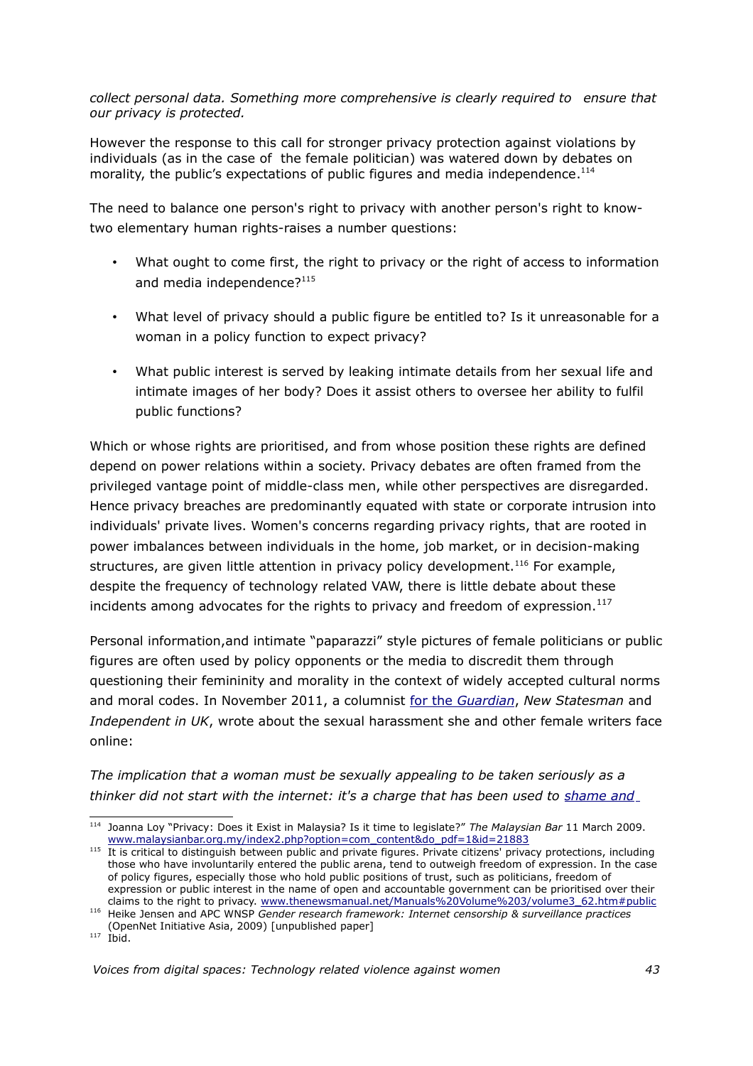*collect personal data. Something more comprehensive is clearly required to  ensure that our privacy is protected.*

However the response to this call for stronger privacy protection against violations by individuals (as in the case of  the female politician) was watered down by debates on morality, the public's expectations of public figures and media independence.[114]

The need to balance one person's right to privacy with another person's right to know-two elementary human rights-raises a number questions:

- What ought to come first, the right to privacy or the right of access to information and media independence?[115]
- What level of privacy should a public figure be entitled to? Is it unreasonable for a woman in a policy function to expect privacy?
- What public interest is served by leaking intimate details from her sexual life and intimate images of her body? Does it assist others to oversee her ability to fulfil public functions?

Which or whose rights are prioritised, and from whose position these rights are defined depend on power relations within a society. Privacy debates are often framed from the privileged vantage point of middle-class men, while other perspectives are disregarded. Hence privacy breaches are predominantly equated with state or corporate intrusion into individuals' private lives. Women's concerns regarding privacy rights, that are rooted in power imbalances between individuals in the home, job market, or in decision-making structures, are given little attention in privacy policy development.[116] For example, despite the frequency of technology related VAW, there is little debate about these incidents among advocates for the rights to privacy and freedom of expression.[117]

Personal information,and intimate "paparazzi" style pictures of female politicians or public figures are often used by policy opponents or the media to discredit them through questioning their femininity and morality in the context of widely accepted cultural norms and moral codes. In November 2011, a columnist for the *Guardian*, *New Statesman* and *Independent in UK*, wrote about the sexual harassment she and other female writers face online:

*The implication that a woman must be sexually appealing to be taken seriously as a thinker did not start with the internet: it's a charge that has been used to shame and*

---

[114] Joanna Loy "Privacy: Does it Exist in Malaysia? Is it time to legislate?" *The Malaysian Bar* 11 March 2009. www.malaysianbar.org.my/index2.php?option=com_content&do_pdf=1&id=21883

[115] It is critical to distinguish between public and private figures. Private citizens' privacy protections, including those who have involuntarily entered the public arena, tend to outweigh freedom of expression. In the case of policy figures, especially those who hold public positions of trust, such as politicians, freedom of expression or public interest in the name of open and accountable government can be prioritised over their claims to the right to privacy. www.thenewsmanual.net/Manuals%20Volume%203/volume3_62.htm#public

[116] Heike Jensen and APC WNSP *Gender research framework: Internet censorship & surveillance practices* (OpenNet Initiative Asia, 2009) [unpublished paper]

[117] Ibid.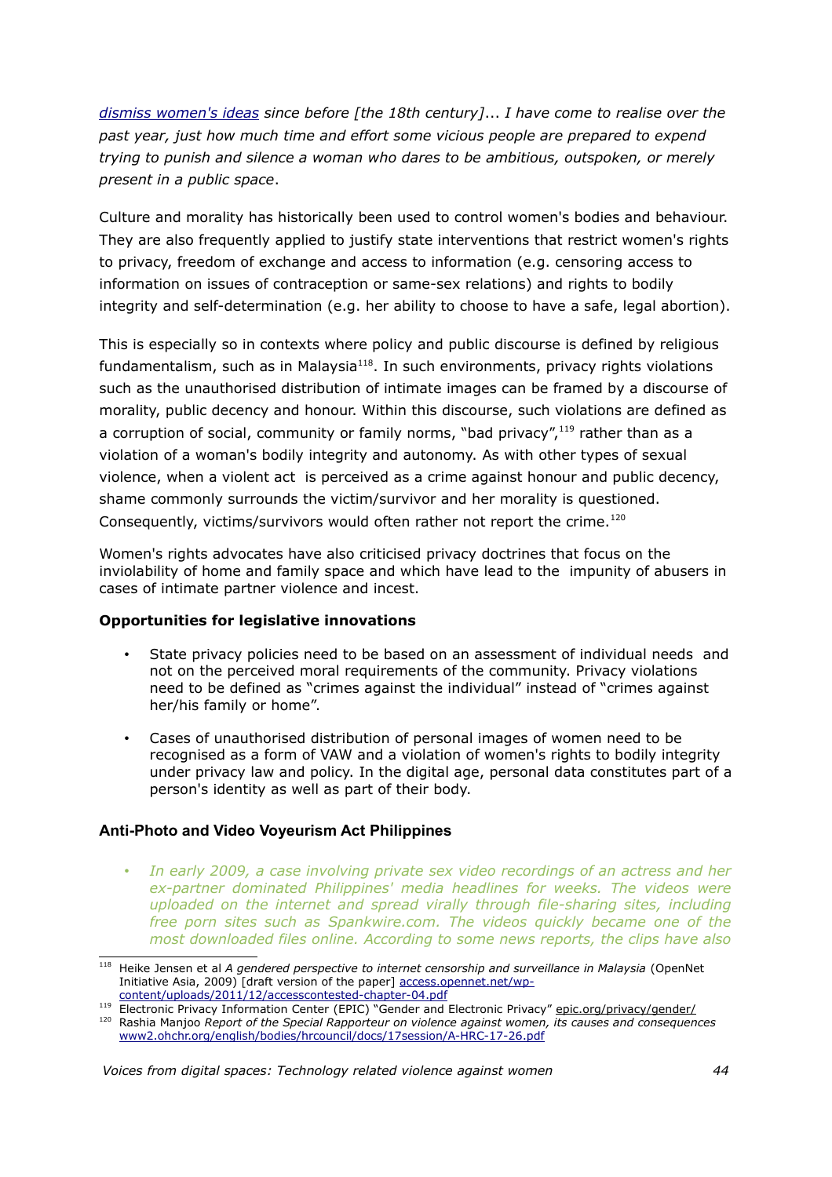*[dismiss women's ideas](#) since before [the 18th century]... I have come to realise over the past year, just how much time and effort some vicious people are prepared to expend trying to punish and silence a woman who dares to be ambitious, outspoken, or merely present in a public space*.

Culture and morality has historically been used to control women's bodies and behaviour. They are also frequently applied to justify state interventions that restrict women's rights to privacy, freedom of exchange and access to information (e.g. censoring access to information on issues of contraception or same-sex relations) and rights to bodily integrity and self-determination (e.g. her ability to choose to have a safe, legal abortion).

This is especially so in contexts where policy and public discourse is defined by religious fundamentalism, such as in Malaysia[118]. In such environments, privacy rights violations such as the unauthorised distribution of intimate images can be framed by a discourse of morality, public decency and honour. Within this discourse, such violations are defined as a corruption of social, community or family norms, "bad privacy",[119] rather than as a violation of a woman's bodily integrity and autonomy. As with other types of sexual violence, when a violent act is perceived as a crime against honour and public decency, shame commonly surrounds the victim/survivor and her morality is questioned. Consequently, victims/survivors would often rather not report the crime.[120]

Women's rights advocates have also criticised privacy doctrines that focus on the inviolability of home and family space and which have lead to the impunity of abusers in cases of intimate partner violence and incest.

**Opportunities for legislative innovations**

- State privacy policies need to be based on an assessment of individual needs and not on the perceived moral requirements of the community. Privacy violations need to be defined as "crimes against the individual" instead of "crimes against her/his family or home".
- Cases of unauthorised distribution of personal images of women need to be recognised as a form of VAW and a violation of women's rights to bodily integrity under privacy law and policy. In the digital age, personal data constitutes part of a person's identity as well as part of their body.

### Anti-Photo and Video Voyeurism Act Philippines

- *In early 2009, a case involving private sex video recordings of an actress and her ex-partner dominated Philippines' media headlines for weeks. The videos were uploaded on the internet and spread virally through file-sharing sites, including free porn sites such as Spankwire.com. The videos quickly became one of the most downloaded files online. According to some news reports, the clips have also*

---

[118] Heike Jensen et al *A gendered perspective to internet censorship and surveillance in Malaysia* (OpenNet Initiative Asia, 2009) [draft version of the paper] access.opennet.net/wp-content/uploads/2011/12/accesscontested-chapter-04.pdf

[119] Electronic Privacy Information Center (EPIC) "Gender and Electronic Privacy" epic.org/privacy/gender/

[120] Rashia Manjoo *Report of the Special Rapporteur on violence against women, its causes and consequences* www2.ohchr.org/english/bodies/hrcouncil/docs/17session/A-HRC-17-26.pdf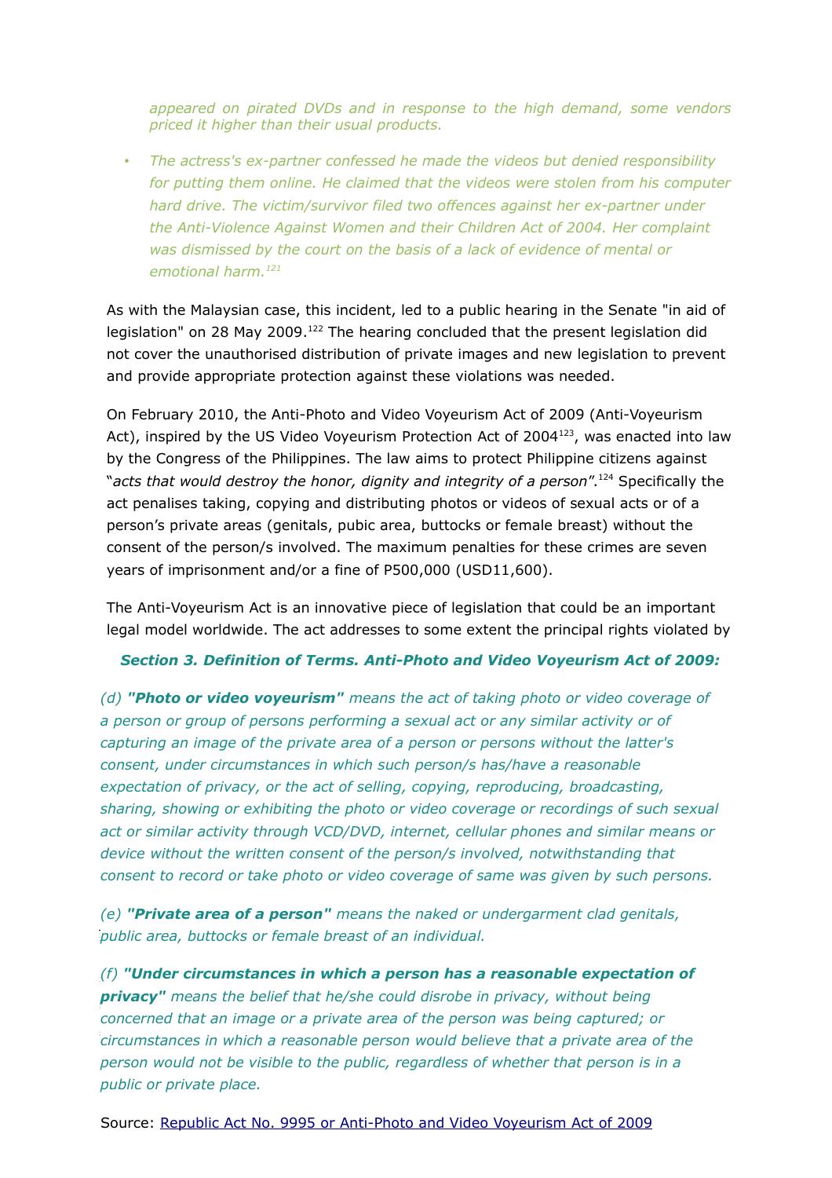*appeared on pirated DVDs and in response to the high demand, some vendors priced it higher than their usual products.*

- *The actress's ex-partner confessed he made the videos but denied responsibility for putting them online. He claimed that the videos were stolen from his computer hard drive. The victim/survivor filed two offences against her ex-partner under the Anti-Violence Against Women and their Children Act of 2004. Her complaint was dismissed by the court on the basis of a lack of evidence of mental or emotional harm.*[121]

As with the Malaysian case, this incident, led to a public hearing in the Senate "in aid of legislation" on 28 May 2009.[122] The hearing concluded that the present legislation did not cover the unauthorised distribution of private images and new legislation to prevent and provide appropriate protection against these violations was needed.

On February 2010, the Anti-Photo and Video Voyeurism Act of 2009 (Anti-Voyeurism Act), inspired by the US Video Voyeurism Protection Act of 2004[123], was enacted into law by the Congress of the Philippines. The law aims to protect Philippine citizens against "*acts that would destroy the honor, dignity and integrity of a person*".[124] Specifically the act penalises taking, copying and distributing photos or videos of sexual acts or of a person's private areas (genitals, pubic area, buttocks or female breast) without the consent of the person/s involved. The maximum penalties for these crimes are seven years of imprisonment and/or a fine of P500,000 (USD11,600).

The Anti-Voyeurism Act is an innovative piece of legislation that could be an important legal model worldwide. The act addresses to some extent the principal rights violated by

***Section 3. Definition of Terms. Anti-Photo and Video Voyeurism Act of 2009:***

*(d)* ***"Photo or video voyeurism"*** *means the act of taking photo or video coverage of a person or group of persons performing a sexual act or any similar activity or of capturing an image of the private area of a person or persons without the latter's consent, under circumstances in which such person/s has/have a reasonable expectation of privacy, or the act of selling, copying, reproducing, broadcasting, sharing, showing or exhibiting the photo or video coverage or recordings of such sexual act or similar activity through VCD/DVD, internet, cellular phones and similar means or device without the written consent of the person/s involved, notwithstanding that consent to record or take photo or video coverage of same was given by such persons.*

*(e)* ***"Private area of a person"*** *means the naked or undergarment clad genitals, public area, buttocks or female breast of an individual.*

*(f)* ***"Under circumstances in which a person has a reasonable expectation of privacy"*** *means the belief that he/she could disrobe in privacy, without being concerned that an image or a private area of the person was being captured; or circumstances in which a reasonable person would believe that a private area of the person would not be visible to the public, regardless of whether that person is in a public or private place.*

Source: [Republic Act No. 9995 or Anti-Photo and Video Voyeurism Act of 2009]()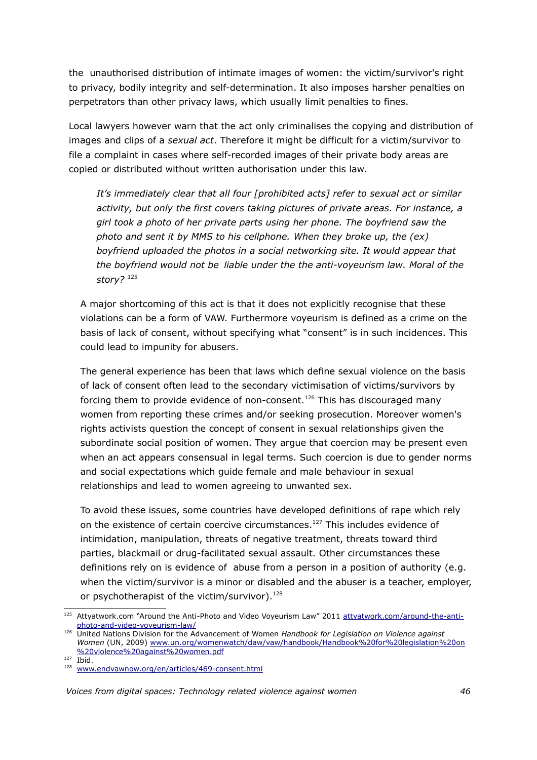the unauthorised distribution of intimate images of women: the victim/survivor's right to privacy, bodily integrity and self-determination. It also imposes harsher penalties on perpetrators than other privacy laws, which usually limit penalties to fines.

Local lawyers however warn that the act only criminalises the copying and distribution of images and clips of a *sexual act*. Therefore it might be difficult for a victim/survivor to file a complaint in cases where self-recorded images of their private body areas are copied or distributed without written authorisation under this law.

> *It's immediately clear that all four [prohibited acts] refer to sexual act or similar activity, but only the first covers taking pictures of private areas. For instance, a girl took a photo of her private parts using her phone. The boyfriend saw the photo and sent it by MMS to his cellphone. When they broke up, the (ex) boyfriend uploaded the photos in a social networking site. It would appear that the boyfriend would not be liable under the the anti-voyeurism law. Moral of the story?* [125]

A major shortcoming of this act is that it does not explicitly recognise that these violations can be a form of VAW. Furthermore voyeurism is defined as a crime on the basis of lack of consent, without specifying what "consent" is in such incidences. This could lead to impunity for abusers.

The general experience has been that laws which define sexual violence on the basis of lack of consent often lead to the secondary victimisation of victims/survivors by forcing them to provide evidence of non-consent.[126] This has discouraged many women from reporting these crimes and/or seeking prosecution. Moreover women's rights activists question the concept of consent in sexual relationships given the subordinate social position of women. They argue that coercion may be present even when an act appears consensual in legal terms. Such coercion is due to gender norms and social expectations which guide female and male behaviour in sexual relationships and lead to women agreeing to unwanted sex.

To avoid these issues, some countries have developed definitions of rape which rely on the existence of certain coercive circumstances.[127] This includes evidence of intimidation, manipulation, threats of negative treatment, threats toward third parties, blackmail or drug-facilitated sexual assault. Other circumstances these definitions rely on is evidence of abuse from a person in a position of authority (e.g. when the victim/survivor is a minor or disabled and the abuser is a teacher, employer, or psychotherapist of the victim/survivor).[128]

---

[125] Attyatwork.com "Around the Anti-Photo and Video Voyeurism Law" 2011 attyatwork.com/around-the-anti-photo-and-video-voyeurism-law/

[126] United Nations Division for the Advancement of Women *Handbook for Legislation on Violence against Women* (UN, 2009) www.un.org/womenwatch/daw/vaw/handbook/Handbook%20for%20legislation%20on%20violence%20against%20women.pdf

[127] Ibid.

[128] www.endvawnow.org/en/articles/469-consent.html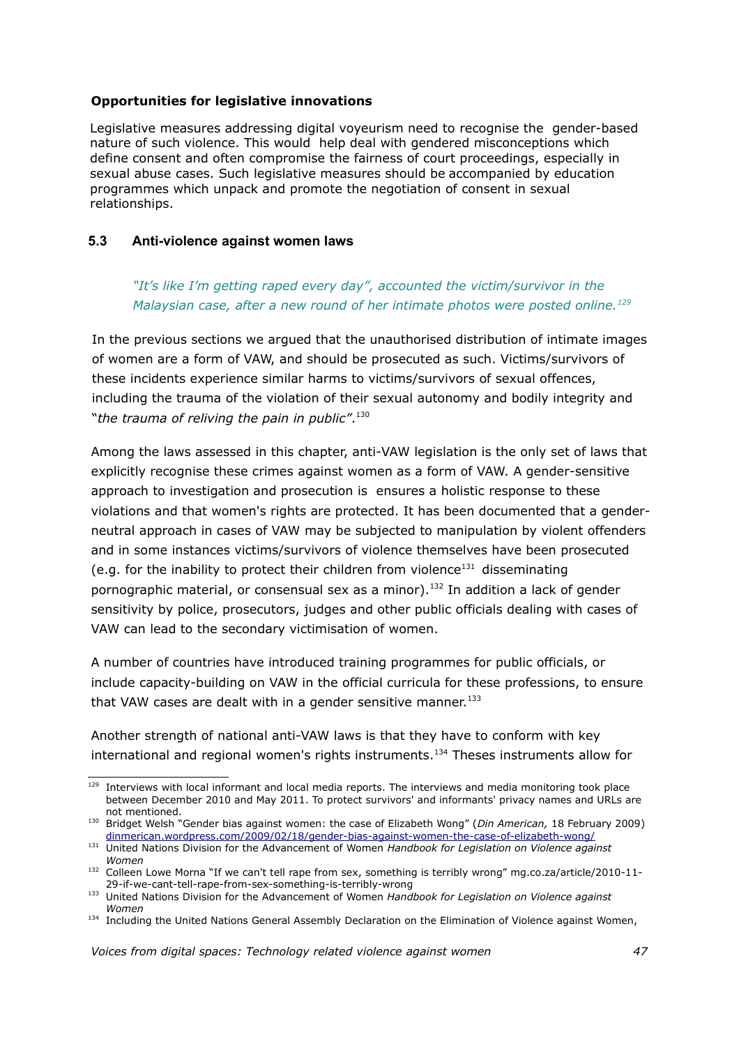**Opportunities for legislative innovations**

Legislative measures addressing digital voyeurism need to recognise the gender-based nature of such violence. This would help deal with gendered misconceptions which define consent and often compromise the fairness of court proceedings, especially in sexual abuse cases. Such legislative measures should be accompanied by education programmes which unpack and promote the negotiation of consent in sexual relationships.

### 5.3 Anti-violence against women laws

> *"It's like I'm getting raped every day", accounted the victim/survivor in the Malaysian case, after a new round of her intimate photos were posted online.*[129]

In the previous sections we argued that the unauthorised distribution of intimate images of women are a form of VAW, and should be prosecuted as such. Victims/survivors of these incidents experience similar harms to victims/survivors of sexual offences, including the trauma of the violation of their sexual autonomy and bodily integrity and "*the trauma of reliving the pain in public"*.[130]

Among the laws assessed in this chapter, anti-VAW legislation is the only set of laws that explicitly recognise these crimes against women as a form of VAW. A gender-sensitive approach to investigation and prosecution is ensures a holistic response to these violations and that women's rights are protected. It has been documented that a gender-neutral approach in cases of VAW may be subjected to manipulation by violent offenders and in some instances victims/survivors of violence themselves have been prosecuted (e.g. for the inability to protect their children from violence[131] disseminating pornographic material, or consensual sex as a minor).[132] In addition a lack of gender sensitivity by police, prosecutors, judges and other public officials dealing with cases of VAW can lead to the secondary victimisation of women.

A number of countries have introduced training programmes for public officials, or include capacity-building on VAW in the official curricula for these professions, to ensure that VAW cases are dealt with in a gender sensitive manner.[133]

Another strength of national anti-VAW laws is that they have to conform with key international and regional women's rights instruments.[134] Theses instruments allow for

---

[129] Interviews with local informant and local media reports. The interviews and media monitoring took place between December 2010 and May 2011. To protect survivors' and informants' privacy names and URLs are not mentioned.

[130] Bridget Welsh "Gender bias against women: the case of Elizabeth Wong" (*Din American,* 18 February 2009) dinmerican.wordpress.com/2009/02/18/gender-bias-against-women-the-case-of-elizabeth-wong/

[131] United Nations Division for the Advancement of Women *Handbook for Legislation on Violence against Women*

[132] Colleen Lowe Morna "If we can't tell rape from sex, something is terribly wrong" mg.co.za/article/2010-11-29-if-we-cant-tell-rape-from-sex-something-is-terribly-wrong

[133] United Nations Division for the Advancement of Women *Handbook for Legislation on Violence against Women*

[134] Including the United Nations General Assembly Declaration on the Elimination of Violence against Women,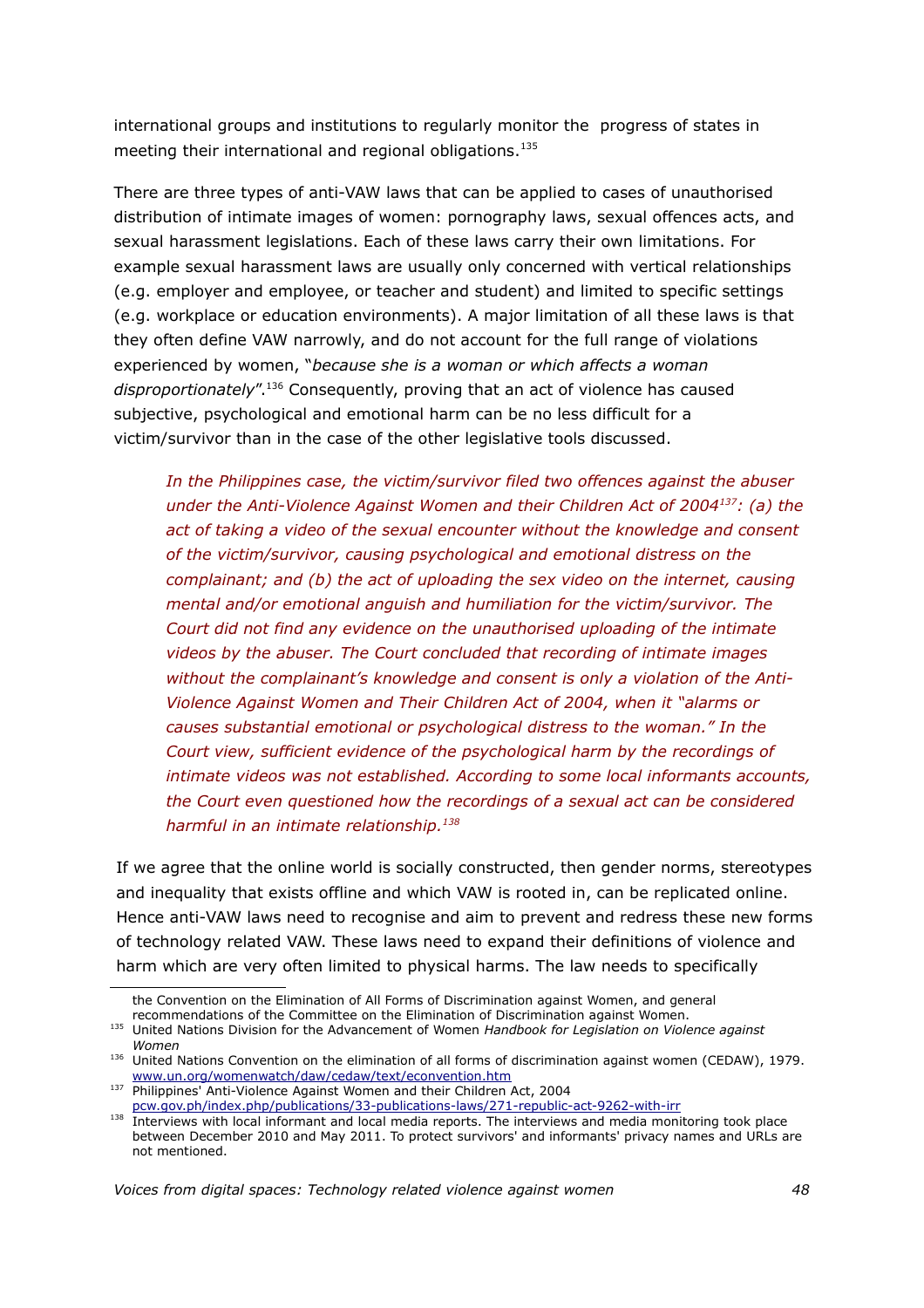international groups and institutions to regularly monitor the progress of states in meeting their international and regional obligations.[135]

There are three types of anti-VAW laws that can be applied to cases of unauthorised distribution of intimate images of women: pornography laws, sexual offences acts, and sexual harassment legislations. Each of these laws carry their own limitations. For example sexual harassment laws are usually only concerned with vertical relationships (e.g. employer and employee, or teacher and student) and limited to specific settings (e.g. workplace or education environments). A major limitation of all these laws is that they often define VAW narrowly, and do not account for the full range of violations experienced by women, "*because she is a woman or which affects a woman disproportionately*".[136] Consequently, proving that an act of violence has caused subjective, psychological and emotional harm can be no less difficult for a victim/survivor than in the case of the other legislative tools discussed.

> *In the Philippines case, the victim/survivor filed two offences against the abuser under the Anti-Violence Against Women and their Children Act of 2004[137]: (a) the act of taking a video of the sexual encounter without the knowledge and consent of the victim/survivor, causing psychological and emotional distress on the complainant; and (b) the act of uploading the sex video on the internet, causing mental and/or emotional anguish and humiliation for the victim/survivor. The Court did not find any evidence on the unauthorised uploading of the intimate videos by the abuser. The Court concluded that recording of intimate images without the complainant's knowledge and consent is only a violation of the Anti-Violence Against Women and Their Children Act of 2004, when it "alarms or causes substantial emotional or psychological distress to the woman." In the Court view, sufficient evidence of the psychological harm by the recordings of intimate videos was not established. According to some local informants accounts, the Court even questioned how the recordings of a sexual act can be considered harmful in an intimate relationship.[138]*

If we agree that the online world is socially constructed, then gender norms, stereotypes and inequality that exists offline and which VAW is rooted in, can be replicated online. Hence anti-VAW laws need to recognise and aim to prevent and redress these new forms of technology related VAW. These laws need to expand their definitions of violence and harm which are very often limited to physical harms. The law needs to specifically

---

the Convention on the Elimination of All Forms of Discrimination against Women, and general recommendations of the Committee on the Elimination of Discrimination against Women.

[135] United Nations Division for the Advancement of Women *Handbook for Legislation on Violence against Women*

[136] United Nations Convention on the elimination of all forms of discrimination against women (CEDAW), 1979. www.un.org/womenwatch/daw/cedaw/text/econvention.htm

[137] Philippines' Anti-Violence Against Women and their Children Act, 2004 pcw.gov.ph/index.php/publications/33-publications-laws/271-republic-act-9262-with-irr

[138] Interviews with local informant and local media reports. The interviews and media monitoring took place between December 2010 and May 2011. To protect survivors' and informants' privacy names and URLs are not mentioned.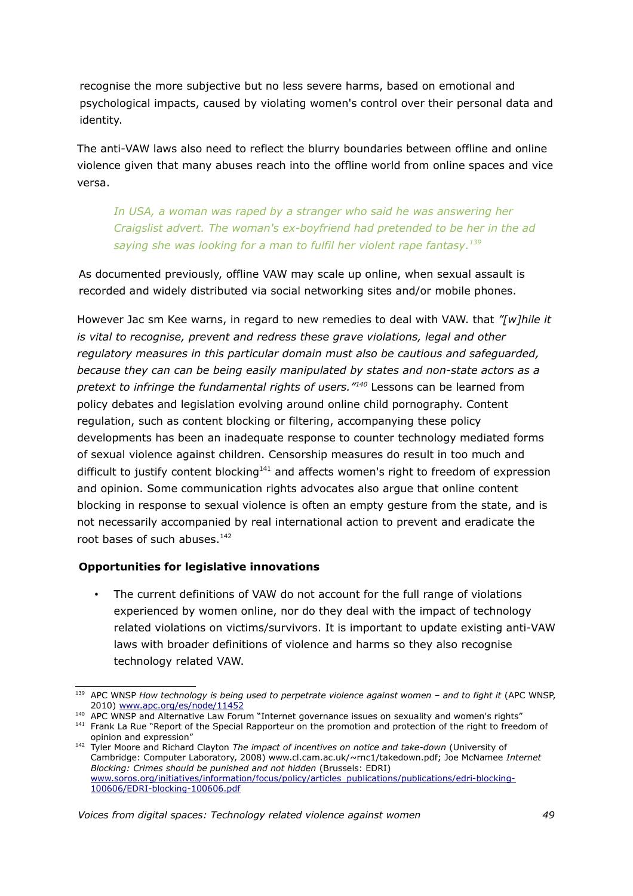recognise the more subjective but no less severe harms, based on emotional and psychological impacts, caused by violating women's control over their personal data and identity.

The anti-VAW laws also need to reflect the blurry boundaries between offline and online violence given that many abuses reach into the offline world from online spaces and vice versa.

> *In USA, a woman was raped by a stranger who said he was answering her Craigslist advert. The woman's ex-boyfriend had pretended to be her in the ad saying she was looking for a man to fulfil her violent rape fantasy.*[139]

As documented previously, offline VAW may scale up online, when sexual assault is recorded and widely distributed via social networking sites and/or mobile phones.

However Jac sm Kee warns, in regard to new remedies to deal with VAW. that *"[w]hile it is vital to recognise, prevent and redress these grave violations, legal and other regulatory measures in this particular domain must also be cautious and safeguarded, because they can can be being easily manipulated by states and non-state actors as a pretext to infringe the fundamental rights of users."*[140] Lessons can be learned from policy debates and legislation evolving around online child pornography. Content regulation, such as content blocking or filtering, accompanying these policy developments has been an inadequate response to counter technology mediated forms of sexual violence against children. Censorship measures do result in too much and difficult to justify content blocking[141] and affects women's right to freedom of expression and opinion. Some communication rights advocates also argue that online content blocking in response to sexual violence is often an empty gesture from the state, and is not necessarily accompanied by real international action to prevent and eradicate the root bases of such abuses.[142]

**Opportunities for legislative innovations**

- The current definitions of VAW do not account for the full range of violations experienced by women online, nor do they deal with the impact of technology related violations on victims/survivors. It is important to update existing anti-VAW laws with broader definitions of violence and harms so they also recognise technology related VAW.

---

[139] APC WNSP *How technology is being used to perpetrate violence against women – and to fight it* (APC WNSP, 2010) www.apc.org/es/node/11452

[140] APC WNSP and Alternative Law Forum "Internet governance issues on sexuality and women's rights"

[141] Frank La Rue "Report of the Special Rapporteur on the promotion and protection of the right to freedom of opinion and expression"

[142] Tyler Moore and Richard Clayton *The impact of incentives on notice and take-down* (University of Cambridge: Computer Laboratory, 2008) www.cl.cam.ac.uk/~rnc1/takedown.pdf; Joe McNamee *Internet Blocking: Crimes should be punished and not hidden* (Brussels: EDRI) www.soros.org/initiatives/information/focus/policy/articles_publications/publications/edri-blocking-100606/EDRI-blocking-100606.pdf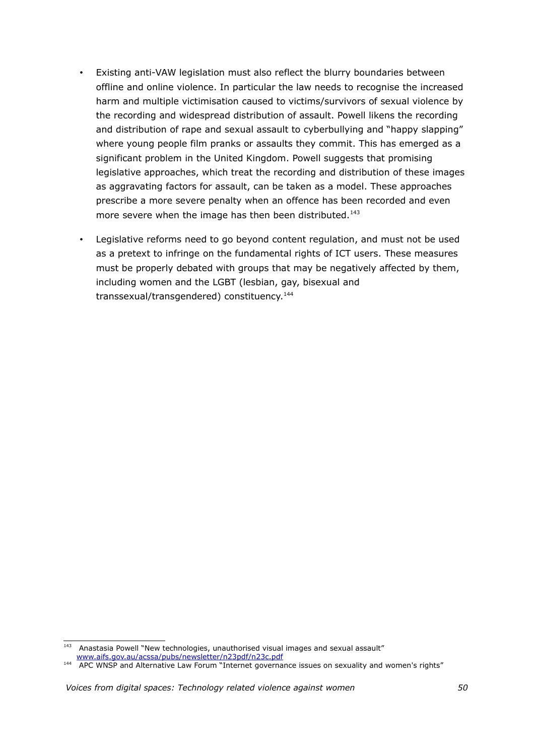- Existing anti-VAW legislation must also reflect the blurry boundaries between offline and online violence. In particular the law needs to recognise the increased harm and multiple victimisation caused to victims/survivors of sexual violence by the recording and widespread distribution of assault. Powell likens the recording and distribution of rape and sexual assault to cyberbullying and "happy slapping" where young people film pranks or assaults they commit. This has emerged as a significant problem in the United Kingdom. Powell suggests that promising legislative approaches, which treat the recording and distribution of these images as aggravating factors for assault, can be taken as a model. These approaches prescribe a more severe penalty when an offence has been recorded and even more severe when the image has then been distributed.[143]

- Legislative reforms need to go beyond content regulation, and must not be used as a pretext to infringe on the fundamental rights of ICT users. These measures must be properly debated with groups that may be negatively affected by them, including women and the LGBT (lesbian, gay, bisexual and transsexual/transgendered) constituency.[144]

---

[143] Anastasia Powell "New technologies, unauthorised visual images and sexual assault" www.aifs.gov.au/acssa/pubs/newsletter/n23pdf/n23c.pdf

[144] APC WNSP and Alternative Law Forum "Internet governance issues on sexuality and women's rights"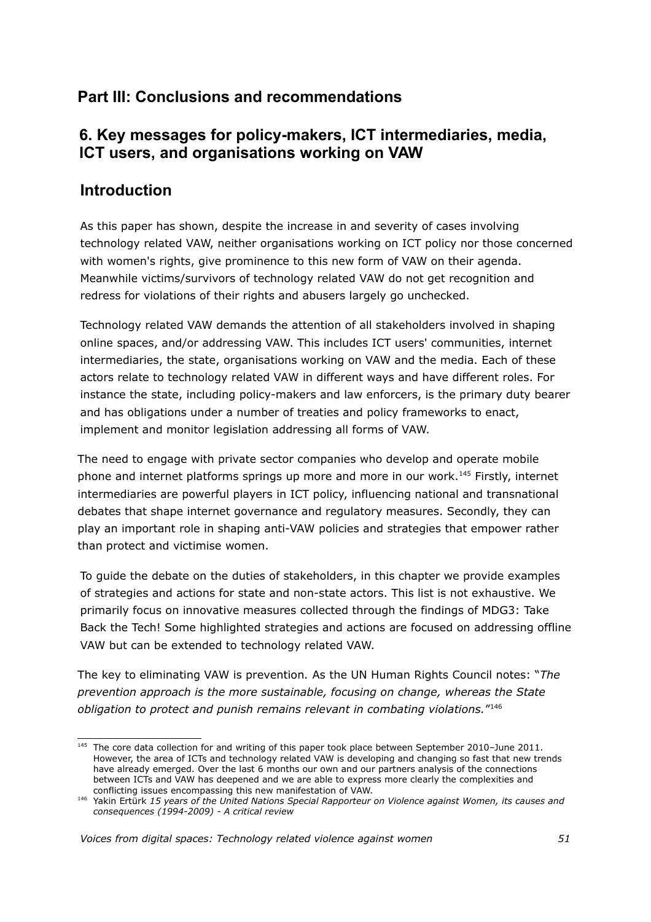# Part III: Conclusions and recommendations

## 6. Key messages for policy-makers, ICT intermediaries, media, ICT users, and organisations working on VAW

## Introduction

As this paper has shown, despite the increase in and severity of cases involving technology related VAW, neither organisations working on ICT policy nor those concerned with women's rights, give prominence to this new form of VAW on their agenda. Meanwhile victims/survivors of technology related VAW do not get recognition and redress for violations of their rights and abusers largely go unchecked.

Technology related VAW demands the attention of all stakeholders involved in shaping online spaces, and/or addressing VAW. This includes ICT users' communities, internet intermediaries, the state, organisations working on VAW and the media. Each of these actors relate to technology related VAW in different ways and have different roles. For instance the state, including policy-makers and law enforcers, is the primary duty bearer and has obligations under a number of treaties and policy frameworks to enact, implement and monitor legislation addressing all forms of VAW.

The need to engage with private sector companies who develop and operate mobile phone and internet platforms springs up more and more in our work.[145] Firstly, internet intermediaries are powerful players in ICT policy, influencing national and transnational debates that shape internet governance and regulatory measures. Secondly, they can play an important role in shaping anti-VAW policies and strategies that empower rather than protect and victimise women.

To guide the debate on the duties of stakeholders, in this chapter we provide examples of strategies and actions for state and non-state actors. This list is not exhaustive. We primarily focus on innovative measures collected through the findings of MDG3: Take Back the Tech! Some highlighted strategies and actions are focused on addressing offline VAW but can be extended to technology related VAW.

The key to eliminating VAW is prevention. As the UN Human Rights Council notes: "*The prevention approach is the more sustainable, focusing on change, whereas the State obligation to protect and punish remains relevant in combating violations.*"[146]

---

[145] The core data collection for and writing of this paper took place between September 2010–June 2011. However, the area of ICTs and technology related VAW is developing and changing so fast that new trends have already emerged. Over the last 6 months our own and our partners analysis of the connections between ICTs and VAW has deepened and we are able to express more clearly the complexities and conflicting issues encompassing this new manifestation of VAW.

[146] Yakin Ertürk *15 years of the United Nations Special Rapporteur on Violence against Women, its causes and consequences (1994-2009) - A critical review*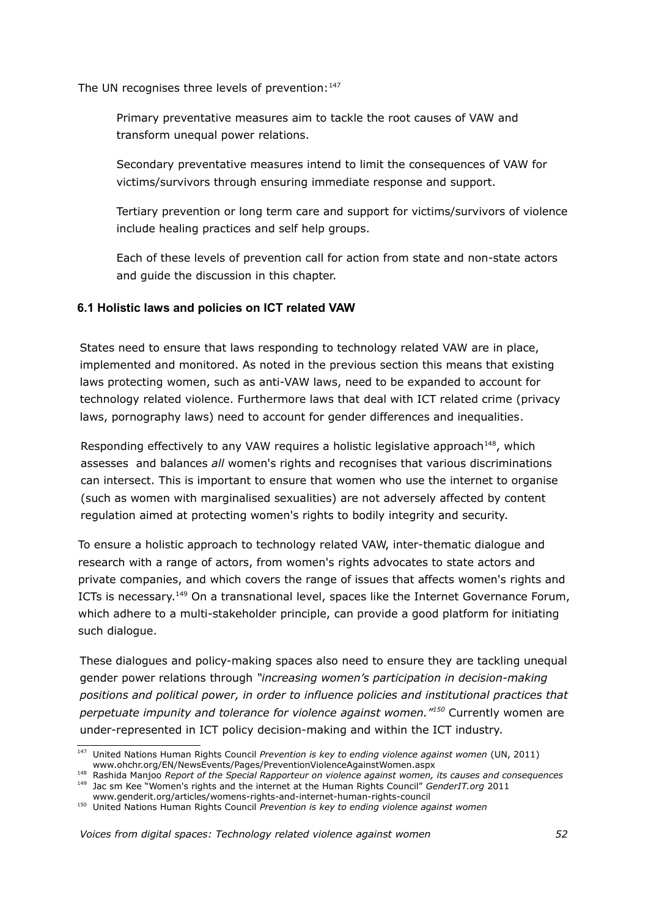The UN recognises three levels of prevention:[147]

> Primary preventative measures aim to tackle the root causes of VAW and transform unequal power relations.
>
> Secondary preventative measures intend to limit the consequences of VAW for victims/survivors through ensuring immediate response and support.
>
> Tertiary prevention or long term care and support for victims/survivors of violence include healing practices and self help groups.
>
> Each of these levels of prevention call for action from state and non-state actors and guide the discussion in this chapter.

### 6.1 Holistic laws and policies on ICT related VAW

States need to ensure that laws responding to technology related VAW are in place, implemented and monitored. As noted in the previous section this means that existing laws protecting women, such as anti-VAW laws, need to be expanded to account for technology related violence. Furthermore laws that deal with ICT related crime (privacy laws, pornography laws) need to account for gender differences and inequalities.

Responding effectively to any VAW requires a holistic legislative approach[148], which assesses and balances *all* women's rights and recognises that various discriminations can intersect. This is important to ensure that women who use the internet to organise (such as women with marginalised sexualities) are not adversely affected by content regulation aimed at protecting women's rights to bodily integrity and security.

To ensure a holistic approach to technology related VAW, inter-thematic dialogue and research with a range of actors, from women's rights advocates to state actors and private companies, and which covers the range of issues that affects women's rights and ICTs is necessary.[149] On a transnational level, spaces like the Internet Governance Forum, which adhere to a multi-stakeholder principle, can provide a good platform for initiating such dialogue.

These dialogues and policy-making spaces also need to ensure they are tackling unequal gender power relations through *"increasing women's participation in decision-making positions and political power, in order to influence policies and institutional practices that perpetuate impunity and tolerance for violence against women."*[150] Currently women are under-represented in ICT policy decision-making and within the ICT industry.

---

[147] United Nations Human Rights Council *Prevention is key to ending violence against women* (UN, 2011) www.ohchr.org/EN/NewsEvents/Pages/PreventionViolenceAgainstWomen.aspx

[148] Rashida Manjoo *Report of the Special Rapporteur on violence against women, its causes and consequences*

[149] Jac sm Kee "Women's rights and the internet at the Human Rights Council" *GenderIT.org* 2011 www.genderit.org/articles/womens-rights-and-internet-human-rights-council

[150] United Nations Human Rights Council *Prevention is key to ending violence against women*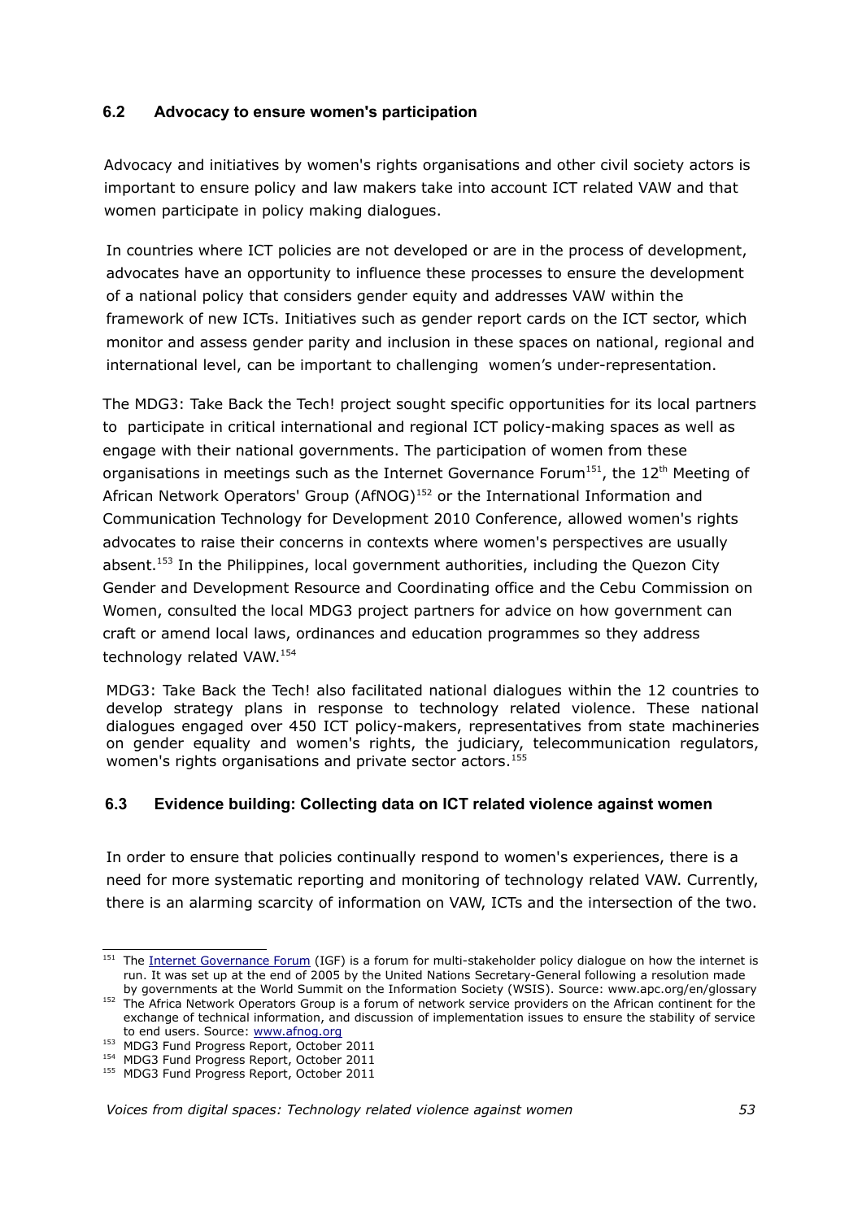### 6.2 Advocacy to ensure women's participation

Advocacy and initiatives by women's rights organisations and other civil society actors is important to ensure policy and law makers take into account ICT related VAW and that women participate in policy making dialogues.

In countries where ICT policies are not developed or are in the process of development, advocates have an opportunity to influence these processes to ensure the development of a national policy that considers gender equity and addresses VAW within the framework of new ICTs. Initiatives such as gender report cards on the ICT sector, which monitor and assess gender parity and inclusion in these spaces on national, regional and international level, can be important to challenging women's under-representation.

The MDG3: Take Back the Tech! project sought specific opportunities for its local partners to participate in critical international and regional ICT policy-making spaces as well as engage with their national governments. The participation of women from these organisations in meetings such as the Internet Governance Forum[151], the 12th Meeting of African Network Operators' Group (AfNOG)[152] or the International Information and Communication Technology for Development 2010 Conference, allowed women's rights advocates to raise their concerns in contexts where women's perspectives are usually absent.[153] In the Philippines, local government authorities, including the Quezon City Gender and Development Resource and Coordinating office and the Cebu Commission on Women, consulted the local MDG3 project partners for advice on how government can craft or amend local laws, ordinances and education programmes so they address technology related VAW.[154]

MDG3: Take Back the Tech! also facilitated national dialogues within the 12 countries to develop strategy plans in response to technology related violence. These national dialogues engaged over 450 ICT policy-makers, representatives from state machineries on gender equality and women's rights, the judiciary, telecommunication regulators, women's rights organisations and private sector actors.[155]

### 6.3 Evidence building: Collecting data on ICT related violence against women

In order to ensure that policies continually respond to women's experiences, there is a need for more systematic reporting and monitoring of technology related VAW. Currently, there is an alarming scarcity of information on VAW, ICTs and the intersection of the two.

---

[151] The Internet Governance Forum (IGF) is a forum for multi-stakeholder policy dialogue on how the internet is run. It was set up at the end of 2005 by the United Nations Secretary-General following a resolution made by governments at the World Summit on the Information Society (WSIS). Source: www.apc.org/en/glossary

[152] The Africa Network Operators Group is a forum of network service providers on the African continent for the exchange of technical information, and discussion of implementation issues to ensure the stability of service to end users. Source: www.afnog.org

[153] MDG3 Fund Progress Report, October 2011

[154] MDG3 Fund Progress Report, October 2011

[155] MDG3 Fund Progress Report, October 2011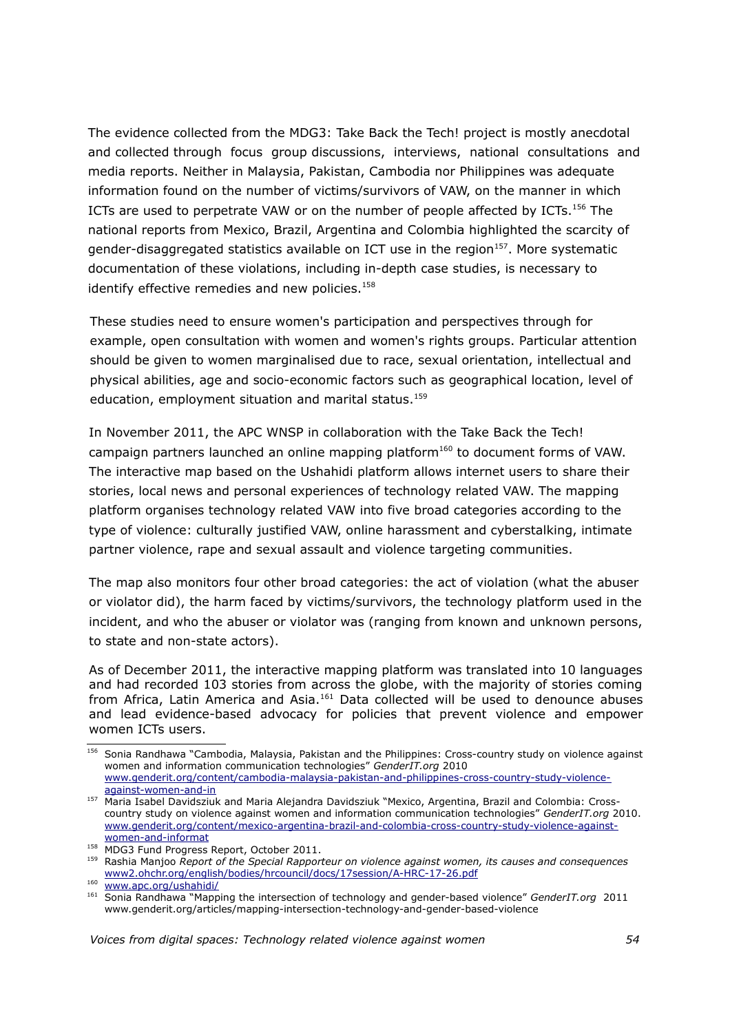The evidence collected from the MDG3: Take Back the Tech! project is mostly anecdotal and collected through focus group discussions, interviews, national consultations and media reports. Neither in Malaysia, Pakistan, Cambodia nor Philippines was adequate information found on the number of victims/survivors of VAW, on the manner in which ICTs are used to perpetrate VAW or on the number of people affected by ICTs.[156] The national reports from Mexico, Brazil, Argentina and Colombia highlighted the scarcity of gender-disaggregated statistics available on ICT use in the region[157]. More systematic documentation of these violations, including in-depth case studies, is necessary to identify effective remedies and new policies.[158]

These studies need to ensure women's participation and perspectives through for example, open consultation with women and women's rights groups. Particular attention should be given to women marginalised due to race, sexual orientation, intellectual and physical abilities, age and socio-economic factors such as geographical location, level of education, employment situation and marital status.[159]

In November 2011, the APC WNSP in collaboration with the Take Back the Tech! campaign partners launched an online mapping platform[160] to document forms of VAW. The interactive map based on the Ushahidi platform allows internet users to share their stories, local news and personal experiences of technology related VAW. The mapping platform organises technology related VAW into five broad categories according to the type of violence: culturally justified VAW, online harassment and cyberstalking, intimate partner violence, rape and sexual assault and violence targeting communities.

The map also monitors four other broad categories: the act of violation (what the abuser or violator did), the harm faced by victims/survivors, the technology platform used in the incident, and who the abuser or violator was (ranging from known and unknown persons, to state and non-state actors).

As of December 2011, the interactive mapping platform was translated into 10 languages and had recorded 103 stories from across the globe, with the majority of stories coming from Africa, Latin America and Asia.[161] Data collected will be used to denounce abuses and lead evidence-based advocacy for policies that prevent violence and empower women ICTs users.

---

[156] Sonia Randhawa "Cambodia, Malaysia, Pakistan and the Philippines: Cross-country study on violence against women and information communication technologies" *GenderIT.org* 2010 www.genderit.org/content/cambodia-malaysia-pakistan-and-philippines-cross-country-study-violence-against-women-and-in

[157] Maria Isabel Davidsziuk and Maria Alejandra Davidsziuk "Mexico, Argentina, Brazil and Colombia: Cross-country study on violence against women and information communication technologies" *GenderIT.org* 2010. www.genderit.org/content/mexico-argentina-brazil-and-colombia-cross-country-study-violence-against-women-and-informat

[158] MDG3 Fund Progress Report, October 2011.

[159] Rashia Manjoo *Report of the Special Rapporteur on violence against women, its causes and consequences* www2.ohchr.org/english/bodies/hrcouncil/docs/17session/A-HRC-17-26.pdf

[160] www.apc.org/ushahidi/

[161] Sonia Randhawa "Mapping the intersection of technology and gender-based violence" *GenderIT.org* 2011 www.genderit.org/articles/mapping-intersection-technology-and-gender-based-violence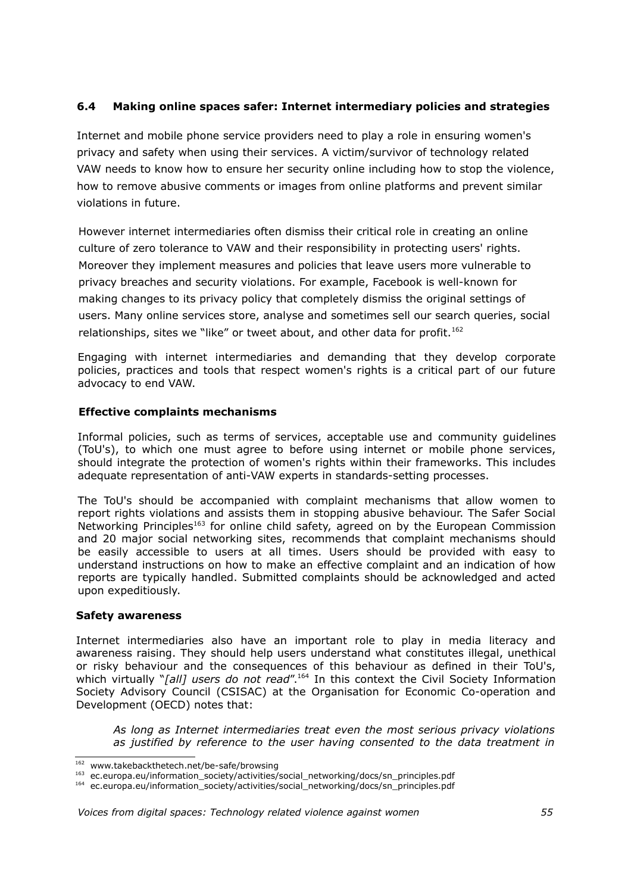## 6.4 Making online spaces safer: Internet intermediary policies and strategies

Internet and mobile phone service providers need to play a role in ensuring women's privacy and safety when using their services. A victim/survivor of technology related VAW needs to know how to ensure her security online including how to stop the violence, how to remove abusive comments or images from online platforms and prevent similar violations in future.

However internet intermediaries often dismiss their critical role in creating an online culture of zero tolerance to VAW and their responsibility in protecting users' rights. Moreover they implement measures and policies that leave users more vulnerable to privacy breaches and security violations. For example, Facebook is well-known for making changes to its privacy policy that completely dismiss the original settings of users. Many online services store, analyse and sometimes sell our search queries, social relationships, sites we "like" or tweet about, and other data for profit.[162]

Engaging with internet intermediaries and demanding that they develop corporate policies, practices and tools that respect women's rights is a critical part of our future advocacy to end VAW.

### Effective complaints mechanisms

Informal policies, such as terms of services, acceptable use and community guidelines (ToU's), to which one must agree to before using internet or mobile phone services, should integrate the protection of women's rights within their frameworks. This includes adequate representation of anti-VAW experts in standards-setting processes.

The ToU's should be accompanied with complaint mechanisms that allow women to report rights violations and assists them in stopping abusive behaviour. The Safer Social Networking Principles[163] for online child safety, agreed on by the European Commission and 20 major social networking sites, recommends that complaint mechanisms should be easily accessible to users at all times. Users should be provided with easy to understand instructions on how to make an effective complaint and an indication of how reports are typically handled. Submitted complaints should be acknowledged and acted upon expeditiously.

### Safety awareness

Internet intermediaries also have an important role to play in media literacy and awareness raising. They should help users understand what constitutes illegal, unethical or risky behaviour and the consequences of this behaviour as defined in their ToU's, which virtually "*[all] users do not read*".[164] In this context the Civil Society Information Society Advisory Council (CSISAC) at the Organisation for Economic Co-operation and Development (OECD) notes that:

> *As long as Internet intermediaries treat even the most serious privacy violations as justified by reference to the user having consented to the data treatment in*

[162] www.takebackthetech.net/be-safe/browsing

[163] ec.europa.eu/information_society/activities/social_networking/docs/sn_principles.pdf

[164] ec.europa.eu/information_society/activities/social_networking/docs/sn_principles.pdf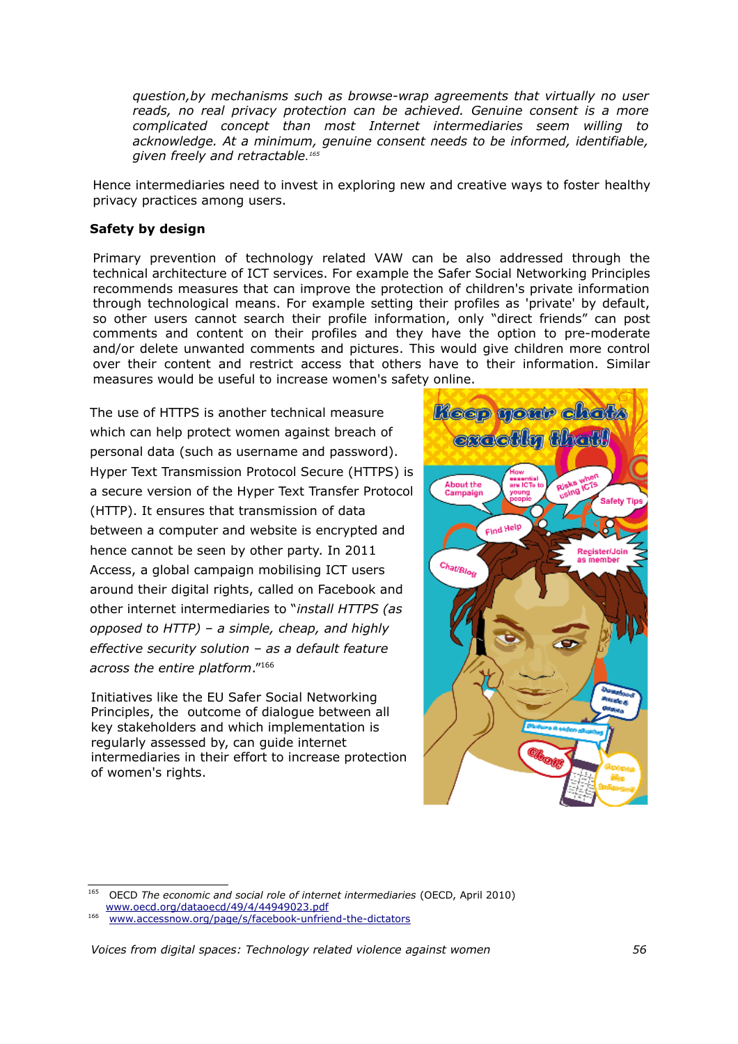*question, by mechanisms such as browse-wrap agreements that virtually no user reads, no real privacy protection can be achieved. Genuine consent is a more complicated concept than most Internet intermediaries seem willing to acknowledge. At a minimum, genuine consent needs to be informed, identifiable, given freely and retractable.*[165]

Hence intermediaries need to invest in exploring new and creative ways to foster healthy privacy practices among users.

**Safety by design**

Primary prevention of technology related VAW can be also addressed through the technical architecture of ICT services. For example the Safer Social Networking Principles recommends measures that can improve the protection of children's private information through technological means. For example setting their profiles as 'private' by default, so other users cannot search their profile information, only "direct friends" can post comments and content on their profiles and they have the option to pre-moderate and/or delete unwanted comments and pictures. This would give children more control over their content and restrict access that others have to their information. Similar measures would be useful to increase women's safety online.

The use of HTTPS is another technical measure which can help protect women against breach of personal data (such as username and password). Hyper Text Transmission Protocol Secure (HTTPS) is a secure version of the Hyper Text Transfer Protocol (HTTP). It ensures that transmission of data between a computer and website is encrypted and hence cannot be seen by other party. In 2011 Access, a global campaign mobilising ICT users around their digital rights, called on Facebook and other internet intermediaries to "*install HTTPS (as opposed to HTTP) – a simple, cheap, and highly effective security solution – as a default feature across the entire platform*."[166]

Initiatives like the EU Safer Social Networking Principles, the outcome of dialogue between all key stakeholders and which implementation is regularly assessed by, can guide internet intermediaries in their effort to increase protection of women's rights.

---

[165] OECD *The economic and social role of internet intermediaries* (OECD, April 2010) www.oecd.org/dataoecd/49/4/44949023.pdf

[166] www.accessnow.org/page/s/facebook-unfriend-the-dictators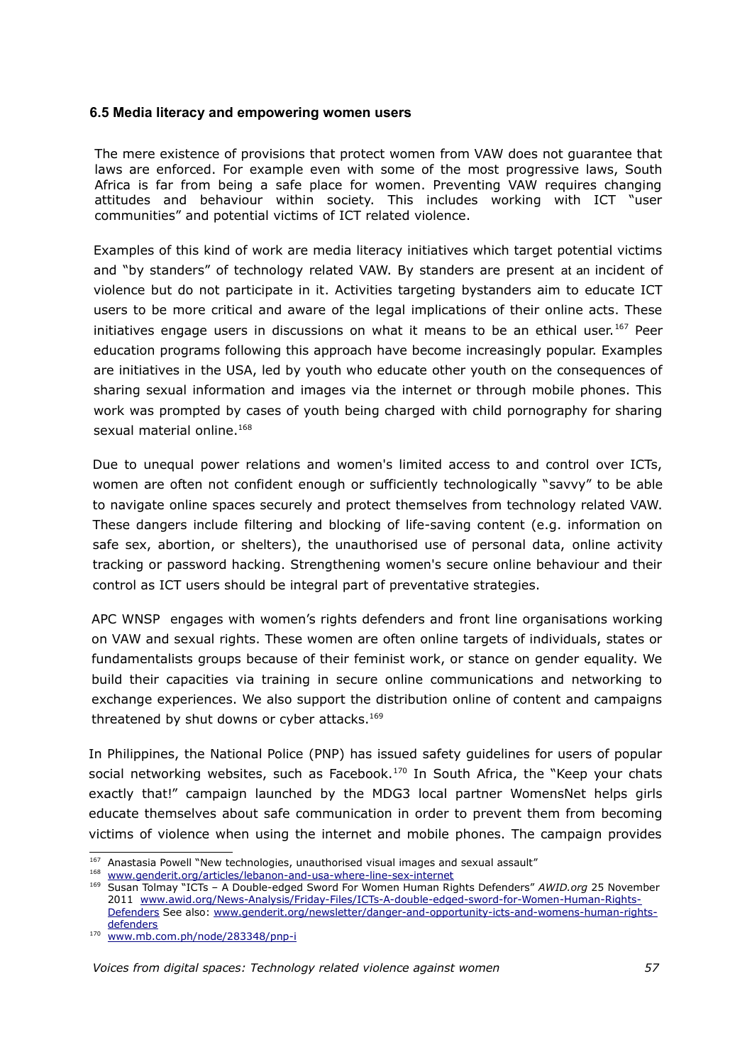### 6.5 Media literacy and empowering women users

The mere existence of provisions that protect women from VAW does not guarantee that laws are enforced. For example even with some of the most progressive laws, South Africa is far from being a safe place for women. Preventing VAW requires changing attitudes and behaviour within society. This includes working with ICT "user communities" and potential victims of ICT related violence.

Examples of this kind of work are media literacy initiatives which target potential victims and "by standers" of technology related VAW. By standers are present at an incident of violence but do not participate in it. Activities targeting bystanders aim to educate ICT users to be more critical and aware of the legal implications of their online acts. These initiatives engage users in discussions on what it means to be an ethical user.[167] Peer education programs following this approach have become increasingly popular. Examples are initiatives in the USA, led by youth who educate other youth on the consequences of sharing sexual information and images via the internet or through mobile phones. This work was prompted by cases of youth being charged with child pornography for sharing sexual material online.[168]

Due to unequal power relations and women's limited access to and control over ICTs, women are often not confident enough or sufficiently technologically "savvy" to be able to navigate online spaces securely and protect themselves from technology related VAW. These dangers include filtering and blocking of life-saving content (e.g. information on safe sex, abortion, or shelters), the unauthorised use of personal data, online activity tracking or password hacking. Strengthening women's secure online behaviour and their control as ICT users should be integral part of preventative strategies.

APC WNSP engages with women's rights defenders and front line organisations working on VAW and sexual rights. These women are often online targets of individuals, states or fundamentalists groups because of their feminist work, or stance on gender equality. We build their capacities via training in secure online communications and networking to exchange experiences. We also support the distribution online of content and campaigns threatened by shut downs or cyber attacks.[169]

In Philippines, the National Police (PNP) has issued safety guidelines for users of popular social networking websites, such as Facebook.[170] In South Africa, the "Keep your chats exactly that!" campaign launched by the MDG3 local partner WomensNet helps girls educate themselves about safe communication in order to prevent them from becoming victims of violence when using the internet and mobile phones. The campaign provides

---

[167] Anastasia Powell "New technologies, unauthorised visual images and sexual assault"

[168] www.genderit.org/articles/lebanon-and-usa-where-line-sex-internet

[169] Susan Tolmay "ICTs – A Double-edged Sword For Women Human Rights Defenders" *AWID.org* 25 November 2011 www.awid.org/News-Analysis/Friday-Files/ICTs-A-double-edged-sword-for-Women-Human-Rights-Defenders See also: www.genderit.org/newsletter/danger-and-opportunity-icts-and-womens-human-rights-defenders

[170] www.mb.com.ph/node/283348/pnp-i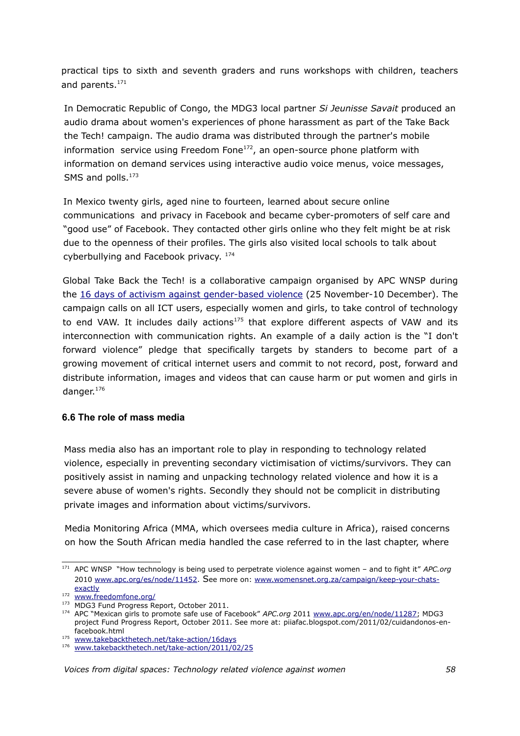practical tips to sixth and seventh graders and runs workshops with children, teachers and parents.[171]

In Democratic Republic of Congo, the MDG3 local partner *Si Jeunisse Savait* produced an audio drama about women's experiences of phone harassment as part of the Take Back the Tech! campaign. The audio drama was distributed through the partner's mobile information service using Freedom Fone[172], an open-source phone platform with information on demand services using interactive audio voice menus, voice messages, SMS and polls.[173]

In Mexico twenty girls, aged nine to fourteen, learned about secure online communications and privacy in Facebook and became cyber-promoters of self care and "good use" of Facebook. They contacted other girls online who they felt might be at risk due to the openness of their profiles. The girls also visited local schools to talk about cyberbullying and Facebook privacy. [174]

Global Take Back the Tech! is a collaborative campaign organised by APC WNSP during the 16 days of activism against gender-based violence (25 November-10 December). The campaign calls on all ICT users, especially women and girls, to take control of technology to end VAW. It includes daily actions[175] that explore different aspects of VAW and its interconnection with communication rights. An example of a daily action is the "I don't forward violence" pledge that specifically targets by standers to become part of a growing movement of critical internet users and commit to not record, post, forward and distribute information, images and videos that can cause harm or put women and girls in danger.[176]

### 6.6 The role of mass media

Mass media also has an important role to play in responding to technology related violence, especially in preventing secondary victimisation of victims/survivors. They can positively assist in naming and unpacking technology related violence and how it is a severe abuse of women's rights. Secondly they should not be complicit in distributing private images and information about victims/survivors.

Media Monitoring Africa (MMA, which oversees media culture in Africa), raised concerns on how the South African media handled the case referred to in the last chapter, where

---

[171] APC WNSP "How technology is being used to perpetrate violence against women – and to fight it" *APC.org* 2010 www.apc.org/es/node/11452. See more on: www.womensnet.org.za/campaign/keep-your-chats-exactly

[172] www.freedomfone.org/

[173] MDG3 Fund Progress Report, October 2011.

[174] APC "Mexican girls to promote safe use of Facebook" *APC.org* 2011 www.apc.org/en/node/11287; MDG3 project Fund Progress Report, October 2011. See more at: piiafac.blogspot.com/2011/02/cuidandonos-en-facebook.html

[175] www.takebackthetech.net/take-action/16days

[176] www.takebackthetech.net/take-action/2011/02/25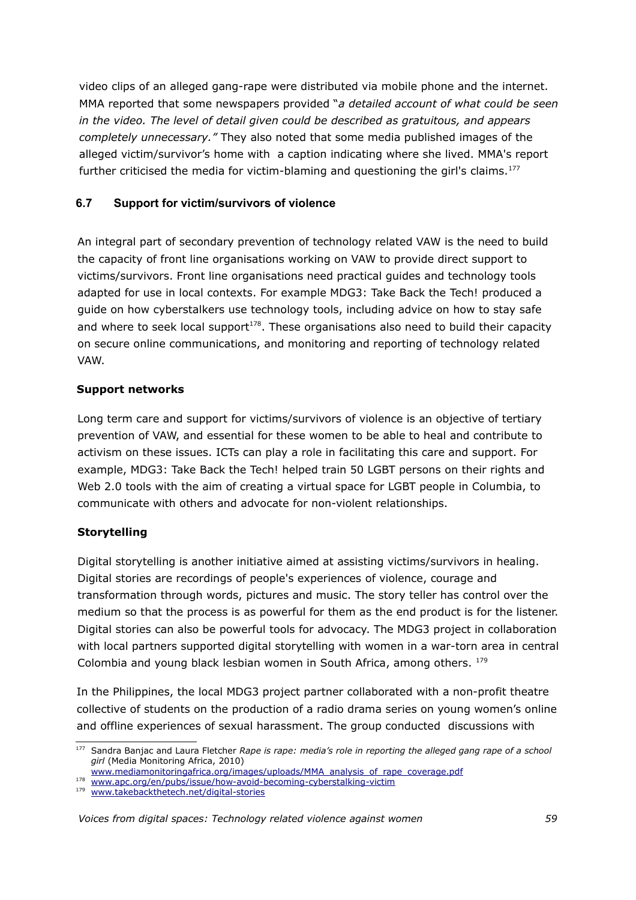video clips of an alleged gang-rape were distributed via mobile phone and the internet. MMA reported that some newspapers provided "*a detailed account of what could be seen in the video. The level of detail given could be described as gratuitous, and appears completely unnecessary.*" They also noted that some media published images of the alleged victim/survivor's home with a caption indicating where she lived. MMA's report further criticised the media for victim-blaming and questioning the girl's claims.[177]

### 6.7 Support for victim/survivors of violence

An integral part of secondary prevention of technology related VAW is the need to build the capacity of front line organisations working on VAW to provide direct support to victims/survivors. Front line organisations need practical guides and technology tools adapted for use in local contexts. For example MDG3: Take Back the Tech! produced a guide on how cyberstalkers use technology tools, including advice on how to stay safe and where to seek local support[178]. These organisations also need to build their capacity on secure online communications, and monitoring and reporting of technology related VAW.

**Support networks**

Long term care and support for victims/survivors of violence is an objective of tertiary prevention of VAW, and essential for these women to be able to heal and contribute to activism on these issues. ICTs can play a role in facilitating this care and support. For example, MDG3: Take Back the Tech! helped train 50 LGBT persons on their rights and Web 2.0 tools with the aim of creating a virtual space for LGBT people in Columbia, to communicate with others and advocate for non-violent relationships.

**Storytelling**

Digital storytelling is another initiative aimed at assisting victims/survivors in healing. Digital stories are recordings of people's experiences of violence, courage and transformation through words, pictures and music. The story teller has control over the medium so that the process is as powerful for them as the end product is for the listener. Digital stories can also be powerful tools for advocacy. The MDG3 project in collaboration with local partners supported digital storytelling with women in a war-torn area in central Colombia and young black lesbian women in South Africa, among others. [179]

In the Philippines, the local MDG3 project partner collaborated with a non-profit theatre collective of students on the production of a radio drama series on young women's online and offline experiences of sexual harassment. The group conducted discussions with

---

[177] Sandra Banjac and Laura Fletcher *Rape is rape: media's role in reporting the alleged gang rape of a school girl* (Media Monitoring Africa, 2010) www.mediamonitoringafrica.org/images/uploads/MMA_analysis_of_rape_coverage.pdf

[178] www.apc.org/en/pubs/issue/how-avoid-becoming-cyberstalking-victim

[179] www.takebackthetech.net/digital-stories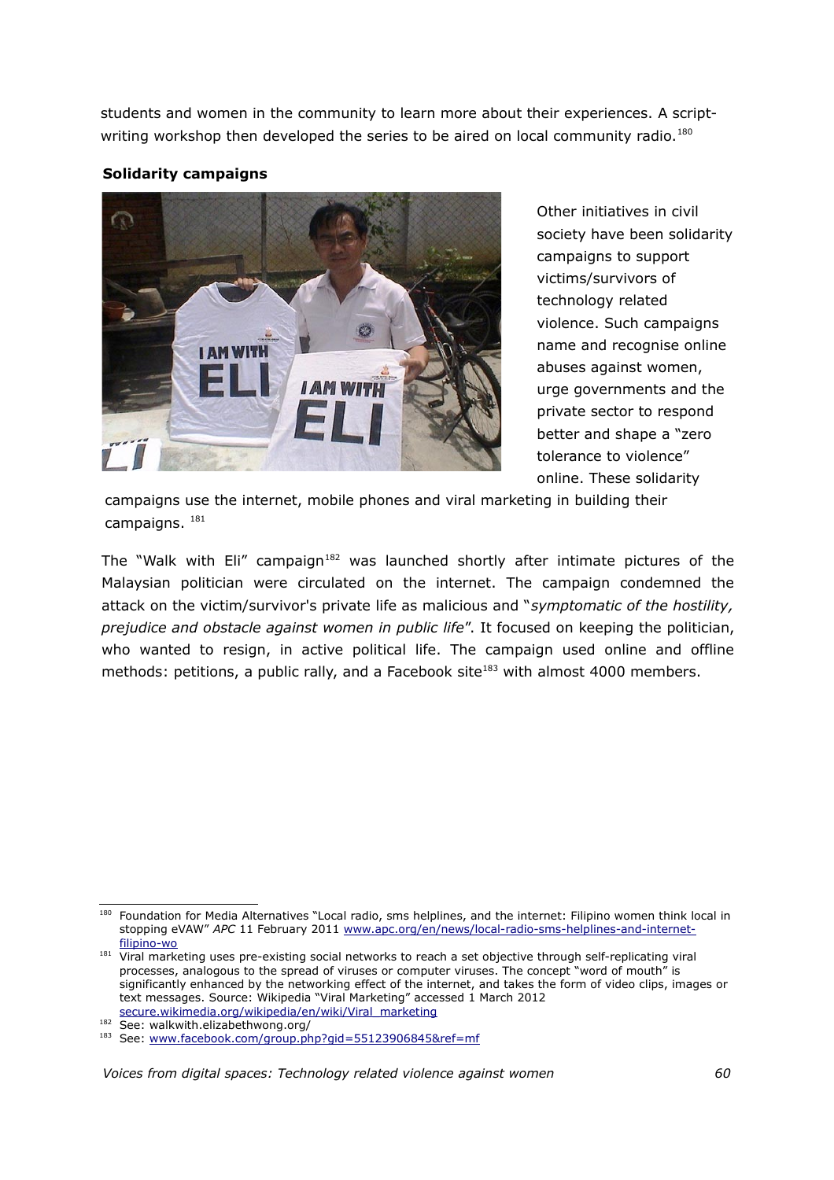students and women in the community to learn more about their experiences. A script-writing workshop then developed the series to be aired on local community radio.[180]

**Solidarity campaigns**

Other initiatives in civil society have been solidarity campaigns to support victims/survivors of technology related violence. Such campaigns name and recognise online abuses against women, urge governments and the private sector to respond better and shape a "zero tolerance to violence" online. These solidarity campaigns use the internet, mobile phones and viral marketing in building their campaigns. [181]

The "Walk with Eli" campaign[182] was launched shortly after intimate pictures of the Malaysian politician were circulated on the internet. The campaign condemned the attack on the victim/survivor's private life as malicious and "*symptomatic of the hostility, prejudice and obstacle against women in public life*". It focused on keeping the politician, who wanted to resign, in active political life. The campaign used online and offline methods: petitions, a public rally, and a Facebook site[183] with almost 4000 members.

---

[180] Foundation for Media Alternatives "Local radio, sms helplines, and the internet: Filipino women think local in stopping eVAW" *APC* 11 February 2011 www.apc.org/en/news/local-radio-sms-helplines-and-internet-filipino-wo

[181] Viral marketing uses pre-existing social networks to reach a set objective through self-replicating viral processes, analogous to the spread of viruses or computer viruses. The concept "word of mouth" is significantly enhanced by the networking effect of the internet, and takes the form of video clips, images or text messages. Source: Wikipedia "Viral Marketing" accessed 1 March 2012 secure.wikimedia.org/wikipedia/en/wiki/Viral_marketing

[182] See: walkwith.elizabethwong.org/

[183] See: www.facebook.com/group.php?gid=55123906845&ref=mf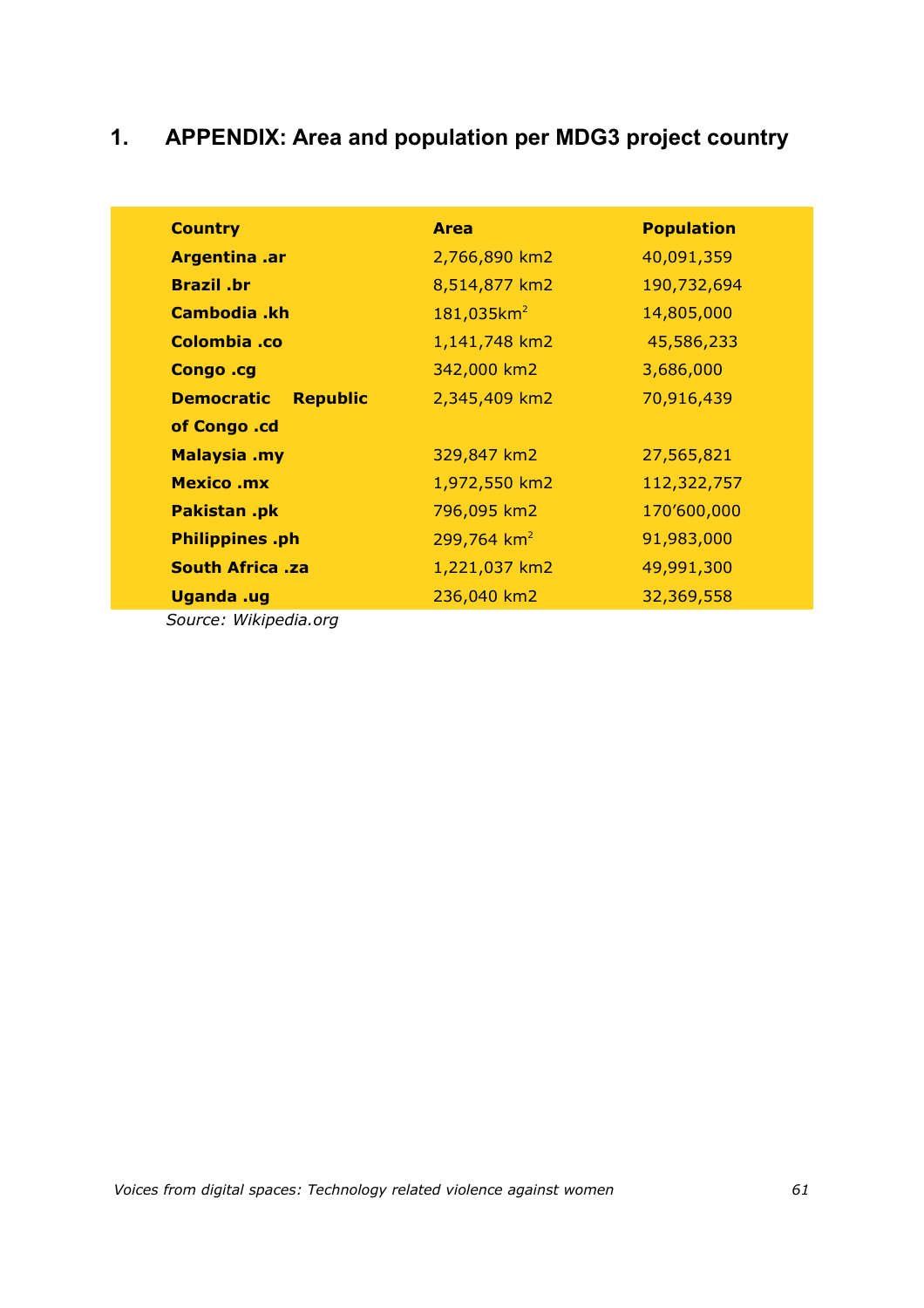# 1. APPENDIX: Area and population per MDG3 project country

| Country | Area | Population |
|---|---|---|
| **Argentina .ar** | 2,766,890 km2 | 40,091,359 |
| **Brazil .br** | 8,514,877 km2 | 190,732,694 |
| **Cambodia .kh** | 181,035km$^2$ | 14,805,000 |
| **Colombia .co** | 1,141,748 km2 | 45,586,233 |
| **Congo .cg** | 342,000 km2 | 3,686,000 |
| **Democratic Republic of Congo .cd** | 2,345,409 km2 | 70,916,439 |
| **Malaysia .my** | 329,847 km2 | 27,565,821 |
| **Mexico .mx** | 1,972,550 km2 | 112,322,757 |
| **Pakistan .pk** | 796,095 km2 | 170'600,000 |
| **Philippines .ph** | 299,764 km$^2$ | 91,983,000 |
| **South Africa .za** | 1,221,037 km2 | 49,991,300 |
| **Uganda .ug** | 236,040 km2 | 32,369,558 |

*Source: Wikipedia.org*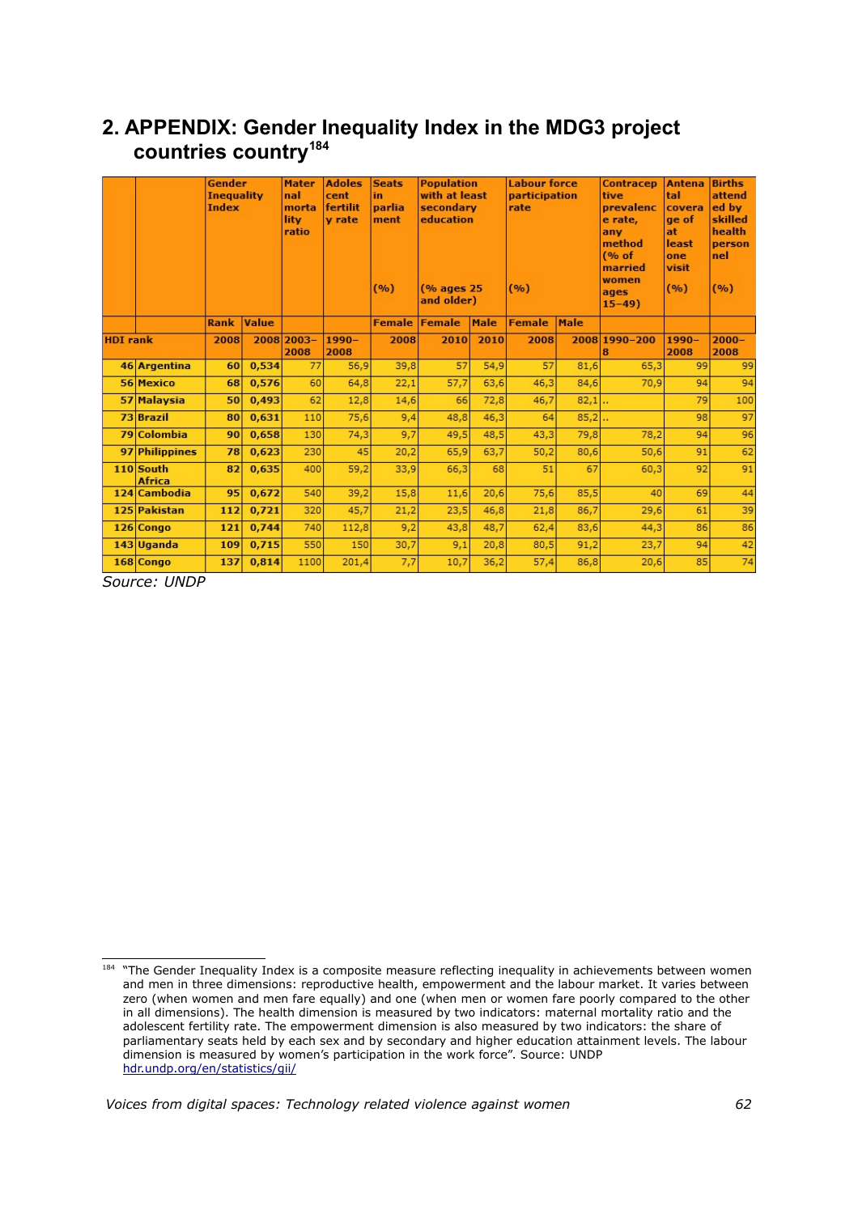## 2. APPENDIX: Gender Inequality Index in the MDG3 project countries country[184]

| | | Gender Inequality Index | | Maternal mortality ratio | Adolescent fertility rate | Seats in parliament (%) | Population with at least secondary education (% ages 25 and older) | | Labour force participation rate (%) | | Contraceptive prevalence rate, any method (% of married women ages 15–49) | Antenatal coverage of at least one visit (%) | Births attended by skilled health personnel (%) |
|---|---|---|---|---|---|---|---|---|---|---|---|---|---|
| | | Rank | Value | | | Female | Female | Male | Female | Male | | | |
| HDI rank | | 2008 | 2008 | 2003–2008 | 1990–2008 | 2008 | 2010 | 2010 | 2008 | 2008 | 1990–2008 | 1990–2008 | 2000–2008 |
| 46 | Argentina | 60 | 0,534 | 77 | 56,9 | 39,8 | 57 | 54,9 | 57 | 81,6 | 65,3 | 99 | 99 |
| 56 | Mexico | 68 | 0,576 | 60 | 64,8 | 22,1 | 57,7 | 63,6 | 46,3 | 84,6 | 70,9 | 94 | 94 |
| 57 | Malaysia | 50 | 0,493 | 62 | 12,8 | 14,6 | 66 | 72,8 | 46,7 | 82,1 | .. | 79 | 100 |
| 73 | Brazil | 80 | 0,631 | 110 | 75,6 | 9,4 | 48,8 | 46,3 | 64 | 85,2 | .. | 98 | 97 |
| 79 | Colombia | 90 | 0,658 | 130 | 74,3 | 9,7 | 49,5 | 48,5 | 43,3 | 79,8 | 78,2 | 94 | 96 |
| 97 | Philippines | 78 | 0,623 | 230 | 45 | 20,2 | 65,9 | 63,7 | 50,2 | 80,6 | 50,6 | 91 | 62 |
| 110 | South Africa | 82 | 0,635 | 400 | 59,2 | 33,9 | 66,3 | 68 | 51 | 67 | 60,3 | 92 | 91 |
| 124 | Cambodia | 95 | 0,672 | 540 | 39,2 | 15,8 | 11,6 | 20,6 | 75,6 | 85,5 | 40 | 69 | 44 |
| 125 | Pakistan | 112 | 0,721 | 320 | 45,7 | 21,2 | 23,5 | 46,8 | 21,8 | 86,7 | 29,6 | 61 | 39 |
| 126 | Congo | 121 | 0,744 | 740 | 112,8 | 9,2 | 43,8 | 48,7 | 62,4 | 83,6 | 44,3 | 86 | 86 |
| 143 | Uganda | 109 | 0,715 | 550 | 150 | 30,7 | 9,1 | 20,8 | 80,5 | 91,2 | 23,7 | 94 | 42 |
| 168 | Congo | 137 | 0,814 | 1100 | 201,4 | 7,7 | 10,7 | 36,2 | 57,4 | 86,8 | 20,6 | 85 | 74 |

*Source: UNDP*

[184] "The Gender Inequality Index is a composite measure reflecting inequality in achievements between women and men in three dimensions: reproductive health, empowerment and the labour market. It varies between zero (when women and men fare equally) and one (when men or women fare poorly compared to the other in all dimensions). The health dimension is measured by two indicators: maternal mortality ratio and the adolescent fertility rate. The empowerment dimension is also measured by two indicators: the share of parliamentary seats held by each sex and by secondary and higher education attainment levels. The labour dimension is measured by women's participation in the work force". Source: UNDP hdr.undp.org/en/statistics/gii/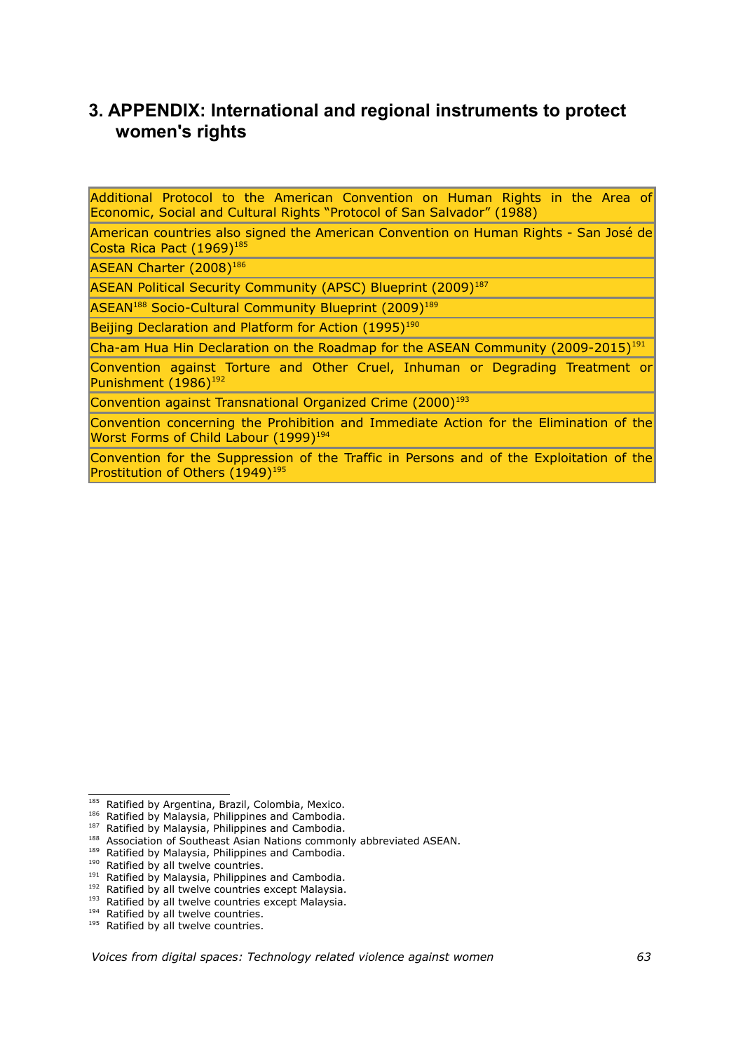## 3. APPENDIX: International and regional instruments to protect women's rights

| |
|---|
| Additional Protocol to the American Convention on Human Rights in the Area of Economic, Social and Cultural Rights "Protocol of San Salvador" (1988) |
| American countries also signed the American Convention on Human Rights - San José de Costa Rica Pact (1969)[185] |
| ASEAN Charter (2008)[186] |
| ASEAN Political Security Community (APSC) Blueprint (2009)[187] |
| ASEAN[188] Socio-Cultural Community Blueprint (2009)[189] |
| Beijing Declaration and Platform for Action (1995)[190] |
| Cha-am Hua Hin Declaration on the Roadmap for the ASEAN Community (2009-2015)[191] |
| Convention against Torture and Other Cruel, Inhuman or Degrading Treatment or Punishment (1986)[192] |
| Convention against Transnational Organized Crime (2000)[193] |
| Convention concerning the Prohibition and Immediate Action for the Elimination of the Worst Forms of Child Labour (1999)[194] |
| Convention for the Suppression of the Traffic in Persons and of the Exploitation of the Prostitution of Others (1949)[195] |

[185] Ratified by Argentina, Brazil, Colombia, Mexico.
[186] Ratified by Malaysia, Philippines and Cambodia.
[187] Ratified by Malaysia, Philippines and Cambodia.
[188] Association of Southeast Asian Nations commonly abbreviated ASEAN.
[189] Ratified by Malaysia, Philippines and Cambodia.
[190] Ratified by all twelve countries.
[191] Ratified by Malaysia, Philippines and Cambodia.
[192] Ratified by all twelve countries except Malaysia.
[193] Ratified by all twelve countries except Malaysia.
[194] Ratified by all twelve countries.
[195] Ratified by all twelve countries.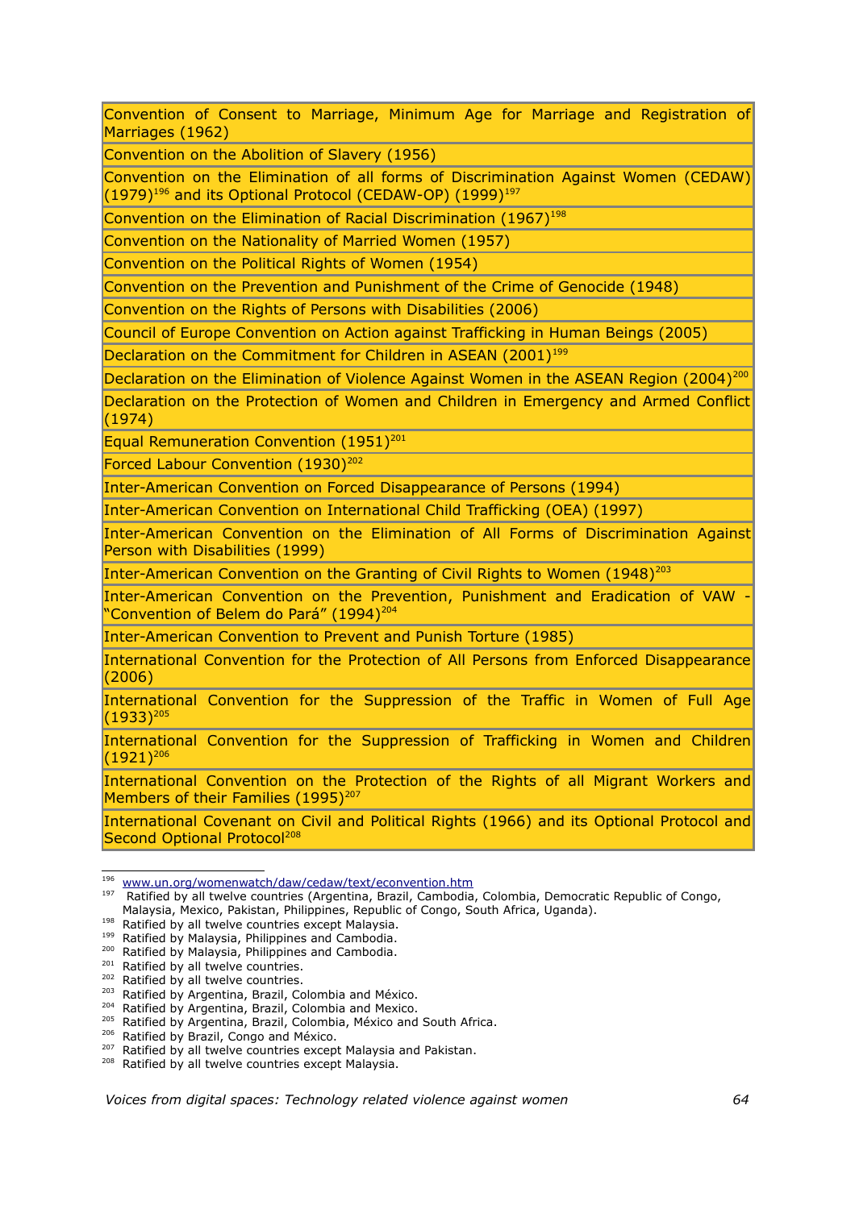| Convention of Consent to Marriage, Minimum Age for Marriage and Registration of Marriages (1962) |
|---|
| Convention on the Abolition of Slavery (1956) |
| Convention on the Elimination of all forms of Discrimination Against Women (CEDAW) (1979)[196] and its Optional Protocol (CEDAW-OP) (1999)[197] |
| Convention on the Elimination of Racial Discrimination (1967)[198] |
| Convention on the Nationality of Married Women (1957) |
| Convention on the Political Rights of Women (1954) |
| Convention on the Prevention and Punishment of the Crime of Genocide (1948) |
| Convention on the Rights of Persons with Disabilities (2006) |
| Council of Europe Convention on Action against Trafficking in Human Beings (2005) |
| Declaration on the Commitment for Children in ASEAN (2001)[199] |
| Declaration on the Elimination of Violence Against Women in the ASEAN Region (2004)[200] |
| Declaration on the Protection of Women and Children in Emergency and Armed Conflict (1974) |
| Equal Remuneration Convention (1951)[201] |
| Forced Labour Convention (1930)[202] |
| Inter-American Convention on Forced Disappearance of Persons (1994) |
| Inter-American Convention on International Child Trafficking (OEA) (1997) |
| Inter-American Convention on the Elimination of All Forms of Discrimination Against Person with Disabilities (1999) |
| Inter-American Convention on the Granting of Civil Rights to Women (1948)[203] |
| Inter-American Convention on the Prevention, Punishment and Eradication of VAW - "Convention of Belem do Pará" (1994)[204] |
| Inter-American Convention to Prevent and Punish Torture (1985) |
| International Convention for the Protection of All Persons from Enforced Disappearance (2006) |
| International Convention for the Suppression of the Traffic in Women of Full Age (1933)[205] |
| International Convention for the Suppression of Trafficking in Women and Children (1921)[206] |
| International Convention on the Protection of the Rights of all Migrant Workers and Members of their Families (1995)[207] |
| International Covenant on Civil and Political Rights (1966) and its Optional Protocol and Second Optional Protocol[208] |

[196] www.un.org/womenwatch/daw/cedaw/text/econvention.htm

[197] Ratified by all twelve countries (Argentina, Brazil, Cambodia, Colombia, Democratic Republic of Congo, Malaysia, Mexico, Pakistan, Philippines, Republic of Congo, South Africa, Uganda).

[198] Ratified by all twelve countries except Malaysia.

[199] Ratified by Malaysia, Philippines and Cambodia.

[200] Ratified by Malaysia, Philippines and Cambodia.

[201] Ratified by all twelve countries.

[202] Ratified by all twelve countries.

[203] Ratified by Argentina, Brazil, Colombia and México.

[204] Ratified by Argentina, Brazil, Colombia and Mexico.

[205] Ratified by Argentina, Brazil, Colombia, México and South Africa.

[206] Ratified by Brazil, Congo and México.

[207] Ratified by all twelve countries except Malaysia and Pakistan.

[208] Ratified by all twelve countries except Malaysia.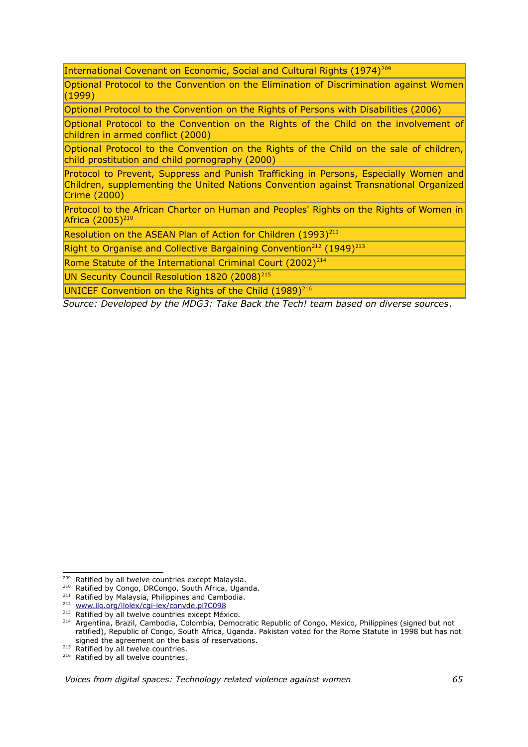| |
|---|
| International Covenant on Economic, Social and Cultural Rights (1974)[209] |
| Optional Protocol to the Convention on the Elimination of Discrimination against Women (1999) |
| Optional Protocol to the Convention on the Rights of Persons with Disabilities (2006) |
| Optional Protocol to the Convention on the Rights of the Child on the involvement of children in armed conflict (2000) |
| Optional Protocol to the Convention on the Rights of the Child on the sale of children, child prostitution and child pornography (2000) |
| Protocol to Prevent, Suppress and Punish Trafficking in Persons, Especially Women and Children, supplementing the United Nations Convention against Transnational Organized Crime (2000) |
| Protocol to the African Charter on Human and Peoples' Rights on the Rights of Women in Africa (2005)[210] |
| Resolution on the ASEAN Plan of Action for Children (1993)[211] |
| Right to Organise and Collective Bargaining Convention[212] (1949)[213] |
| Rome Statute of the International Criminal Court (2002)[214] |
| UN Security Council Resolution 1820 (2008)[215] |
| UNICEF Convention on the Rights of the Child (1989)[216] |

*Source: Developed by the MDG3: Take Back the Tech! team based on diverse sources*.

[209] Ratified by all twelve countries except Malaysia.

[210] Ratified by Congo, DRCongo, South Africa, Uganda.

[211] Ratified by Malaysia, Philippines and Cambodia.

[212] www.ilo.org/ilolex/cgi-lex/convde.pl?C098

[213] Ratified by all twelve countries except México.

[214] Argentina, Brazil, Cambodia, Colombia, Democratic Republic of Congo, Mexico, Philippines (signed but not ratified), Republic of Congo, South Africa, Uganda. Pakistan voted for the Rome Statute in 1998 but has not signed the agreement on the basis of reservations.

[215] Ratified by all twelve countries.

[216] Ratified by all twelve countries.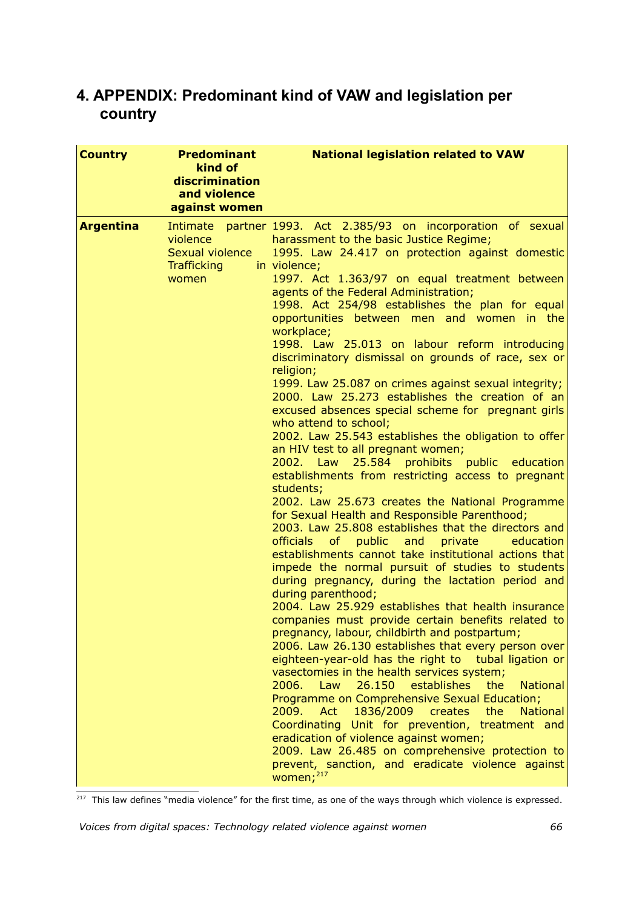# 4. APPENDIX: Predominant kind of VAW and legislation per country

| Country | Predominant kind of discrimination and violence against women | National legislation related to VAW |
|---|---|---|
| **Argentina** | Intimate partner violence<br>Sexual violence<br>Trafficking in women | 1993. Act 2.385/93 on incorporation of sexual harassment to the basic Justice Regime;<br>1995. Law 24.417 on protection against domestic violence;<br>1997. Act 1.363/97 on equal treatment between agents of the Federal Administration;<br>1998. Act 254/98 establishes the plan for equal opportunities between men and women in the workplace;<br>1998. Law 25.013 on labour reform introducing discriminatory dismissal on grounds of race, sex or religion;<br>1999. Law 25.087 on crimes against sexual integrity;<br>2000. Law 25.273 establishes the creation of an excused absences special scheme for pregnant girls who attend to school;<br>2002. Law 25.543 establishes the obligation to offer an HIV test to all pregnant women;<br>2002. Law 25.584 prohibits public education establishments from restricting access to pregnant students;<br>2002. Law 25.673 creates the National Programme for Sexual Health and Responsible Parenthood;<br>2003. Law 25.808 establishes that the directors and officials of public and private education establishments cannot take institutional actions that impede the normal pursuit of studies to students during pregnancy, during the lactation period and during parenthood;<br>2004. Law 25.929 establishes that health insurance companies must provide certain benefits related to pregnancy, labour, childbirth and postpartum;<br>2006. Law 26.130 establishes that every person over eighteen-year-old has the right to tubal ligation or vasectomies in the health services system;<br>2006. Law 26.150 establishes the National Programme on Comprehensive Sexual Education;<br>2009. Act 1836/2009 creates the National Coordinating Unit for prevention, treatment and eradication of violence against women;<br>2009. Law 26.485 on comprehensive protection to prevent, sanction, and eradicate violence against women;[217] |

[217] This law defines "media violence" for the first time, as one of the ways through which violence is expressed.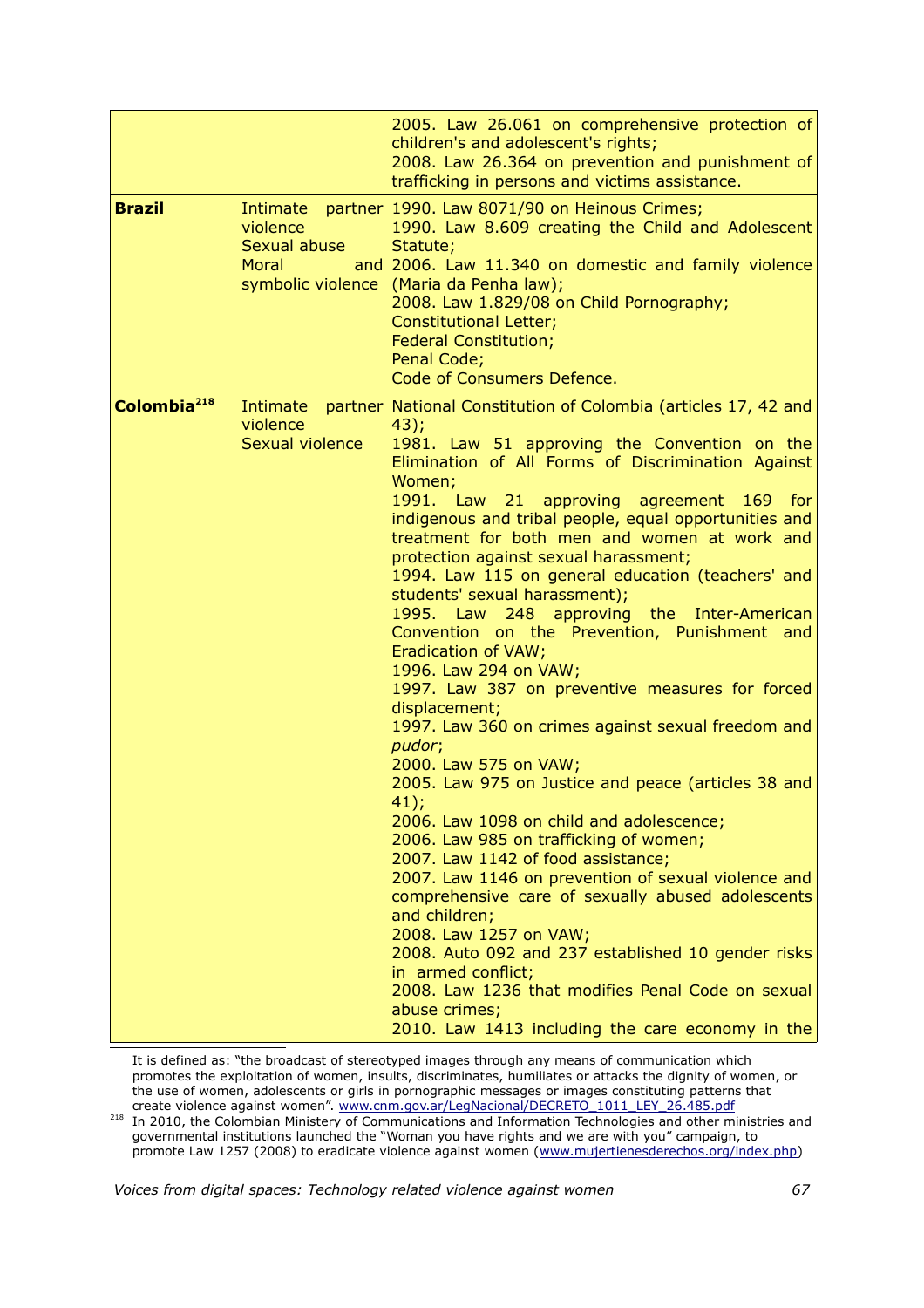| | | |
|---|---|---|
| | | 2005. Law 26.061 on comprehensive protection of children's and adolescent's rights;<br>2008. Law 26.364 on prevention and punishment of trafficking in persons and victims assistance. |
| **Brazil** | Intimate partner violence<br>Sexual abuse<br>Moral and symbolic violence | 1990. Law 8071/90 on Heinous Crimes;<br>1990. Law 8.609 creating the Child and Adolescent Statute;<br>2006. Law 11.340 on domestic and family violence (Maria da Penha law);<br>2008. Law 1.829/08 on Child Pornography;<br>Constitutional Letter;<br>Federal Constitution;<br>Penal Code;<br>Code of Consumers Defence. |
| **Colombia**[218] | Intimate partner violence<br>Sexual violence | National Constitution of Colombia (articles 17, 42 and 43);<br>1981. Law 51 approving the Convention on the Elimination of All Forms of Discrimination Against Women;<br>1991. Law 21 approving agreement 169 for indigenous and tribal people, equal opportunities and treatment for both men and women at work and protection against sexual harassment;<br>1994. Law 115 on general education (teachers' and students' sexual harassment);<br>1995. Law 248 approving the Inter-American Convention on the Prevention, Punishment and Eradication of VAW;<br>1996. Law 294 on VAW;<br>1997. Law 387 on preventive measures for forced displacement;<br>1997. Law 360 on crimes against sexual freedom and *pudor*;<br>2000. Law 575 on VAW;<br>2005. Law 975 on Justice and peace (articles 38 and 41);<br>2006. Law 1098 on child and adolescence;<br>2006. Law 985 on trafficking of women;<br>2007. Law 1142 of food assistance;<br>2007. Law 1146 on prevention of sexual violence and comprehensive care of sexually abused adolescents and children;<br>2008. Law 1257 on VAW;<br>2008. Auto 092 and 237 established 10 gender risks in armed conflict;<br>2008. Law 1236 that modifies Penal Code on sexual abuse crimes;<br>2010. Law 1413 including the care economy in the |

It is defined as: "the broadcast of stereotyped images through any means of communication which promotes the exploitation of women, insults, discriminates, humiliates or attacks the dignity of women, or the use of women, adolescents or girls in pornographic messages or images constituting patterns that create violence against women". www.cnm.gov.ar/LegNacional/DECRETO_1011_LEY_26.485.pdf

[218] In 2010, the Colombian Ministery of Communications and Information Technologies and other ministries and governmental institutions launched the "Woman you have rights and we are with you" campaign, to promote Law 1257 (2008) to eradicate violence against women (www.mujertienesderechos.org/index.php)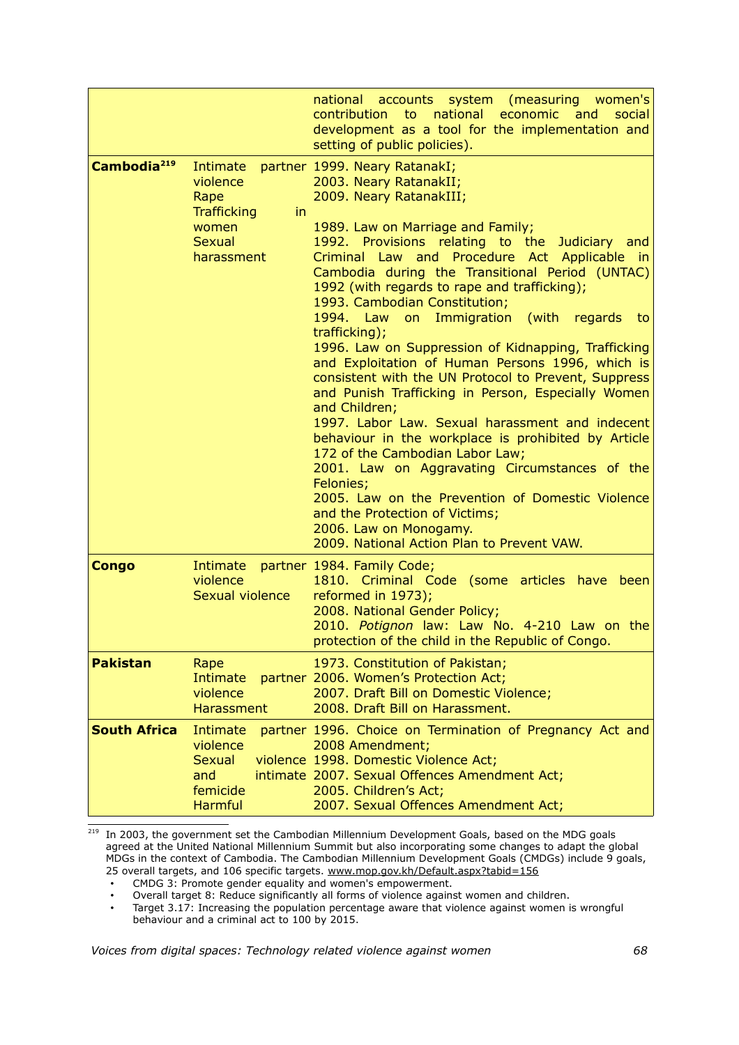| | | |
|---|---|---|
| | | national accounts system (measuring women's contribution to national economic and social development as a tool for the implementation and setting of public policies). |
| **Cambodia**[219] | Intimate partner violence<br>Rape<br>Trafficking in women<br>Sexual harassment | 1999. Neary RatanakI;<br>2003. Neary RatanakII;<br>2009. Neary RatanakIII;<br><br>1989. Law on Marriage and Family;<br>1992. Provisions relating to the Judiciary and Criminal Law and Procedure Act Applicable in Cambodia during the Transitional Period (UNTAC) 1992 (with regards to rape and trafficking);<br>1993. Cambodian Constitution;<br>1994. Law on Immigration (with regards to trafficking);<br>1996. Law on Suppression of Kidnapping, Trafficking and Exploitation of Human Persons 1996, which is consistent with the UN Protocol to Prevent, Suppress and Punish Trafficking in Person, Especially Women and Children;<br>1997. Labor Law. Sexual harassment and indecent behaviour in the workplace is prohibited by Article 172 of the Cambodian Labor Law;<br>2001. Law on Aggravating Circumstances of the Felonies;<br>2005. Law on the Prevention of Domestic Violence and the Protection of Victims;<br>2006. Law on Monogamy.<br>2009. National Action Plan to Prevent VAW. |
| **Congo** | Intimate partner violence<br>Sexual violence | 1984. Family Code;<br>1810. Criminal Code (some articles have been reformed in 1973);<br>2008. National Gender Policy;<br>2010. *Potignon* law: Law No. 4-210 Law on the protection of the child in the Republic of Congo. |
| **Pakistan** | Rape<br>Intimate partner violence<br>Harassment | 1973. Constitution of Pakistan;<br>2006. Women's Protection Act;<br>2007. Draft Bill on Domestic Violence;<br>2008. Draft Bill on Harassment. |
| **South Africa** | Intimate partner violence<br>Sexual violence and intimate femicide<br>Harmful | 1996. Choice on Termination of Pregnancy Act and 2008 Amendment;<br>1998. Domestic Violence Act;<br>2007. Sexual Offences Amendment Act;<br>2005. Children's Act;<br>2007. Sexual Offences Amendment Act; |

[219] In 2003, the government set the Cambodian Millennium Development Goals, based on the MDG goals agreed at the United National Millennium Summit but also incorporating some changes to adapt the global MDGs in the context of Cambodia. The Cambodian Millennium Development Goals (CMDGs) include 9 goals, 25 overall targets, and 106 specific targets. www.mop.gov.kh/Default.aspx?tabid=156

- CMDG 3: Promote gender equality and women's empowerment.
- Overall target 8: Reduce significantly all forms of violence against women and children.
- Target 3.17: Increasing the population percentage aware that violence against women is wrongful behaviour and a criminal act to 100 by 2015.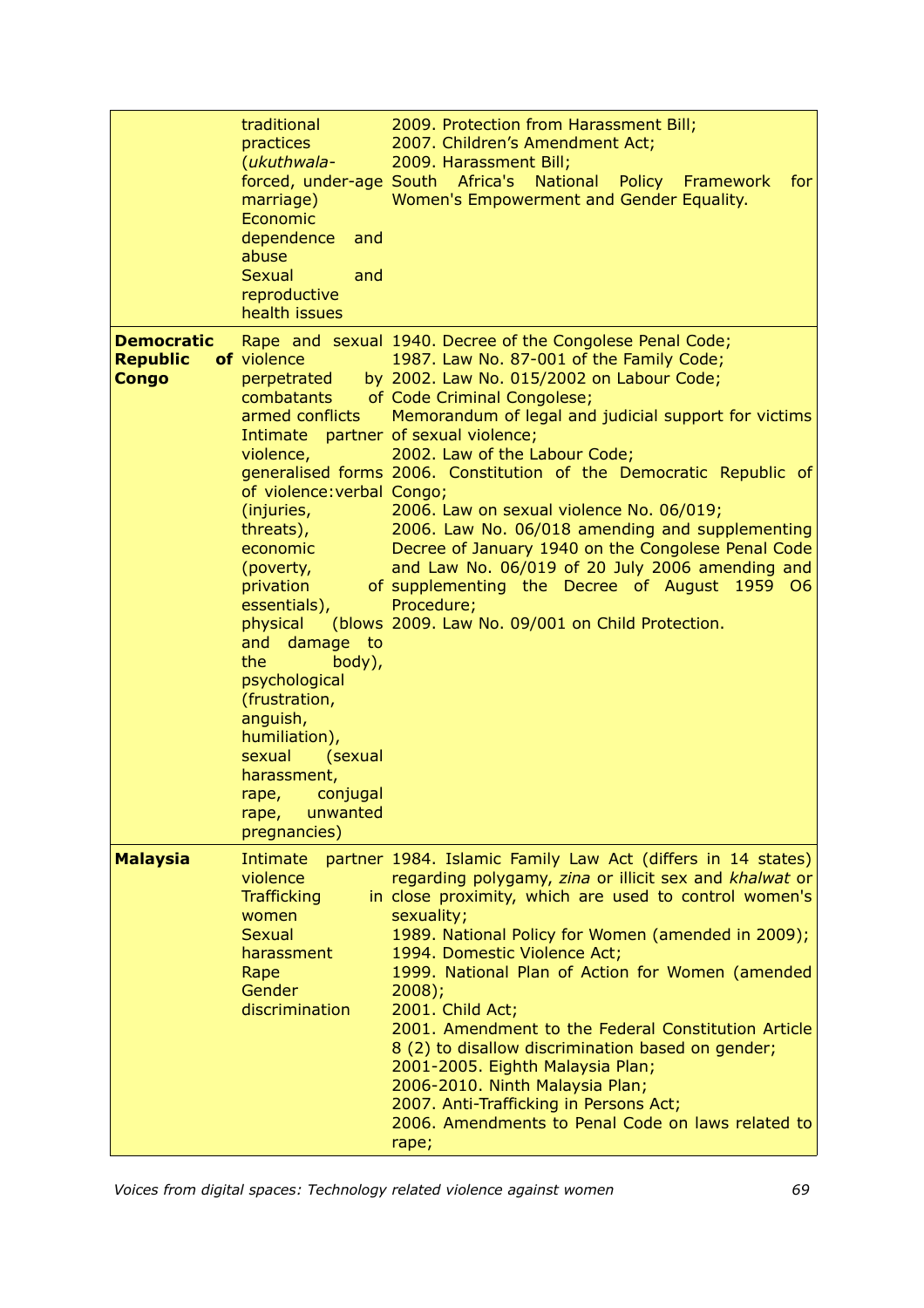| | | |
|---|---|---|
| | traditional practices (*ukuthwala*- forced, under-age marriage)<br>Economic dependence and abuse<br>Sexual and reproductive health issues | 2009. Protection from Harassment Bill;<br>2007. Children's Amendment Act;<br>2009. Harassment Bill;<br>South Africa's National Policy Framework for Women's Empowerment and Gender Equality. |
| **Democratic Republic of Congo** | Rape and sexual violence perpetrated by combatants of armed conflicts<br>Intimate partner violence, generalised forms of violence:verbal (injuries, threats), economic (poverty, privation of essentials), physical (blows and damage to the body), psychological (frustration, anguish, humiliation), sexual (sexual harassment, rape, conjugal rape, unwanted pregnancies) | 1940. Decree of the Congolese Penal Code;<br>1987. Law No. 87-001 of the Family Code;<br>2002. Law No. 015/2002 on Labour Code;<br>Code Criminal Congolese;<br>Memorandum of legal and judicial support for victims of sexual violence;<br>2002. Law of the Labour Code;<br>2006. Constitution of the Democratic Republic of Congo;<br>2006. Law on sexual violence No. 06/019;<br>2006. Law No. 06/018 amending and supplementing Decree of January 1940 on the Congolese Penal Code and Law No. 06/019 of 20 July 2006 amending and supplementing the Decree of August 1959 O6 Procedure;<br>2009. Law No. 09/001 on Child Protection. |
| **Malaysia** | Intimate partner violence<br>Trafficking in women<br>Sexual harassment<br>Rape<br>Gender discrimination | 1984. Islamic Family Law Act (differs in 14 states) regarding polygamy, *zina* or illicit sex and *khalwat* or close proximity, which are used to control women's sexuality;<br>1989. National Policy for Women (amended in 2009);<br>1994. Domestic Violence Act;<br>1999. National Plan of Action for Women (amended 2008);<br>2001. Child Act;<br>2001. Amendment to the Federal Constitution Article 8 (2) to disallow discrimination based on gender;<br>2001-2005. Eighth Malaysia Plan;<br>2006-2010. Ninth Malaysia Plan;<br>2007. Anti-Trafficking in Persons Act;<br>2006. Amendments to Penal Code on laws related to rape; |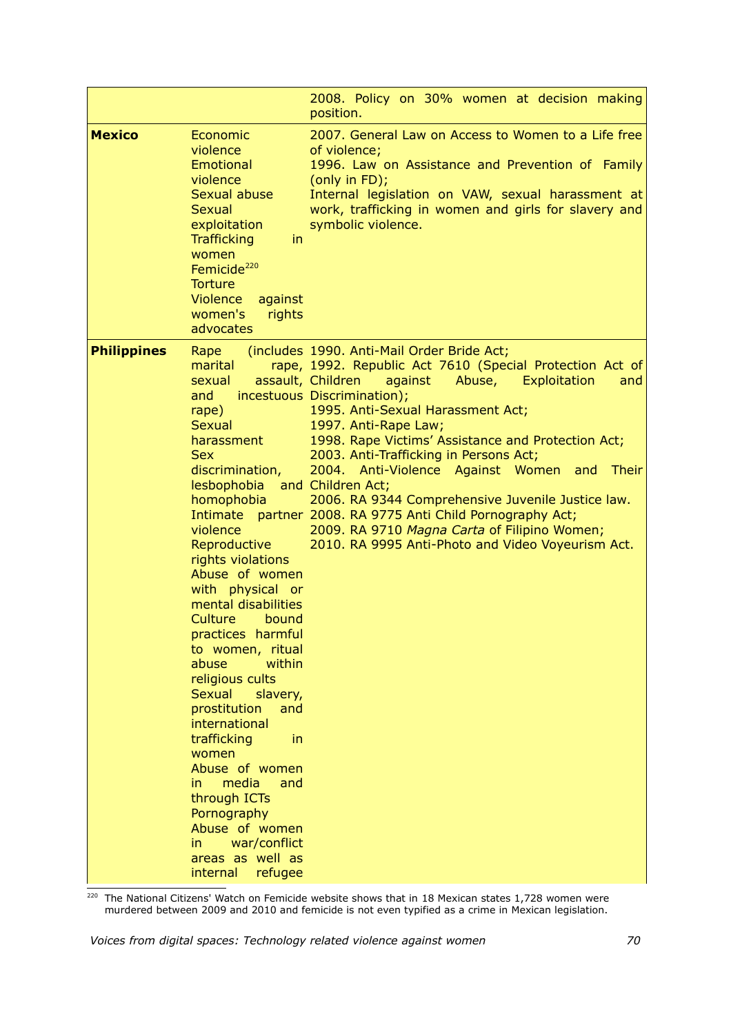| | | |
|---|---|---|
| | | 2008. Policy on 30% women at decision making position. |
| **Mexico** | Economic violence<br>Emotional violence<br>Sexual abuse<br>Sexual exploitation<br>Trafficking in women<br>Femicide[220]<br>Torture<br>Violence against women's rights advocates | 2007. General Law on Access to Women to a Life free of violence;<br>1996. Law on Assistance and Prevention of Family (only in FD);<br>Internal legislation on VAW, sexual harassment at work, trafficking in women and girls for slavery and symbolic violence. |
| **Philippines** | Rape (includes marital rape, sexual assault, and incestuous rape)<br>Sexual harassment<br>Sex discrimination, lesbophobia and homophobia<br>Intimate partner violence<br>Reproductive rights violations<br>Abuse of women with physical or mental disabilities<br>Culture bound practices harmful to women, ritual abuse within religious cults<br>Sexual slavery, prostitution and international trafficking in women<br>Abuse of women in media and through ICTs<br>Pornography<br>Abuse of women in war/conflict areas as well as internal refugee | 1990. Anti-Mail Order Bride Act;<br>1992. Republic Act 7610 (Special Protection Act of Children against Abuse, Exploitation and Discrimination);<br>1995. Anti-Sexual Harassment Act;<br>1997. Anti-Rape Law;<br>1998. Rape Victims' Assistance and Protection Act;<br>2003. Anti-Trafficking in Persons Act;<br>2004. Anti-Violence Against Women and Their Children Act;<br>2006. RA 9344 Comprehensive Juvenile Justice law.<br>2008. RA 9775 Anti Child Pornography Act;<br>2009. RA 9710 *Magna Carta* of Filipino Women;<br>2010. RA 9995 Anti-Photo and Video Voyeurism Act. |

[220] The National Citizens' Watch on Femicide website shows that in 18 Mexican states 1,728 women were murdered between 2009 and 2010 and femicide is not even typified as a crime in Mexican legislation.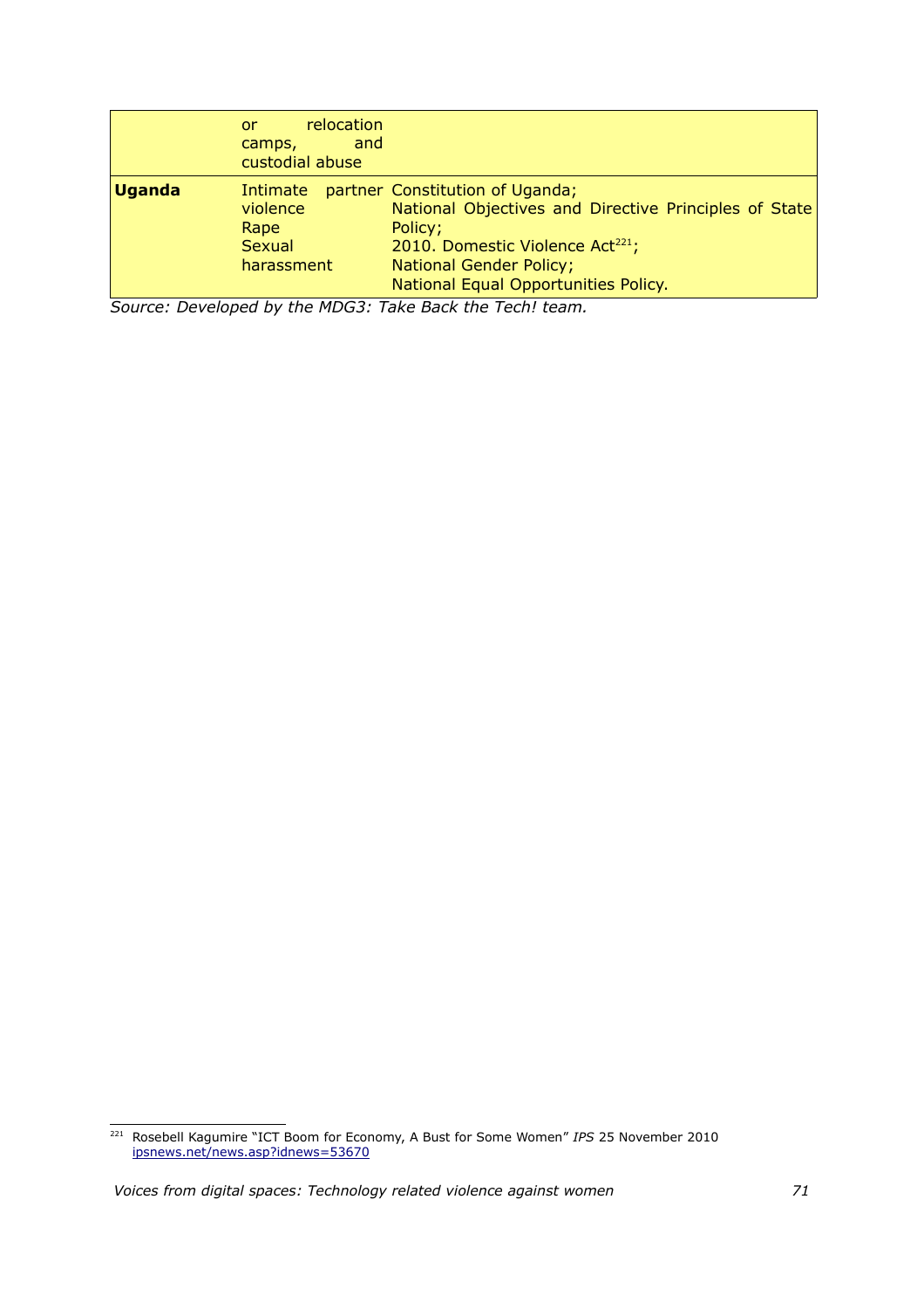| | | |
|---|---|---|
| | or relocation camps, and custodial abuse | |
| **Uganda** | Intimate partner violence<br>Rape<br>Sexual harassment | Constitution of Uganda;<br>National Objectives and Directive Principles of State Policy;<br>2010. Domestic Violence Act[221];<br>National Gender Policy;<br>National Equal Opportunities Policy. |

*Source: Developed by the MDG3: Take Back the Tech! team.*

---

[221] Rosebell Kagumire "ICT Boom for Economy, A Bust for Some Women" *IPS* 25 November 2010 ipsnews.net/news.asp?idnews=53670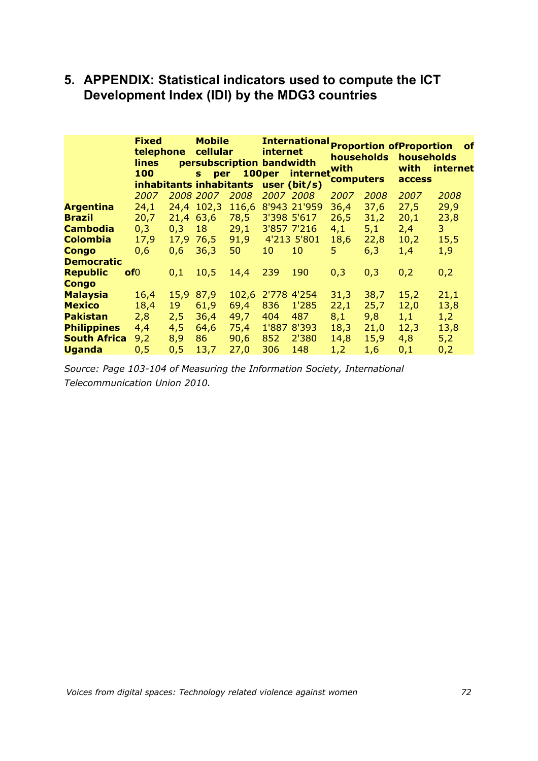## 5. APPENDIX: Statistical indicators used to compute the ICT Development Index (IDI) by the MDG3 countries

| | Fixed telephone lines per 100 inhabitants | | Mobile cellular subscriptions per 100 inhabitants | | International internet bandwidth per internet user (bit/s) | | Proportion of households with computers | | Proportion of households with internet access | |
|---|---|---|---|---|---|---|---|---|---|---|
| | *2007* | *2008* | *2007* | *2008* | *2007* | *2008* | *2007* | *2008* | *2007* | *2008* |
| **Argentina** | 24,1 | 24,4 | 102,3 | 116,6 | 8'943 | 21'959 | 36,4 | 37,6 | 27,5 | 29,9 |
| **Brazil** | 20,7 | 21,4 | 63,6 | 78,5 | 3'398 | 5'617 | 26,5 | 31,2 | 20,1 | 23,8 |
| **Cambodia** | 0,3 | 0,3 | 18 | 29,1 | 3'857 | 7'216 | 4,1 | 5,1 | 2,4 | 3 |
| **Colombia** | 17,9 | 17,9 | 76,5 | 91,9 | 4'213 | 5'801 | 18,6 | 22,8 | 10,2 | 15,5 |
| **Congo** | 0,6 | 0,6 | 36,3 | 50 | 10 | 10 | 5 | 6,3 | 1,4 | 1,9 |
| **Democratic Republic of Congo** | 0 | 0,1 | 10,5 | 14,4 | 239 | 190 | 0,3 | 0,3 | 0,2 | 0,2 |
| **Malaysia** | 16,4 | 15,9 | 87,9 | 102,6 | 2'778 | 4'254 | 31,3 | 38,7 | 15,2 | 21,1 |
| **Mexico** | 18,4 | 19 | 61,9 | 69,4 | 836 | 1'285 | 22,1 | 25,7 | 12,0 | 13,8 |
| **Pakistan** | 2,8 | 2,5 | 36,4 | 49,7 | 404 | 487 | 8,1 | 9,8 | 1,1 | 1,2 |
| **Philippines** | 4,4 | 4,5 | 64,6 | 75,4 | 1'887 | 8'393 | 18,3 | 21,0 | 12,3 | 13,8 |
| **South Africa** | 9,2 | 8,9 | 86 | 90,6 | 852 | 2'380 | 14,8 | 15,9 | 4,8 | 5,2 |
| **Uganda** | 0,5 | 0,5 | 13,7 | 27,0 | 306 | 148 | 1,2 | 1,6 | 0,1 | 0,2 |

*Source: Page 103-104 of Measuring the Information Society, International Telecommunication Union 2010.*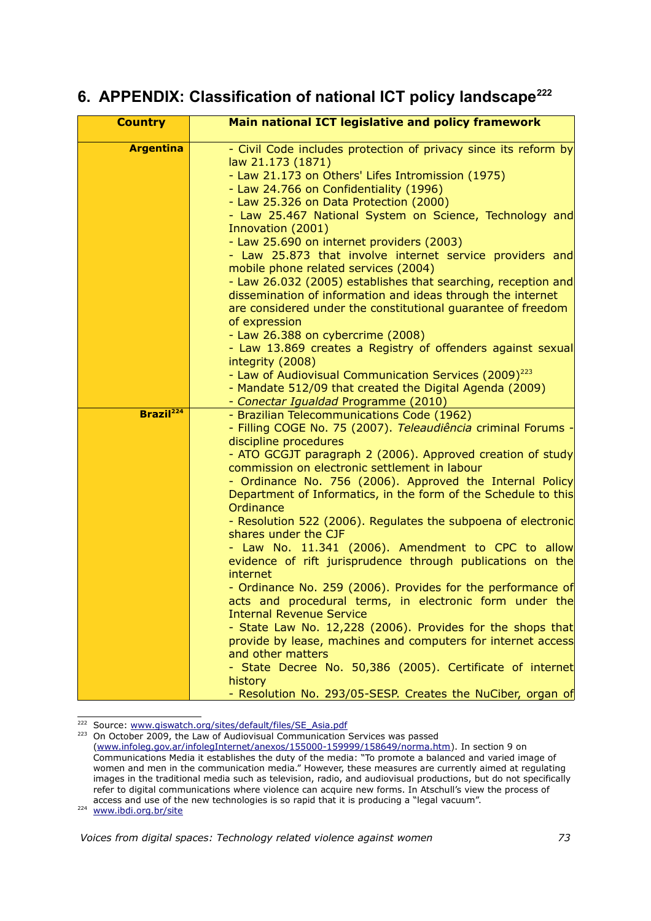# 6. APPENDIX: Classification of national ICT policy landscape[222]

| Country | Main national ICT legislative and policy framework |
|---|---|
| **Argentina** | - Civil Code includes protection of privacy since its reform by law 21.173 (1871)<br>- Law 21.173 on Others' Lifes Intromission (1975)<br>- Law 24.766 on Confidentiality (1996)<br>- Law 25.326 on Data Protection (2000)<br>- Law 25.467 National System on Science, Technology and Innovation (2001)<br>- Law 25.690 on internet providers (2003)<br>- Law 25.873 that involve internet service providers and mobile phone related services (2004)<br>- Law 26.032 (2005) establishes that searching, reception and dissemination of information and ideas through the internet are considered under the constitutional guarantee of freedom of expression<br>- Law 26.388 on cybercrime (2008)<br>- Law 13.869 creates a Registry of offenders against sexual integrity (2008)<br>- Law of Audiovisual Communication Services (2009)[223]<br>- Mandate 512/09 that created the Digital Agenda (2009)<br>- *Conectar Igualdad* Programme (2010) |
| **Brazil**[224] | - Brazilian Telecommunications Code (1962)<br>- Filling COGE No. 75 (2007). *Teleaudiência* criminal Forums - discipline procedures<br>- ATO GCGJT paragraph 2 (2006). Approved creation of study commission on electronic settlement in labour<br>- Ordinance No. 756 (2006). Approved the Internal Policy Department of Informatics, in the form of the Schedule to this Ordinance<br>- Resolution 522 (2006). Regulates the subpoena of electronic shares under the CJF<br>- Law No. 11.341 (2006). Amendment to CPC to allow evidence of rift jurisprudence through publications on the internet<br>- Ordinance No. 259 (2006). Provides for the performance of acts and procedural terms, in electronic form under the Internal Revenue Service<br>- State Law No. 12,228 (2006). Provides for the shops that provide by lease, machines and computers for internet access and other matters<br>- State Decree No. 50,386 (2005). Certificate of internet history<br>- Resolution No. 293/05-SESP. Creates the NuCiber, organ of |

[222] Source: www.giswatch.org/sites/default/files/SE_Asia.pdf

[223] On October 2009, the Law of Audiovisual Communication Services was passed (www.infoleg.gov.ar/infolegInternet/anexos/155000-159999/158649/norma.htm). In section 9 on Communications Media it establishes the duty of the media: "To promote a balanced and varied image of women and men in the communication media." However, these measures are currently aimed at regulating images in the traditional media such as television, radio, and audiovisual productions, but do not specifically refer to digital communications where violence can acquire new forms. In Atschull's view the process of access and use of the new technologies is so rapid that it is producing a "legal vacuum".

[224] www.ibdi.org.br/site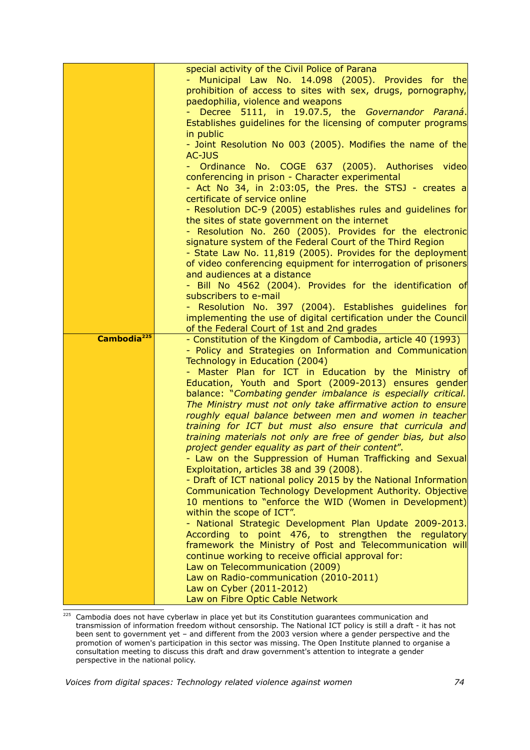| | |
|---|---|
| | special activity of the Civil Police of Parana<br>- Municipal Law No. 14.098 (2005). Provides for the prohibition of access to sites with sex, drugs, pornography, paedophilia, violence and weapons<br>- Decree 5111, in 19.07.5, the *Governandor Paraná*. Establishes guidelines for the licensing of computer programs in public<br>- Joint Resolution No 003 (2005). Modifies the name of the AC-JUS<br>- Ordinance No. COGE 637 (2005). Authorises video conferencing in prison - Character experimental<br>- Act No 34, in 2:03:05, the Pres. the STSJ - creates a certificate of service online<br>- Resolution DC-9 (2005) establishes rules and guidelines for the sites of state government on the internet<br>- Resolution No. 260 (2005). Provides for the electronic signature system of the Federal Court of the Third Region<br>- State Law No. 11,819 (2005). Provides for the deployment of video conferencing equipment for interrogation of prisoners and audiences at a distance<br>- Bill No 4562 (2004). Provides for the identification of subscribers to e-mail<br>- Resolution No. 397 (2004). Establishes guidelines for implementing the use of digital certification under the Council of the Federal Court of 1st and 2nd grades |
| **Cambodia**[225] | - Constitution of the Kingdom of Cambodia, article 40 (1993)<br>- Policy and Strategies on Information and Communication Technology in Education (2004)<br>- Master Plan for ICT in Education by the Ministry of Education, Youth and Sport (2009-2013) ensures gender balance: "*Combating gender imbalance is especially critical. The Ministry must not only take affirmative action to ensure roughly equal balance between men and women in teacher training for ICT but must also ensure that curricula and training materials not only are free of gender bias, but also project gender equality as part of their content*".<br>- Law on the Suppression of Human Trafficking and Sexual Exploitation, articles 38 and 39 (2008).<br>- Draft of ICT national policy 2015 by the National Information Communication Technology Development Authority. Objective 10 mentions to "enforce the WID (Women in Development) within the scope of ICT".<br>- National Strategic Development Plan Update 2009-2013. According to point 476, to strengthen the regulatory framework the Ministry of Post and Telecommunication will continue working to receive official approval for:<br>Law on Telecommunication (2009)<br>Law on Radio-communication (2010-2011)<br>Law on Cyber (2011-2012)<br>Law on Fibre Optic Cable Network |

[225] Cambodia does not have cyberlaw in place yet but its Constitution guarantees communication and transmission of information freedom without censorship. The National ICT policy is still a draft - it has not been sent to government yet – and different from the 2003 version where a gender perspective and the promotion of women's participation in this sector was missing. The Open Institute planned to organise a consultation meeting to discuss this draft and draw government's attention to integrate a gender perspective in the national policy.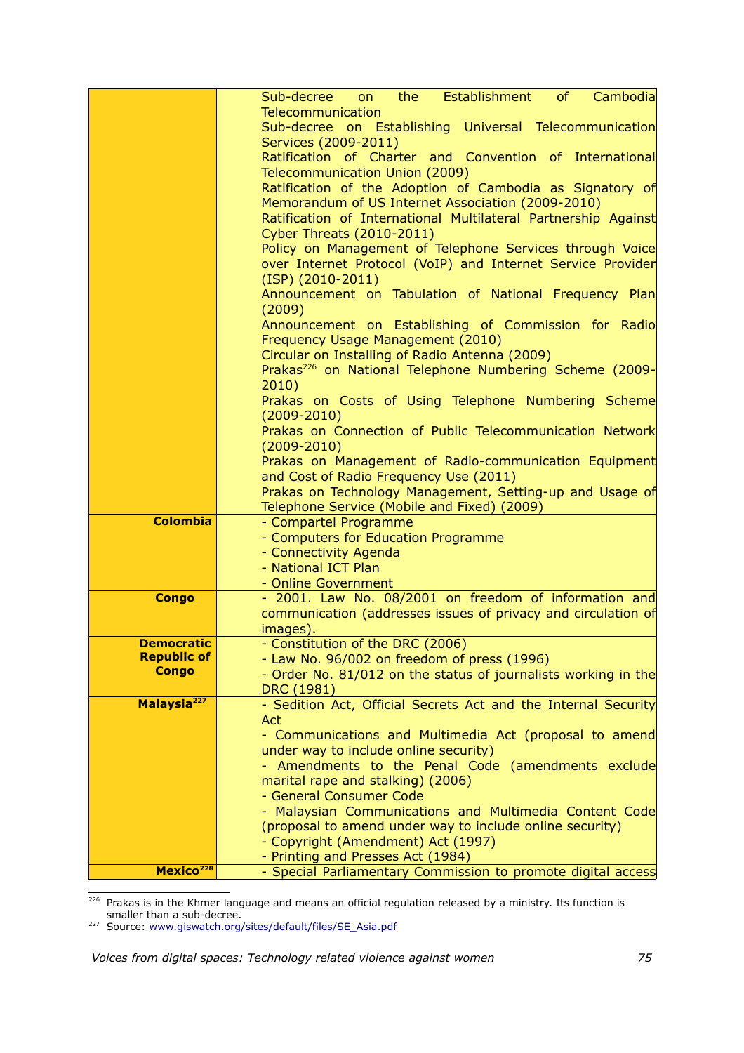| | |
|---|---|
| | Sub-decree on the Establishment of Cambodia Telecommunication<br>Sub-decree on Establishing Universal Telecommunication Services (2009-2011)<br>Ratification of Charter and Convention of International Telecommunication Union (2009)<br>Ratification of the Adoption of Cambodia as Signatory of Memorandum of US Internet Association (2009-2010)<br>Ratification of International Multilateral Partnership Against Cyber Threats (2010-2011)<br>Policy on Management of Telephone Services through Voice over Internet Protocol (VoIP) and Internet Service Provider (ISP) (2010-2011)<br>Announcement on Tabulation of National Frequency Plan (2009)<br>Announcement on Establishing of Commission for Radio Frequency Usage Management (2010)<br>Circular on Installing of Radio Antenna (2009)<br>Prakas[226] on National Telephone Numbering Scheme (2009-2010)<br>Prakas on Costs of Using Telephone Numbering Scheme (2009-2010)<br>Prakas on Connection of Public Telecommunication Network (2009-2010)<br>Prakas on Management of Radio-communication Equipment and Cost of Radio Frequency Use (2011)<br>Prakas on Technology Management, Setting-up and Usage of Telephone Service (Mobile and Fixed) (2009) |
| **Colombia** | - Compartel Programme<br>- Computers for Education Programme<br>- Connectivity Agenda<br>- National ICT Plan<br>- Online Government |
| **Congo** | - 2001. Law No. 08/2001 on freedom of information and communication (addresses issues of privacy and circulation of images). |
| **Democratic Republic of Congo** | - Constitution of the DRC (2006)<br>- Law No. 96/002 on freedom of press (1996)<br>- Order No. 81/012 on the status of journalists working in the DRC (1981) |
| **Malaysia[227]** | - Sedition Act, Official Secrets Act and the Internal Security Act<br>- Communications and Multimedia Act (proposal to amend under way to include online security)<br>- Amendments to the Penal Code (amendments exclude marital rape and stalking) (2006)<br>- General Consumer Code<br>- Malaysian Communications and Multimedia Content Code (proposal to amend under way to include online security)<br>- Copyright (Amendment) Act (1997)<br>- Printing and Presses Act (1984) |
| **Mexico[228]** | - Special Parliamentary Commission to promote digital access |

[226] Prakas is in the Khmer language and means an official regulation released by a ministry. Its function is smaller than a sub-decree.

[227] Source: www.giswatch.org/sites/default/files/SE_Asia.pdf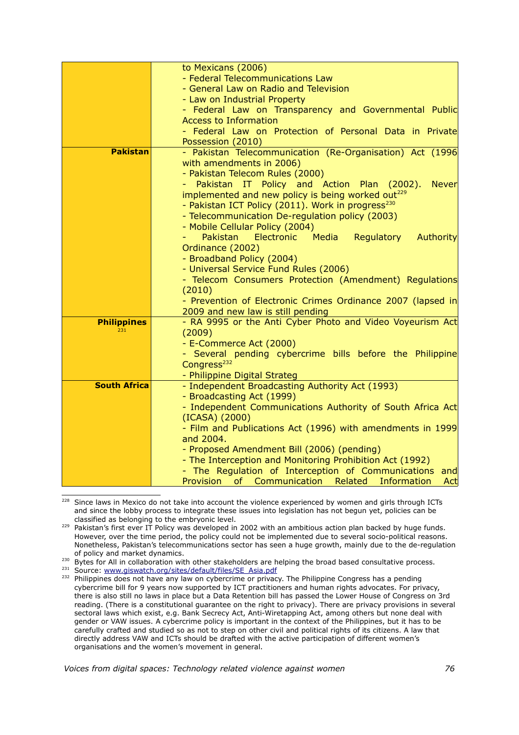| | |
|---|---|
| | to Mexicans (2006)<br>- Federal Telecommunications Law<br>- General Law on Radio and Television<br>- Law on Industrial Property<br>- Federal Law on Transparency and Governmental Public Access to Information<br>- Federal Law on Protection of Personal Data in Private Possession (2010) |
| **Pakistan** | - Pakistan Telecommunication (Re-Organisation) Act (1996 with amendments in 2006)<br>- Pakistan Telecom Rules (2000)<br>- Pakistan IT Policy and Action Plan (2002). Never implemented and new policy is being worked out[229]<br>- Pakistan ICT Policy (2011). Work in progress[230]<br>- Telecommunication De-regulation policy (2003)<br>- Mobile Cellular Policy (2004)<br>- Pakistan Electronic Media Regulatory Authority Ordinance (2002)<br>- Broadband Policy (2004)<br>- Universal Service Fund Rules (2006)<br>- Telecom Consumers Protection (Amendment) Regulations (2010)<br>- Prevention of Electronic Crimes Ordinance 2007 (lapsed in 2009 and new law is still pending |
| **Philippines**[231] | - RA 9995 or the Anti Cyber Photo and Video Voyeurism Act (2009)<br>- E-Commerce Act (2000)<br>- Several pending cybercrime bills before the Philippine Congress[232]<br>- Philippine Digital Strateg |
| **South Africa** | - Independent Broadcasting Authority Act (1993)<br>- Broadcasting Act (1999)<br>- Independent Communications Authority of South Africa Act (ICASA) (2000)<br>- Film and Publications Act (1996) with amendments in 1999 and 2004.<br>- Proposed Amendment Bill (2006) (pending)<br>- The Interception and Monitoring Prohibition Act (1992)<br>- The Regulation of Interception of Communications and Provision of Communication Related Information Act |

[228] Since laws in Mexico do not take into account the violence experienced by women and girls through ICTs and since the lobby process to integrate these issues into legislation has not begun yet, policies can be classified as belonging to the embryonic level.

[229] Pakistan's first ever IT Policy was developed in 2002 with an ambitious action plan backed by huge funds. However, over the time period, the policy could not be implemented due to several socio-political reasons. Nonetheless, Pakistan's telecommunications sector has seen a huge growth, mainly due to the de-regulation of policy and market dynamics.

[230] Bytes for All in collaboration with other stakeholders are helping the broad based consultative process.

[231] Source: www.giswatch.org/sites/default/files/SE_Asia.pdf

[232] Philippines does not have any law on cybercrime or privacy. The Philippine Congress has a pending cybercrime bill for 9 years now supported by ICT practitioners and human rights advocates. For privacy, there is also still no laws in place but a Data Retention bill has passed the Lower House of Congress on 3rd reading. (There is a constitutional guarantee on the right to privacy). There are privacy provisions in several sectoral laws which exist, e.g. Bank Secrecy Act, Anti-Wiretapping Act, among others but none deal with gender or VAW issues. A cybercrime policy is important in the context of the Philippines, but it has to be carefully crafted and studied so as not to step on other civil and political rights of its citizens. A law that directly address VAW and ICTs should be drafted with the active participation of different women's organisations and the women's movement in general.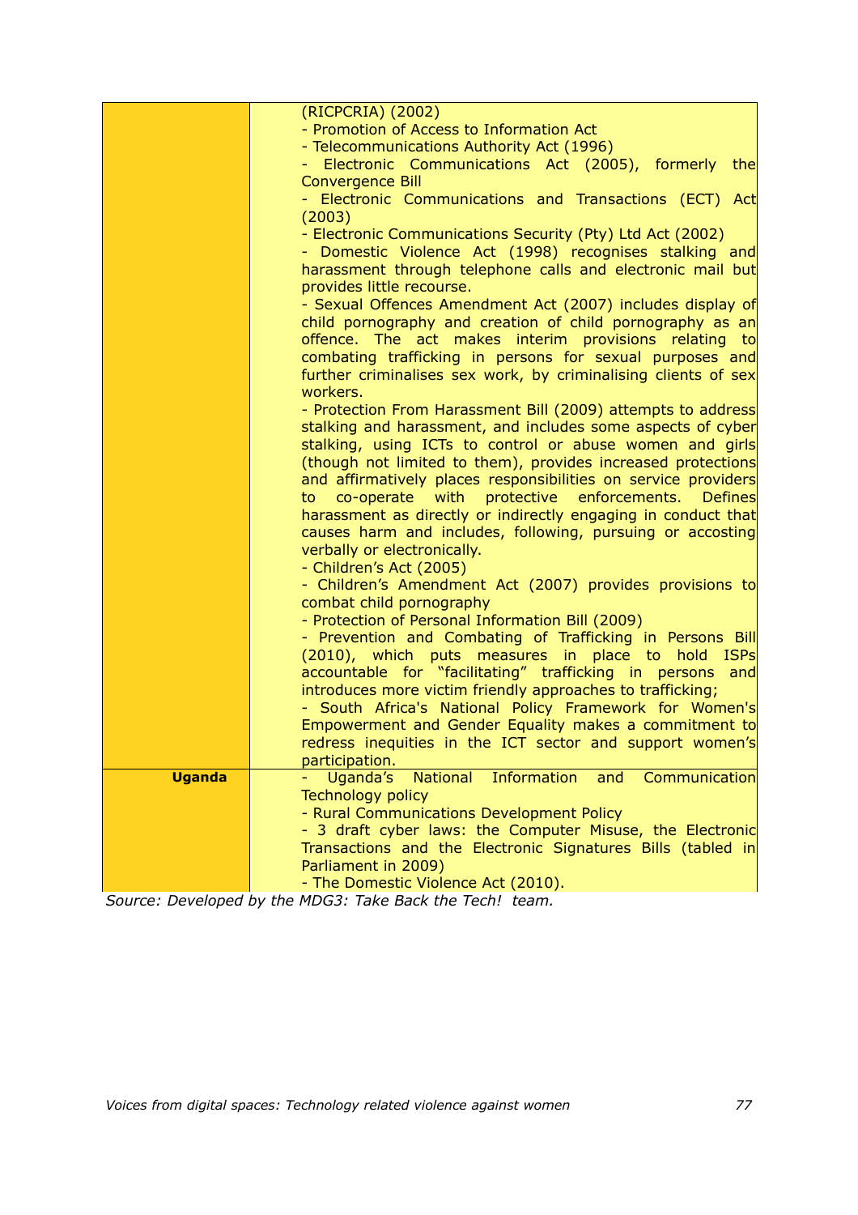| | |
|---|---|
| | (RICPCRIA) (2002)<br>- Promotion of Access to Information Act<br>- Telecommunications Authority Act (1996)<br>- Electronic Communications Act (2005), formerly the Convergence Bill<br>- Electronic Communications and Transactions (ECT) Act (2003)<br>- Electronic Communications Security (Pty) Ltd Act (2002)<br>- Domestic Violence Act (1998) recognises stalking and harassment through telephone calls and electronic mail but provides little recourse.<br>- Sexual Offences Amendment Act (2007) includes display of child pornography and creation of child pornography as an offence. The act makes interim provisions relating to combating trafficking in persons for sexual purposes and further criminalises sex work, by criminalising clients of sex workers.<br>- Protection From Harassment Bill (2009) attempts to address stalking and harassment, and includes some aspects of cyber stalking, using ICTs to control or abuse women and girls (though not limited to them), provides increased protections and affirmatively places responsibilities on service providers to co-operate with protective enforcements. Defines harassment as directly or indirectly engaging in conduct that causes harm and includes, following, pursuing or accosting verbally or electronically.<br>- Children's Act (2005)<br>- Children's Amendment Act (2007) provides provisions to combat child pornography<br>- Protection of Personal Information Bill (2009)<br>- Prevention and Combating of Trafficking in Persons Bill (2010), which puts measures in place to hold ISPs accountable for "facilitating" trafficking in persons and introduces more victim friendly approaches to trafficking;<br>- South Africa's National Policy Framework for Women's Empowerment and Gender Equality makes a commitment to redress inequities in the ICT sector and support women's participation. |
| **Uganda** | - Uganda's National Information and Communication Technology policy<br>- Rural Communications Development Policy<br>- 3 draft cyber laws: the Computer Misuse, the Electronic Transactions and the Electronic Signatures Bills (tabled in Parliament in 2009)<br>- The Domestic Violence Act (2010). |

*Source: Developed by the MDG3: Take Back the Tech! team.*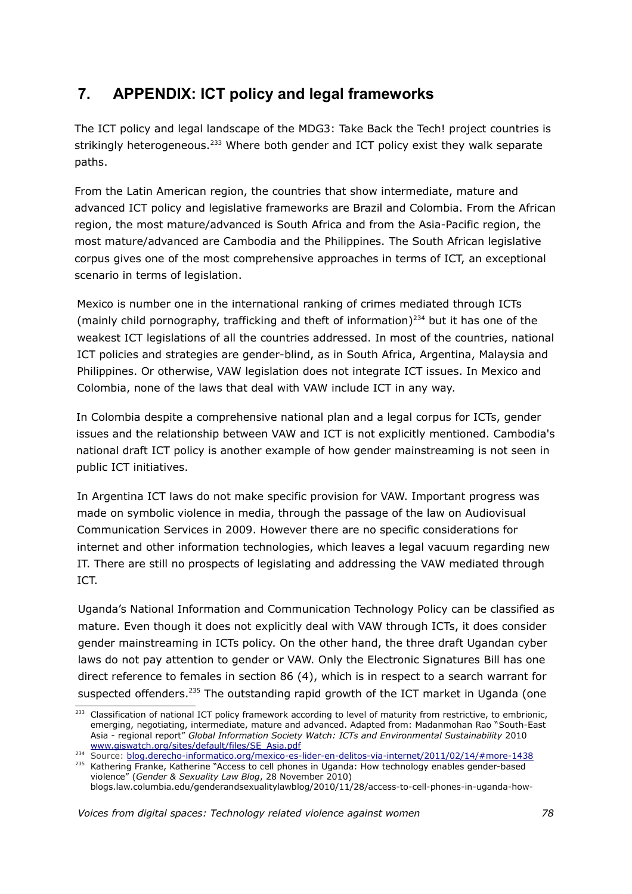# 7. APPENDIX: ICT policy and legal frameworks

The ICT policy and legal landscape of the MDG3: Take Back the Tech! project countries is strikingly heterogeneous.[233] Where both gender and ICT policy exist they walk separate paths.

From the Latin American region, the countries that show intermediate, mature and advanced ICT policy and legislative frameworks are Brazil and Colombia. From the African region, the most mature/advanced is South Africa and from the Asia-Pacific region, the most mature/advanced are Cambodia and the Philippines. The South African legislative corpus gives one of the most comprehensive approaches in terms of ICT, an exceptional scenario in terms of legislation.

Mexico is number one in the international ranking of crimes mediated through ICTs (mainly child pornography, trafficking and theft of information)[234] but it has one of the weakest ICT legislations of all the countries addressed. In most of the countries, national ICT policies and strategies are gender-blind, as in South Africa, Argentina, Malaysia and Philippines. Or otherwise, VAW legislation does not integrate ICT issues. In Mexico and Colombia, none of the laws that deal with VAW include ICT in any way.

In Colombia despite a comprehensive national plan and a legal corpus for ICTs, gender issues and the relationship between VAW and ICT is not explicitly mentioned. Cambodia's national draft ICT policy is another example of how gender mainstreaming is not seen in public ICT initiatives.

In Argentina ICT laws do not make specific provision for VAW. Important progress was made on symbolic violence in media, through the passage of the law on Audiovisual Communication Services in 2009. However there are no specific considerations for internet and other information technologies, which leaves a legal vacuum regarding new IT. There are still no prospects of legislating and addressing the VAW mediated through ICT.

Uganda's National Information and Communication Technology Policy can be classified as mature. Even though it does not explicitly deal with VAW through ICTs, it does consider gender mainstreaming in ICTs policy. On the other hand, the three draft Ugandan cyber laws do not pay attention to gender or VAW. Only the Electronic Signatures Bill has one direct reference to females in section 86 (4), which is in respect to a search warrant for suspected offenders.[235] The outstanding rapid growth of the ICT market in Uganda (one

---

[233] Classification of national ICT policy framework according to level of maturity from restrictive, to embrionic, emerging, negotiating, intermediate, mature and advanced. Adapted from: Madanmohan Rao "South-East Asia - regional report" *Global Information Society Watch: ICTs and Environmental Sustainability* 2010 www.giswatch.org/sites/default/files/SE_Asia.pdf

[234] Source: blog.derecho-informatico.org/mexico-es-lider-en-delitos-via-internet/2011/02/14/#more-1438

[235] Kathering Franke, Katherine "Access to cell phones in Uganda: How technology enables gender-based violence" (*Gender & Sexuality Law Blog*, 28 November 2010) blogs.law.columbia.edu/genderandsexualitylawblog/2010/11/28/access-to-cell-phones-in-uganda-how-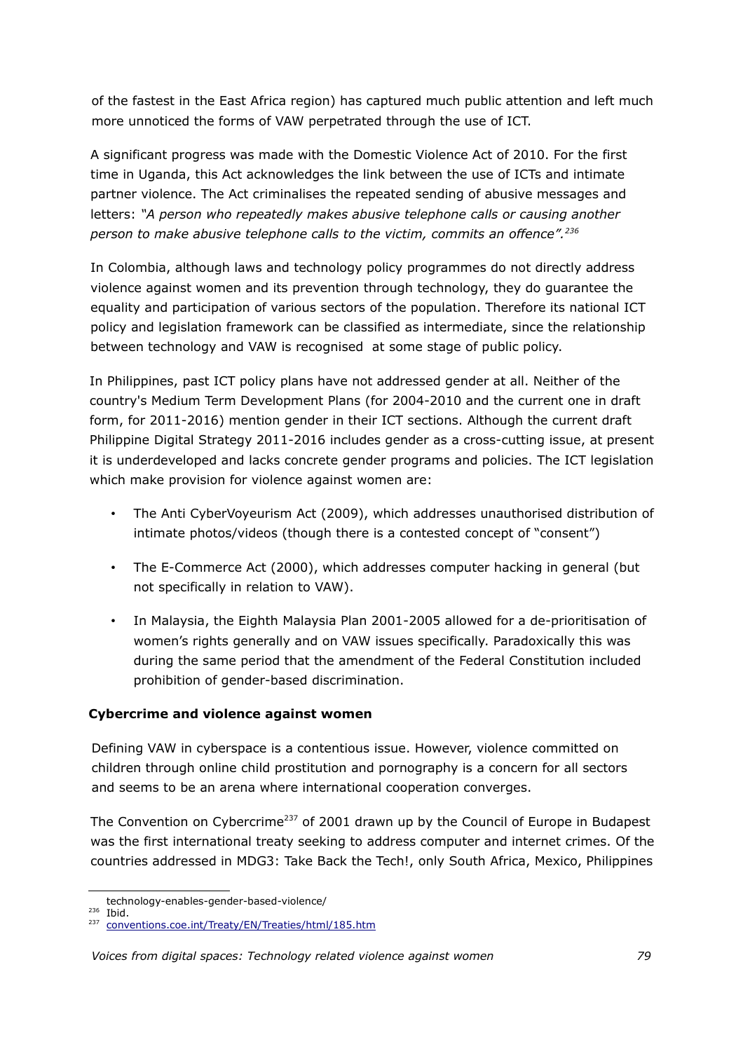of the fastest in the East Africa region) has captured much public attention and left much more unnoticed the forms of VAW perpetrated through the use of ICT.

A significant progress was made with the Domestic Violence Act of 2010. For the first time in Uganda, this Act acknowledges the link between the use of ICTs and intimate partner violence. The Act criminalises the repeated sending of abusive messages and letters: *"A person who repeatedly makes abusive telephone calls or causing another person to make abusive telephone calls to the victim, commits an offence".*[236]

In Colombia, although laws and technology policy programmes do not directly address violence against women and its prevention through technology, they do guarantee the equality and participation of various sectors of the population. Therefore its national ICT policy and legislation framework can be classified as intermediate, since the relationship between technology and VAW is recognised at some stage of public policy.

In Philippines, past ICT policy plans have not addressed gender at all. Neither of the country's Medium Term Development Plans (for 2004-2010 and the current one in draft form, for 2011-2016) mention gender in their ICT sections. Although the current draft Philippine Digital Strategy 2011-2016 includes gender as a cross-cutting issue, at present it is underdeveloped and lacks concrete gender programs and policies. The ICT legislation which make provision for violence against women are:

- The Anti CyberVoyeurism Act (2009), which addresses unauthorised distribution of intimate photos/videos (though there is a contested concept of "consent")
- The E-Commerce Act (2000), which addresses computer hacking in general (but not specifically in relation to VAW).
- In Malaysia, the Eighth Malaysia Plan 2001-2005 allowed for a de-prioritisation of women's rights generally and on VAW issues specifically. Paradoxically this was during the same period that the amendment of the Federal Constitution included prohibition of gender-based discrimination.

**Cybercrime and violence against women**

Defining VAW in cyberspace is a contentious issue. However, violence committed on children through online child prostitution and pornography is a concern for all sectors and seems to be an arena where international cooperation converges.

The Convention on Cybercrime[237] of 2001 drawn up by the Council of Europe in Budapest was the first international treaty seeking to address computer and internet crimes. Of the countries addressed in MDG3: Take Back the Tech!, only South Africa, Mexico, Philippines

technology-enables-gender-based-violence/

[236] Ibid.

[237] conventions.coe.int/Treaty/EN/Treaties/html/185.htm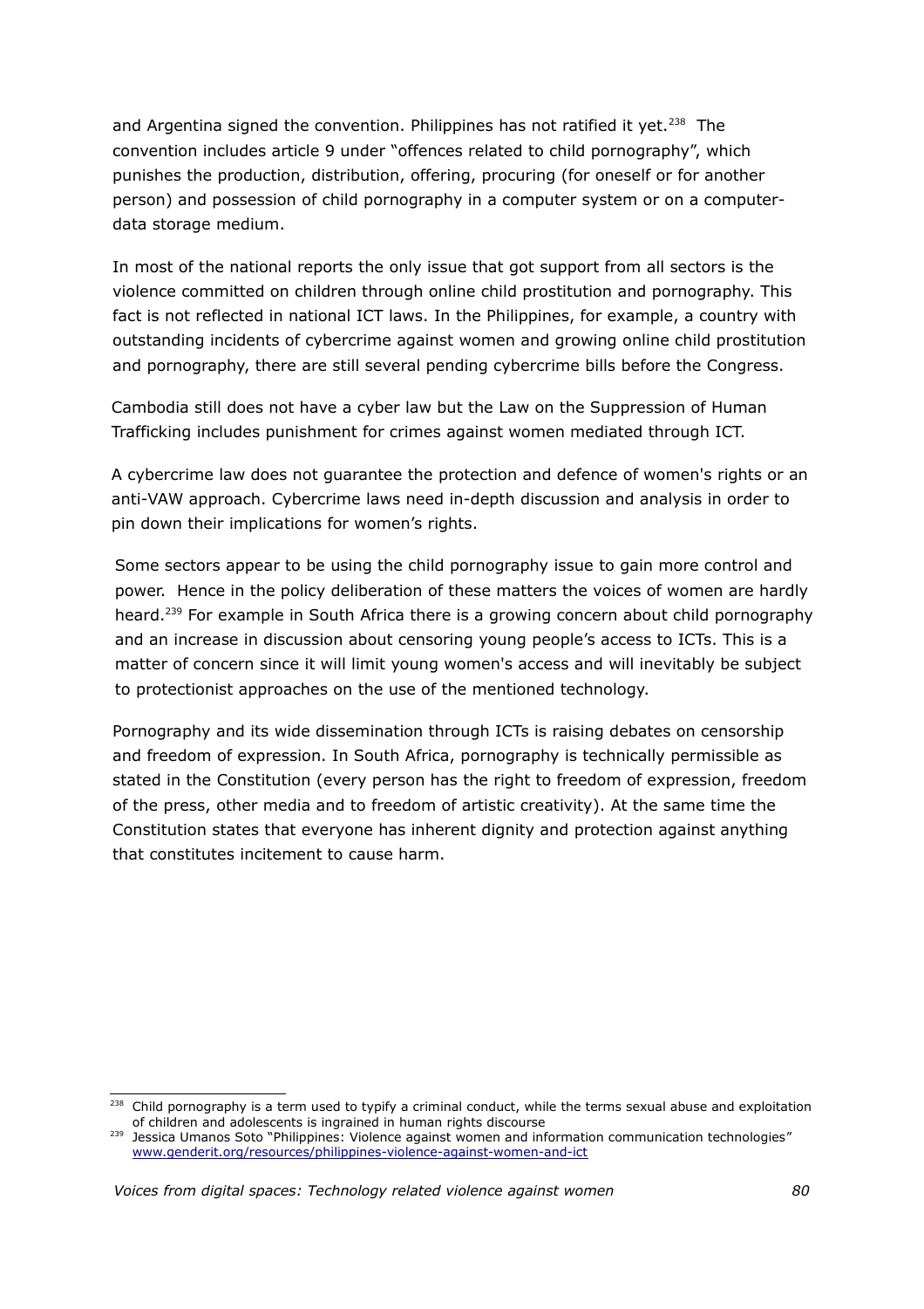and Argentina signed the convention. Philippines has not ratified it yet.[238] The convention includes article 9 under "offences related to child pornography", which punishes the production, distribution, offering, procuring (for oneself or for another person) and possession of child pornography in a computer system or on a computer-data storage medium.

In most of the national reports the only issue that got support from all sectors is the violence committed on children through online child prostitution and pornography. This fact is not reflected in national ICT laws. In the Philippines, for example, a country with outstanding incidents of cybercrime against women and growing online child prostitution and pornography, there are still several pending cybercrime bills before the Congress.

Cambodia still does not have a cyber law but the Law on the Suppression of Human Trafficking includes punishment for crimes against women mediated through ICT.

A cybercrime law does not guarantee the protection and defence of women's rights or an anti-VAW approach. Cybercrime laws need in-depth discussion and analysis in order to pin down their implications for women's rights.

Some sectors appear to be using the child pornography issue to gain more control and power. Hence in the policy deliberation of these matters the voices of women are hardly heard.[239] For example in South Africa there is a growing concern about child pornography and an increase in discussion about censoring young people's access to ICTs. This is a matter of concern since it will limit young women's access and will inevitably be subject to protectionist approaches on the use of the mentioned technology.

Pornography and its wide dissemination through ICTs is raising debates on censorship and freedom of expression. In South Africa, pornography is technically permissible as stated in the Constitution (every person has the right to freedom of expression, freedom of the press, other media and to freedom of artistic creativity). At the same time the Constitution states that everyone has inherent dignity and protection against anything that constitutes incitement to cause harm.

---

[238] Child pornography is a term used to typify a criminal conduct, while the terms sexual abuse and exploitation of children and adolescents is ingrained in human rights discourse

[239] Jessica Umanos Soto "Philippines: Violence against women and information communication technologies" www.genderit.org/resources/philippines-violence-against-women-and-ict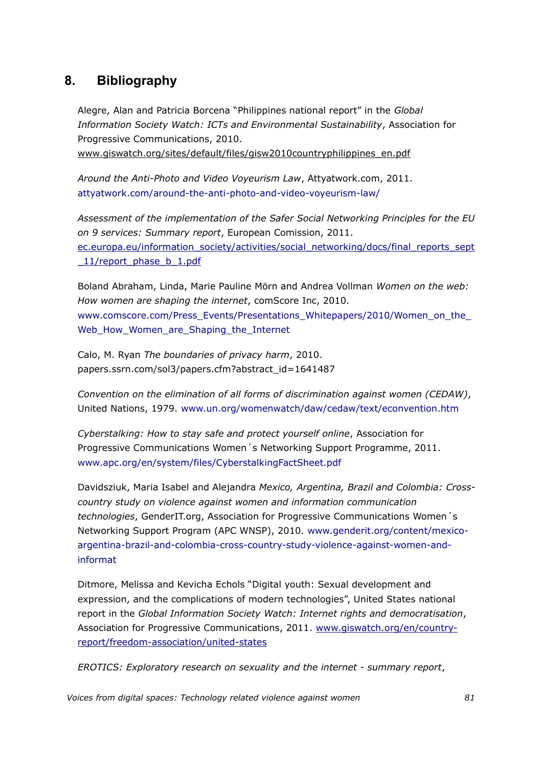## 8. Bibliography

Alegre, Alan and Patricia Borcena "Philippines national report" in the *Global Information Society Watch: ICTs and Environmental Sustainability*, Association for Progressive Communications, 2010. www.giswatch.org/sites/default/files/gisw2010countryphilippines_en.pdf

*Around the Anti-Photo and Video Voyeurism Law*, Attyatwork.com, 2011. attyatwork.com/around-the-anti-photo-and-video-voyeurism-law/

*Assessment of the implementation of the Safer Social Networking Principles for the EU on 9 services: Summary report*, European Comission, 2011. ec.europa.eu/information_society/activities/social_networking/docs/final_reports_sept_11/report_phase_b_1.pdf

Boland Abraham, Linda, Marie Pauline Mörn and Andrea Vollman *Women on the web: How women are shaping the internet*, comScore Inc, 2010. www.comscore.com/Press_Events/Presentations_Whitepapers/2010/Women_on_the_Web_How_Women_are_Shaping_the_Internet

Calo, M. Ryan *The boundaries of privacy harm*, 2010. papers.ssrn.com/sol3/papers.cfm?abstract_id=1641487

*Convention on the elimination of all forms of discrimination against women (CEDAW)*, United Nations, 1979. www.un.org/womenwatch/daw/cedaw/text/econvention.htm

*Cyberstalking: How to stay safe and protect yourself online*, Association for Progressive Communications Women´s Networking Support Programme, 2011. www.apc.org/en/system/files/CyberstalkingFactSheet.pdf

Davidsziuk, Maria Isabel and Alejandra *Mexico, Argentina, Brazil and Colombia: Cross-country study on violence against women and information communication technologies*, GenderIT.org, Association for Progressive Communications Women´s Networking Support Program (APC WNSP), 2010. www.genderit.org/content/mexico-argentina-brazil-and-colombia-cross-country-study-violence-against-women-and-informat

Ditmore, Melissa and Kevicha Echols "Digital youth: Sexual development and expression, and the complications of modern technologies", United States national report in the *Global Information Society Watch: Internet rights and democratisation*, Association for Progressive Communications, 2011. www.giswatch.org/en/country-report/freedom-association/united-states

*EROTICS: Exploratory research on sexuality and the internet - summary report*,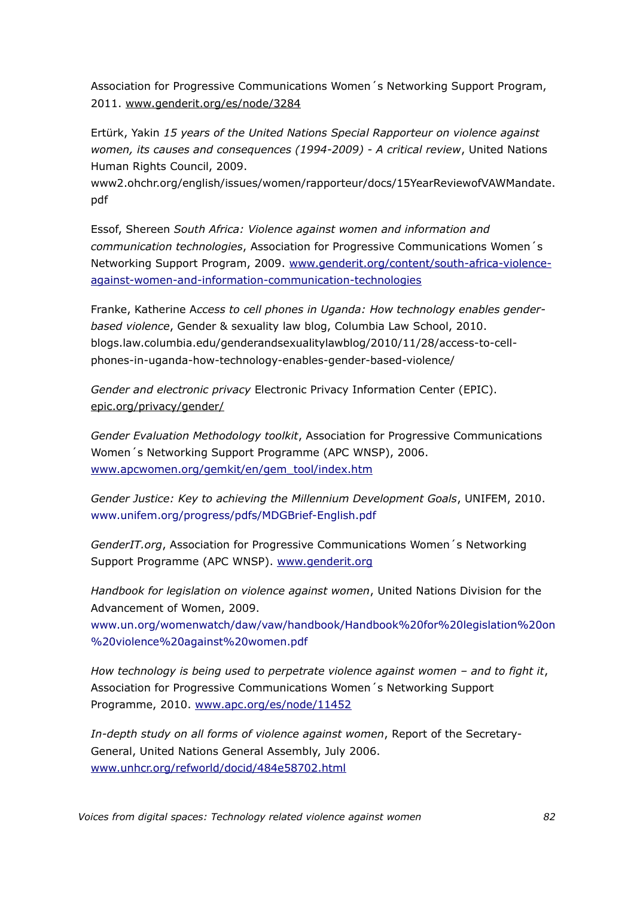Association for Progressive Communications Women´s Networking Support Program, 2011. www.genderit.org/es/node/3284

Ertürk, Yakin *15 years of the United Nations Special Rapporteur on violence against women, its causes and consequences (1994-2009) - A critical review*, United Nations Human Rights Council, 2009. www2.ohchr.org/english/issues/women/rapporteur/docs/15YearReviewofVAWMandate.pdf

Essof, Shereen *South Africa: Violence against women and information and communication technologies*, Association for Progressive Communications Women´s Networking Support Program, 2009. www.genderit.org/content/south-africa-violence-against-women-and-information-communication-technologies

Franke, Katherine *Access to cell phones in Uganda: How technology enables gender-based violence*, Gender & sexuality law blog, Columbia Law School, 2010. blogs.law.columbia.edu/genderandsexualitylawblog/2010/11/28/access-to-cell-phones-in-uganda-how-technology-enables-gender-based-violence/

*Gender and electronic privacy* Electronic Privacy Information Center (EPIC). epic.org/privacy/gender/

*Gender Evaluation Methodology toolkit*, Association for Progressive Communications Women´s Networking Support Programme (APC WNSP), 2006. www.apcwomen.org/gemkit/en/gem_tool/index.htm

*Gender Justice: Key to achieving the Millennium Development Goals*, UNIFEM, 2010. www.unifem.org/progress/pdfs/MDGBrief-English.pdf

*GenderIT.org*, Association for Progressive Communications Women´s Networking Support Programme (APC WNSP). www.genderit.org

*Handbook for legislation on violence against women*, United Nations Division for the Advancement of Women, 2009. www.un.org/womenwatch/daw/vaw/handbook/Handbook%20for%20legislation%20on%20violence%20against%20women.pdf

*How technology is being used to perpetrate violence against women – and to fight it*, Association for Progressive Communications Women´s Networking Support Programme, 2010. www.apc.org/es/node/11452

*In-depth study on all forms of violence against women*, Report of the Secretary-General, United Nations General Assembly, July 2006. www.unhcr.org/refworld/docid/484e58702.html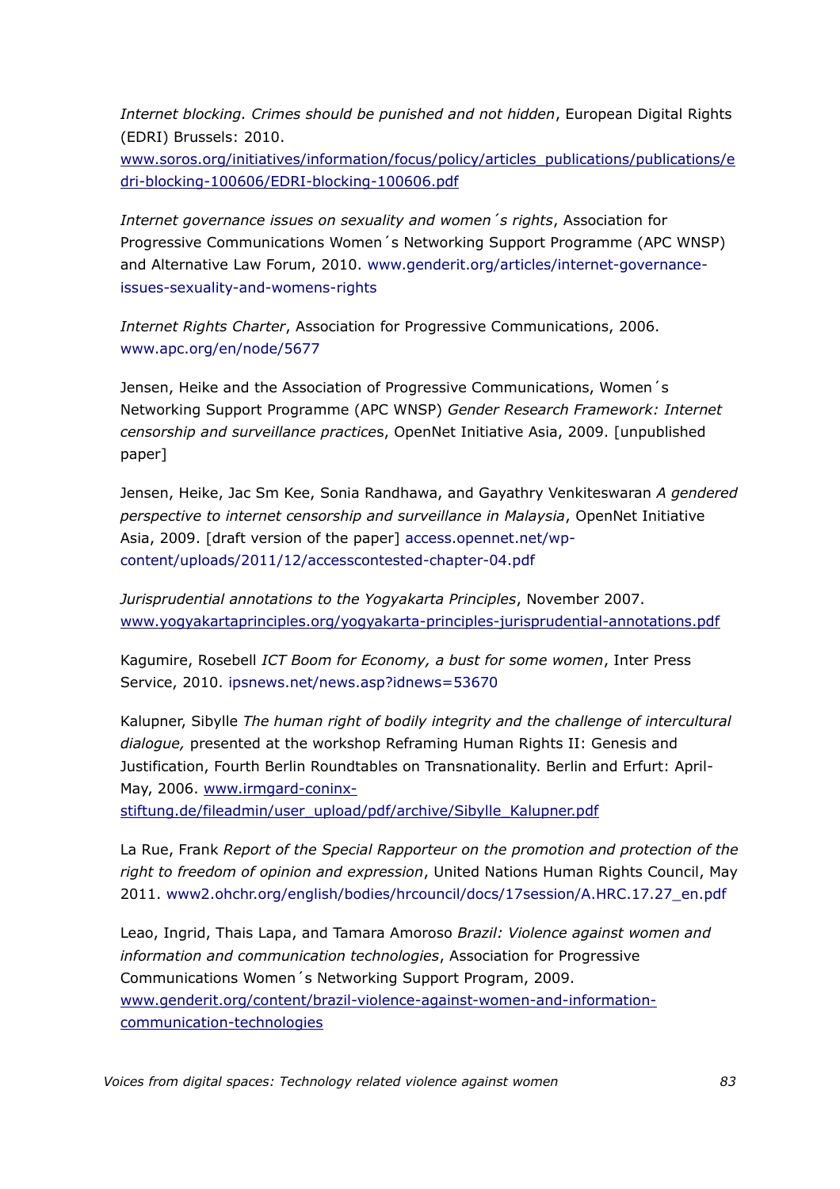*Internet blocking. Crimes should be punished and not hidden*, European Digital Rights (EDRI) Brussels: 2010. www.soros.org/initiatives/information/focus/policy/articles_publications/publications/edri-blocking-100606/EDRI-blocking-100606.pdf

*Internet governance issues on sexuality and women´s rights*, Association for Progressive Communications Women´s Networking Support Programme (APC WNSP) and Alternative Law Forum, 2010. www.genderit.org/articles/internet-governance-issues-sexuality-and-womens-rights

*Internet Rights Charter*, Association for Progressive Communications, 2006. www.apc.org/en/node/5677

Jensen, Heike and the Association of Progressive Communications, Women´s Networking Support Programme (APC WNSP) *Gender Research Framework: Internet censorship and surveillance practice*s, OpenNet Initiative Asia, 2009. [unpublished paper]

Jensen, Heike, Jac Sm Kee, Sonia Randhawa, and Gayathry Venkiteswaran *A gendered perspective to internet censorship and surveillance in Malaysia*, OpenNet Initiative Asia, 2009. [draft version of the paper] access.opennet.net/wp-content/uploads/2011/12/accesscontested-chapter-04.pdf

*Jurisprudential annotations to the Yogyakarta Principles*, November 2007. www.yogyakartaprinciples.org/yogyakarta-principles-jurisprudential-annotations.pdf

Kagumire, Rosebell *ICT Boom for Economy, a bust for some women*, Inter Press Service, 2010. ipsnews.net/news.asp?idnews=53670

Kalupner, Sibylle *The human right of bodily integrity and the challenge of intercultural dialogue,* presented at the workshop Reframing Human Rights II: Genesis and Justification, Fourth Berlin Roundtables on Transnationality. Berlin and Erfurt: April-May, 2006. www.irmgard-coninx-stiftung.de/fileadmin/user_upload/pdf/archive/Sibylle_Kalupner.pdf

La Rue, Frank *Report of the Special Rapporteur on the promotion and protection of the right to freedom of opinion and expression*, United Nations Human Rights Council, May 2011. www2.ohchr.org/english/bodies/hrcouncil/docs/17session/A.HRC.17.27_en.pdf

Leao, Ingrid, Thais Lapa, and Tamara Amoroso *Brazil: Violence against women and information and communication technologies*, Association for Progressive Communications Women´s Networking Support Program, 2009. www.genderit.org/content/brazil-violence-against-women-and-information-communication-technologies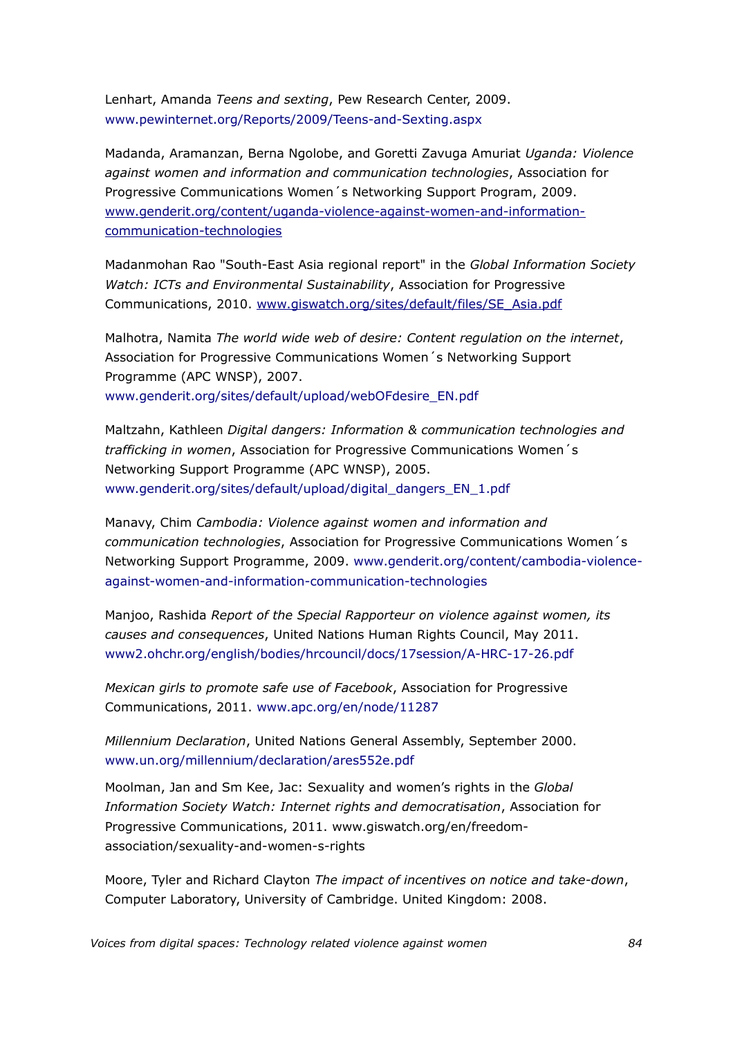Lenhart, Amanda *Teens and sexting*, Pew Research Center, 2009. www.pewinternet.org/Reports/2009/Teens-and-Sexting.aspx

Madanda, Aramanzan, Berna Ngolobe, and Goretti Zavuga Amuriat *Uganda: Violence against women and information and communication technologies*, Association for Progressive Communications Women´s Networking Support Program, 2009. www.genderit.org/content/uganda-violence-against-women-and-information-communication-technologies

Madanmohan Rao "South-East Asia regional report" in the *Global Information Society Watch: ICTs and Environmental Sustainability*, Association for Progressive Communications, 2010. www.giswatch.org/sites/default/files/SE_Asia.pdf

Malhotra, Namita *The world wide web of desire: Content regulation on the internet*, Association for Progressive Communications Women´s Networking Support Programme (APC WNSP), 2007. www.genderit.org/sites/default/upload/webOFdesire_EN.pdf

Maltzahn, Kathleen *Digital dangers: Information & communication technologies and trafficking in women*, Association for Progressive Communications Women´s Networking Support Programme (APC WNSP), 2005. www.genderit.org/sites/default/upload/digital_dangers_EN_1.pdf

Manavy, Chim *Cambodia: Violence against women and information and communication technologies*, Association for Progressive Communications Women´s Networking Support Programme, 2009. www.genderit.org/content/cambodia-violence-against-women-and-information-communication-technologies

Manjoo, Rashida *Report of the Special Rapporteur on violence against women, its causes and consequences*, United Nations Human Rights Council, May 2011. www2.ohchr.org/english/bodies/hrcouncil/docs/17session/A-HRC-17-26.pdf

*Mexican girls to promote safe use of Facebook*, Association for Progressive Communications, 2011. www.apc.org/en/node/11287

*Millennium Declaration*, United Nations General Assembly, September 2000. www.un.org/millennium/declaration/ares552e.pdf

Moolman, Jan and Sm Kee, Jac: Sexuality and women's rights in the *Global Information Society Watch: Internet rights and democratisation*, Association for Progressive Communications, 2011. www.giswatch.org/en/freedom-association/sexuality-and-women-s-rights

Moore, Tyler and Richard Clayton *The impact of incentives on notice and take-down*, Computer Laboratory, University of Cambridge. United Kingdom: 2008.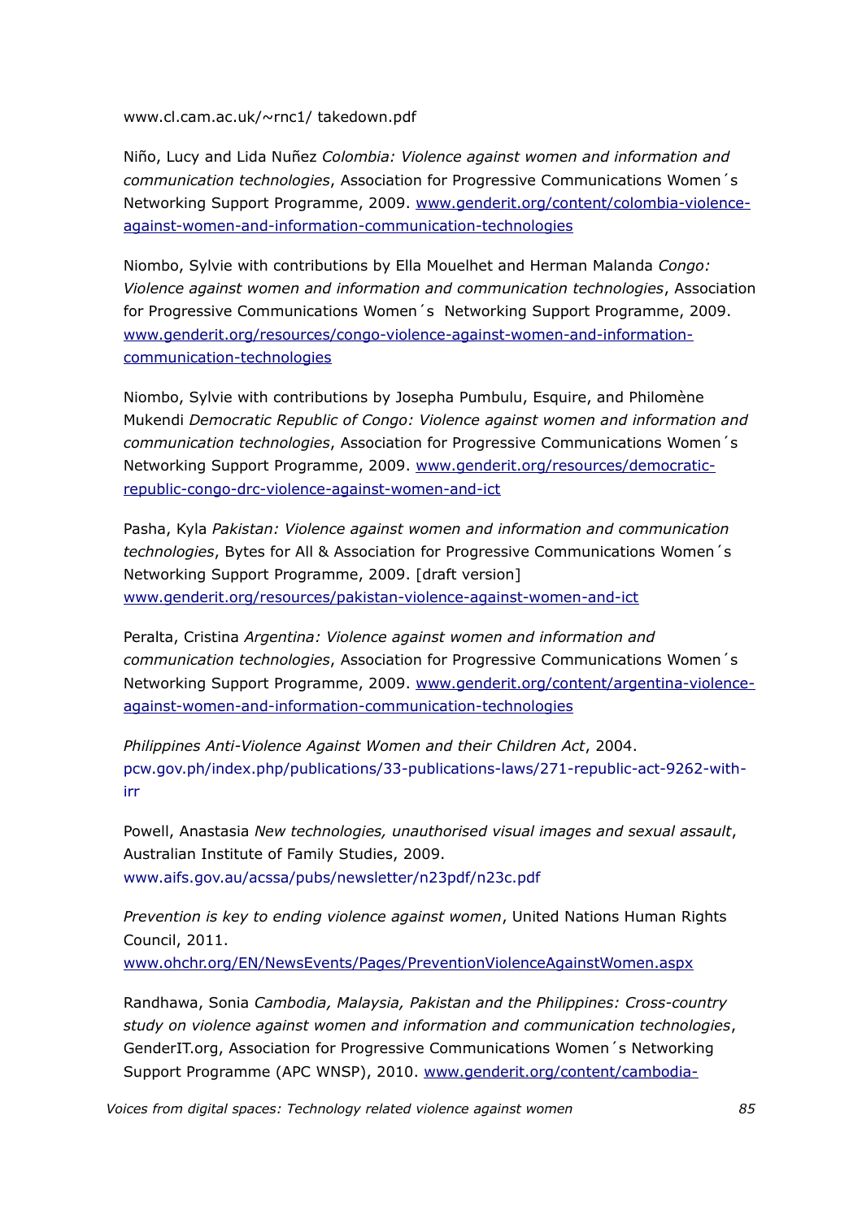www.cl.cam.ac.uk/~rnc1/ takedown.pdf

Niño, Lucy and Lida Nuñez *Colombia: Violence against women and information and communication technologies*, Association for Progressive Communications Women´s Networking Support Programme, 2009. www.genderit.org/content/colombia-violence-against-women-and-information-communication-technologies

Niombo, Sylvie with contributions by Ella Mouelhet and Herman Malanda *Congo: Violence against women and information and communication technologies*, Association for Progressive Communications Women´s Networking Support Programme, 2009. www.genderit.org/resources/congo-violence-against-women-and-information-communication-technologies

Niombo, Sylvie with contributions by Josepha Pumbulu, Esquire, and Philomène Mukendi *Democratic Republic of Congo: Violence against women and information and communication technologies*, Association for Progressive Communications Women´s Networking Support Programme, 2009. www.genderit.org/resources/democratic-republic-congo-drc-violence-against-women-and-ict

Pasha, Kyla *Pakistan: Violence against women and information and communication technologies*, Bytes for All & Association for Progressive Communications Women´s Networking Support Programme, 2009. [draft version] www.genderit.org/resources/pakistan-violence-against-women-and-ict

Peralta, Cristina *Argentina: Violence against women and information and communication technologies*, Association for Progressive Communications Women´s Networking Support Programme, 2009. www.genderit.org/content/argentina-violence-against-women-and-information-communication-technologies

*Philippines Anti-Violence Against Women and their Children Act*, 2004. pcw.gov.ph/index.php/publications/33-publications-laws/271-republic-act-9262-with-irr

Powell, Anastasia *New technologies, unauthorised visual images and sexual assault*, Australian Institute of Family Studies, 2009. www.aifs.gov.au/acssa/pubs/newsletter/n23pdf/n23c.pdf

*Prevention is key to ending violence against women*, United Nations Human Rights Council, 2011. www.ohchr.org/EN/NewsEvents/Pages/PreventionViolenceAgainstWomen.aspx

Randhawa, Sonia *Cambodia, Malaysia, Pakistan and the Philippines: Cross-country study on violence against women and information and communication technologies*, GenderIT.org, Association for Progressive Communications Women´s Networking Support Programme (APC WNSP), 2010. www.genderit.org/content/cambodia-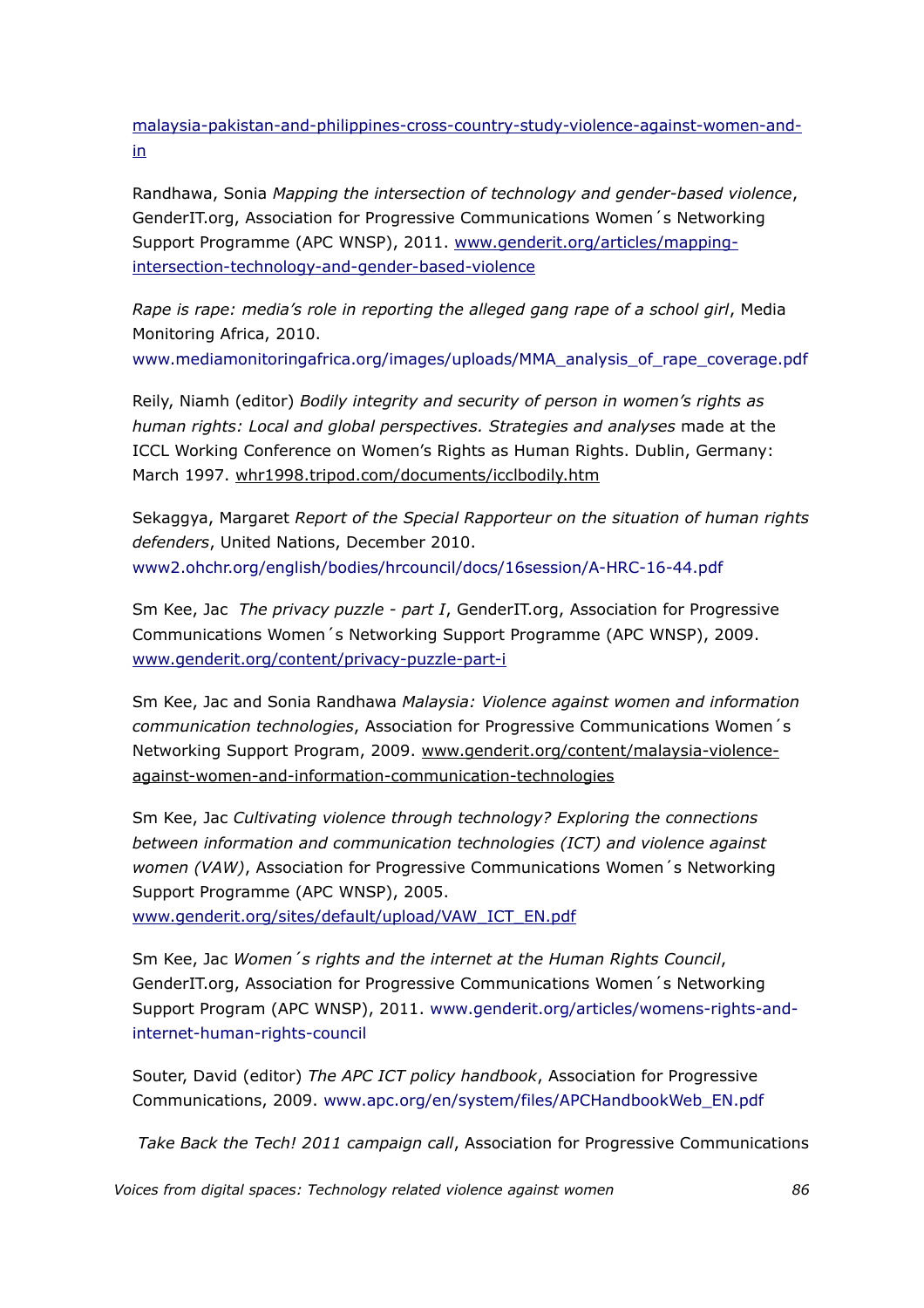malaysia-pakistan-and-philippines-cross-country-study-violence-against-women-and-in

Randhawa, Sonia *Mapping the intersection of technology and gender-based violence*, GenderIT.org, Association for Progressive Communications Women´s Networking Support Programme (APC WNSP), 2011. www.genderit.org/articles/mapping-intersection-technology-and-gender-based-violence

*Rape is rape: media's role in reporting the alleged gang rape of a school girl*, Media Monitoring Africa, 2010. www.mediamonitoringafrica.org/images/uploads/MMA_analysis_of_rape_coverage.pdf

Reily, Niamh (editor) *Bodily integrity and security of person in women's rights as human rights: Local and global perspectives. Strategies and analyses* made at the ICCL Working Conference on Women's Rights as Human Rights. Dublin, Germany: March 1997. whr1998.tripod.com/documents/icclbodily.htm

Sekaggya, Margaret *Report of the Special Rapporteur on the situation of human rights defenders*, United Nations, December 2010. www2.ohchr.org/english/bodies/hrcouncil/docs/16session/A-HRC-16-44.pdf

Sm Kee, Jac *The privacy puzzle - part I*, GenderIT.org, Association for Progressive Communications Women´s Networking Support Programme (APC WNSP), 2009. www.genderit.org/content/privacy-puzzle-part-i

Sm Kee, Jac and Sonia Randhawa *Malaysia: Violence against women and information communication technologies*, Association for Progressive Communications Women´s Networking Support Program, 2009. www.genderit.org/content/malaysia-violence-against-women-and-information-communication-technologies

Sm Kee, Jac *Cultivating violence through technology? Exploring the connections between information and communication technologies (ICT) and violence against women (VAW)*, Association for Progressive Communications Women´s Networking Support Programme (APC WNSP), 2005. www.genderit.org/sites/default/upload/VAW_ICT_EN.pdf

Sm Kee, Jac *Women´s rights and the internet at the Human Rights Council*, GenderIT.org, Association for Progressive Communications Women´s Networking Support Program (APC WNSP), 2011. www.genderit.org/articles/womens-rights-and-internet-human-rights-council

Souter, David (editor) *The APC ICT policy handbook*, Association for Progressive Communications, 2009. www.apc.org/en/system/files/APCHandbookWeb_EN.pdf

*Take Back the Tech! 2011 campaign call*, Association for Progressive Communications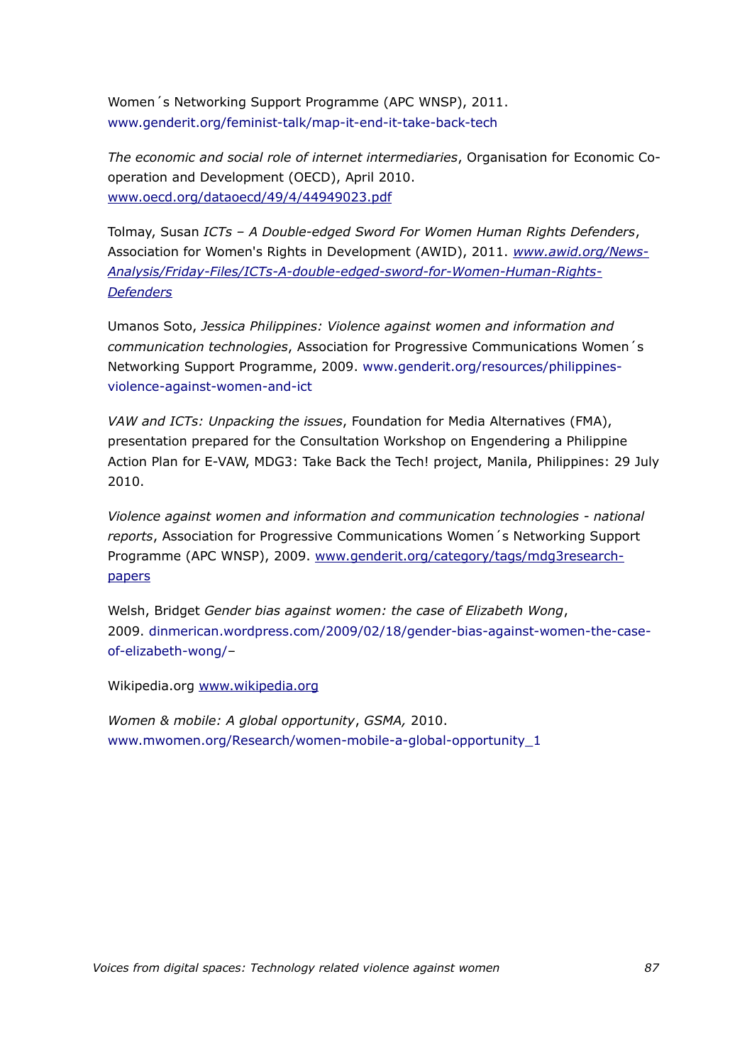Women´s Networking Support Programme (APC WNSP), 2011. www.genderit.org/feminist-talk/map-it-end-it-take-back-tech

*The economic and social role of internet intermediaries*, Organisation for Economic Co-operation and Development (OECD), April 2010. www.oecd.org/dataoecd/49/4/44949023.pdf

Tolmay, Susan *ICTs – A Double-edged Sword For Women Human Rights Defenders*, Association for Women's Rights in Development (AWID), 2011. *www.awid.org/News-Analysis/Friday-Files/ICTs-A-double-edged-sword-for-Women-Human-Rights-Defenders*

Umanos Soto, *Jessica Philippines: Violence against women and information and communication technologies*, Association for Progressive Communications Women´s Networking Support Programme, 2009. www.genderit.org/resources/philippines-violence-against-women-and-ict

*VAW and ICTs: Unpacking the issues*, Foundation for Media Alternatives (FMA), presentation prepared for the Consultation Workshop on Engendering a Philippine Action Plan for E-VAW, MDG3: Take Back the Tech! project, Manila, Philippines: 29 July 2010.

*Violence against women and information and communication technologies - national reports*, Association for Progressive Communications Women´s Networking Support Programme (APC WNSP), 2009. www.genderit.org/category/tags/mdg3research-papers

Welsh, Bridget *Gender bias against women: the case of Elizabeth Wong*, 2009. dinmerican.wordpress.com/2009/02/18/gender-bias-against-women-the-case-of-elizabeth-wong/–

Wikipedia.org www.wikipedia.org

*Women & mobile: A global opportunity*, *GSMA,* 2010. www.mwomen.org/Research/women-mobile-a-global-opportunity_1